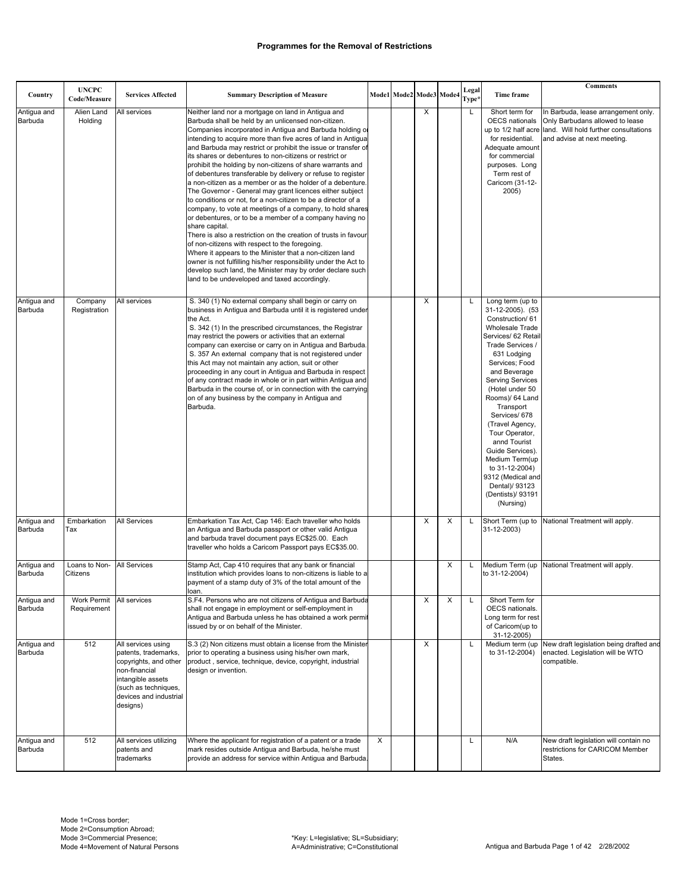# Programmes for the Removal of Restrictions

| Country | UNCPC Code/Measure | Services Affected | Summary Description of Measure | Mode1 | Mode2 | Mode3 | Mode4 | Legal Type* | Time frame | Comments |
|---|---|---|---|---|---|---|---|---|---|---|
| Antigua and Barbuda | Alien Land Holding | All services | Neither land nor a mortgage on land in Antigua and Barbuda shall be held by an unlicensed non-citizen. Companies incorporated in Antigua and Barbuda holding or intending to acquire more than five acres of land in Antigua and Barbuda may restrict or prohibit the issue or transfer of its shares or debentures to non-citizens or restrict or prohibit the holding by non-citizens of share warrants and of debentures transferable by delivery or refuse to register a non-citizen as a member or as the holder of a debenture. The Governor - General may grant licences either subject to conditions or not, for a non-citizen to be a director of a company, to vote at meetings of a company, to hold shares or debentures, or to be a member of a company having no share capital. There is also a restriction on the creation of trusts in favour of non-citizens with respect to the foregoing. Where it appears to the Minister that a non-citizen land owner is not fulfilling his/her responsibility under the Act to develop such land, the Minister may by order declare such land to be undeveloped and taxed accordingly. | | | X | | L | Short term for OECS nationals up to 1/2 half acre for residential. Adequate amount for commercial purposes. Long Term rest of Caricom (31-12-2005) | In Barbuda, lease arrangement only. Only Barbudans allowed to lease land. Will hold further consultations and advise at next meeting. |
| Antigua and Barbuda | Company Registration | All services | S. 340 (1) No external company shall begin or carry on business in Antigua and Barbuda until it is registered under the Act. S. 342 (1) In the prescribed circumstances, the Registrar may restrict the powers or activities that an external company can exercise or carry on in Antigua and Barbuda. S. 357 An external company that is not registered under this Act may not maintain any action, suit or other proceeding in any court in Antigua and Barbuda in respect of any contract made in whole or in part within Antigua and Barbuda in the course of, or in connection with the carrying on of any business by the company in Antigua and Barbuda. | | | X | | L | Long term (up to 31-12-2005). (53 Construction/ 61 Wholesale Trade Services/ 62 Retail Trade Services / 631 Lodging Services; Food and Beverage Serving Services (Hotel under 50 Rooms)/ 64 Land Transport Services/ 678 (Travel Agency, Tour Operator, annd Tourist Guide Services). Medium Term(up to 31-12-2004) 9312 (Medical and Dental)/ 93123 (Dentists)/ 93191 (Nursing) | |
| Antigua and Barbuda | Embarkation Tax | All Services | Embarkation Tax Act, Cap 146: Each traveller who holds an Antigua and Barbuda passport or other valid Antigua and barbuda travel document pays EC$25.00. Each traveller who holds a Caricom Passport pays EC$35.00. | | | X | X | L | Short Term (up to 31-12-2003) | National Treatment will apply. |
| Antigua and Barbuda | Loans to Non-Citizens | All Services | Stamp Act, Cap 410 requires that any bank or financial institution which provides loans to non-citizens is liable to a payment of a stamp duty of 3% of the total amount of the loan. | | | | X | L | Medium Term (up to 31-12-2004) | National Treatment will apply. |
| Antigua and Barbuda | Work Permit Requirement | All services | S.F4. Persons who are not citizens of Antigua and Barbuda shall not engage in employment or self-employment in Antigua and Barbuda unless he has obtained a work permit issued by or on behalf of the Minister. | | | X | X | L | Short Term for OECS nationals. Long term for rest of Caricom(up to 31-12-2005) | |
| Antigua and Barbuda | 512 | All services using patents, trademarks, copyrights, and other non-financial intangible assets (such as techniques, devices and industrial designs) | S.3 (2) Non citizens must obtain a license from the Minister prior to operating a business using his/her own mark, product , service, technique, device, copyright, industrial design or invention. | | | X | | L | Medium term (up to 31-12-2004) | New draft legislation being drafted and enacted. Legislation will be WTO compatible. |
| Antigua and Barbuda | 512 | All services utilizing patents and trademarks | Where the applicant for registration of a patent or a trade mark resides outside Antigua and Barbuda, he/she must provide an address for service within Antigua and Barbuda. | X | | | | L | N/A | New draft legislation will contain no restrictions for CARICOM Member States. |

Mode 1=Cross border;
Mode 2=Consumption Abroad;
Mode 3=Commercial Presence;
Mode 4=Movement of Natural Persons

*Key: L=legislative; SL=Subsidiary; A=Administrative; C=Constitutional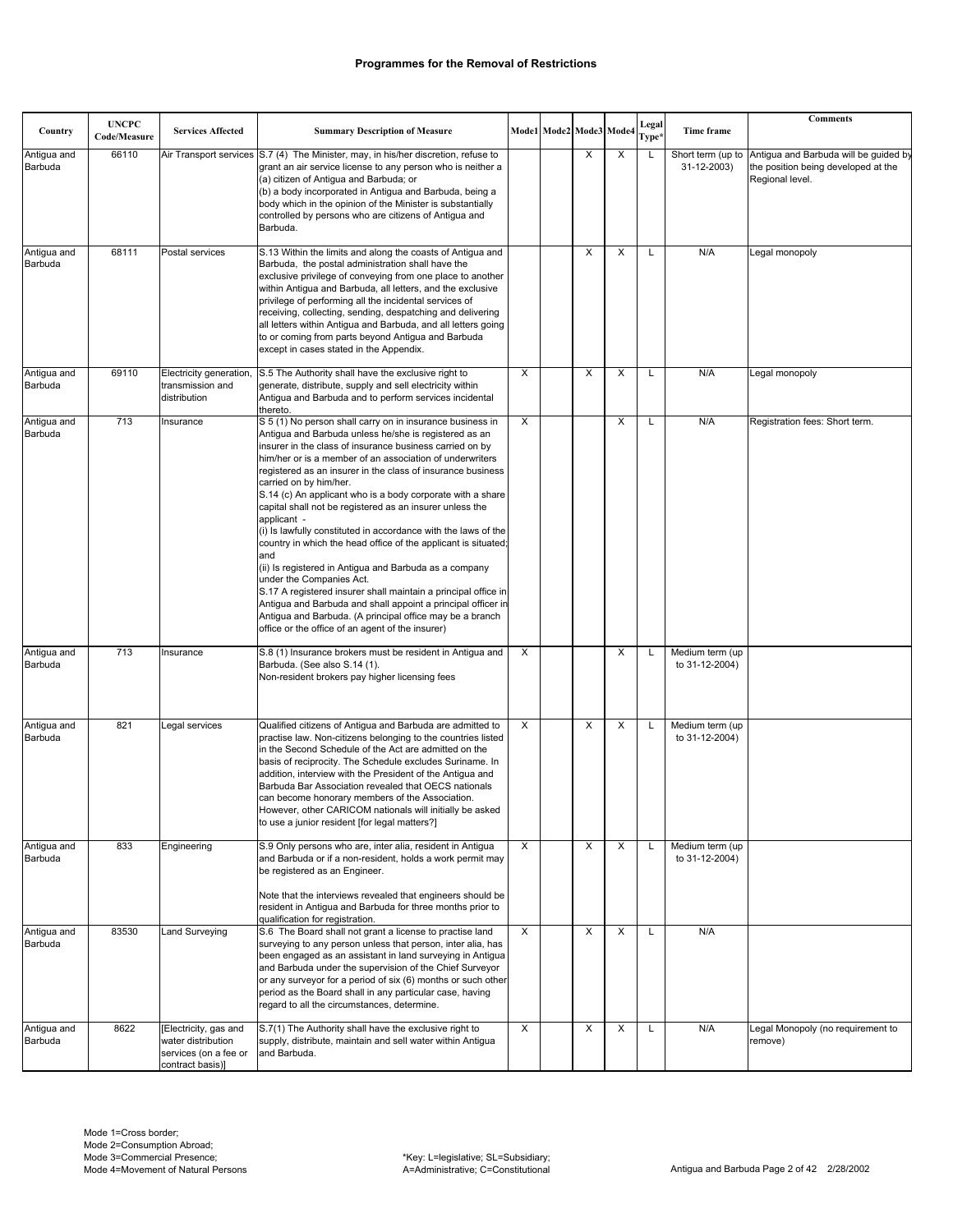# Programmes for the Removal of Restrictions

| Country | UNCPC Code/Measure | Services Affected | Summary Description of Measure | Mode1 | Mode2 | Mode3 | Mode4 | Legal Type* | Time frame | Comments |
|---|---|---|---|---|---|---|---|---|---|---|
| Antigua and Barbuda | 66110 | Air Transport services | S.7 (4) The Minister, may, in his/her discretion, refuse to grant an air service license to any person who is neither a (a) citizen of Antigua and Barbuda; or (b) a body incorporated in Antigua and Barbuda, being a body which in the opinion of the Minister is substantially controlled by persons who are citizens of Antigua and Barbuda. | | | X | X | L | Short term (up to 31-12-2003) | Antigua and Barbuda will be guided by the position being developed at the Regional level. |
| Antigua and Barbuda | 68111 | Postal services | S.13 Within the limits and along the coasts of Antigua and Barbuda, the postal administration shall have the exclusive privilege of conveying from one place to another within Antigua and Barbuda, all letters, and the exclusive privilege of performing all the incidental services of receiving, collecting, sending, despatching and delivering all letters within Antigua and Barbuda, and all letters going to or coming from parts beyond Antigua and Barbuda except in cases stated in the Appendix. | | | X | X | L | N/A | Legal monopoly |
| Antigua and Barbuda | 69110 | Electricity generation, transmission and distribution | S.5 The Authority shall have the exclusive right to generate, distribute, supply and sell electricity within Antigua and Barbuda and to perform services incidental thereto. | X | | X | X | L | N/A | Legal monopoly |
| Antigua and Barbuda | 713 | Insurance | S 5 (1) No person shall carry on in insurance business in Antigua and Barbuda unless he/she is registered as an insurer in the class of insurance business carried on by him/her or is a member of an association of underwriters registered as an insurer in the class of insurance business carried on by him/her. S.14 (c) An applicant who is a body corporate with a share capital shall not be registered as an insurer unless the applicant - (i) Is lawfully constituted in accordance with the laws of the country in which the head office of the applicant is situated; and (ii) Is registered in Antigua and Barbuda as a company under the Companies Act. S.17 A registered insurer shall maintain a principal office in Antigua and Barbuda and shall appoint a principal officer in Antigua and Barbuda. (A principal office may be a branch office or the office of an agent of the insurer) | X | | | X | L | N/A | Registration fees: Short term. |
| Antigua and Barbuda | 713 | Insurance | S.8 (1) Insurance brokers must be resident in Antigua and Barbuda. (See also S.14 (1). Non-resident brokers pay higher licensing fees | X | | | X | L | Medium term (up to 31-12-2004) | |
| Antigua and Barbuda | 821 | Legal services | Qualified citizens of Antigua and Barbuda are admitted to practise law. Non-citizens belonging to the countries listed in the Second Schedule of the Act are admitted on the basis of reciprocity. The Schedule excludes Suriname. In addition, interview with the President of the Antigua and Barbuda Bar Association revealed that OECS nationals can become honorary members of the Association. However, other CARICOM nationals will initially be asked to use a junior resident [for legal matters?] | X | | X | X | L | Medium term (up to 31-12-2004) | |
| Antigua and Barbuda | 833 | Engineering | S.9 Only persons who are, inter alia, resident in Antigua and Barbuda or if a non-resident, holds a work permit may be registered as an Engineer. Note that the interviews revealed that engineers should be resident in Antigua and Barbuda for three months prior to qualification for registration. | X | | X | X | L | Medium term (up to 31-12-2004) | |
| Antigua and Barbuda | 83530 | Land Surveying | S.6 The Board shall not grant a license to practise land surveying to any person unless that person, inter alia, has been engaged as an assistant in land surveying in Antigua and Barbuda under the supervision of the Chief Surveyor or any surveyor for a period of six (6) months or such other period as the Board shall in any particular case, having regard to all the circumstances, determine. | X | | X | X | L | N/A | |
| Antigua and Barbuda | 8622 | [Electricity, gas and water distribution services (on a fee or contract basis)] | S.7(1) The Authority shall have the exclusive right to supply, distribute, maintain and sell water within Antigua and Barbuda. | X | | X | X | L | N/A | Legal Monopoly (no requirement to remove) |

Mode 1=Cross border;
Mode 2=Consumption Abroad;
Mode 3=Commercial Presence;
Mode 4=Movement of Natural Persons

*Key: L=legislative; SL=Subsidiary; A=Administrative; C=Constitutional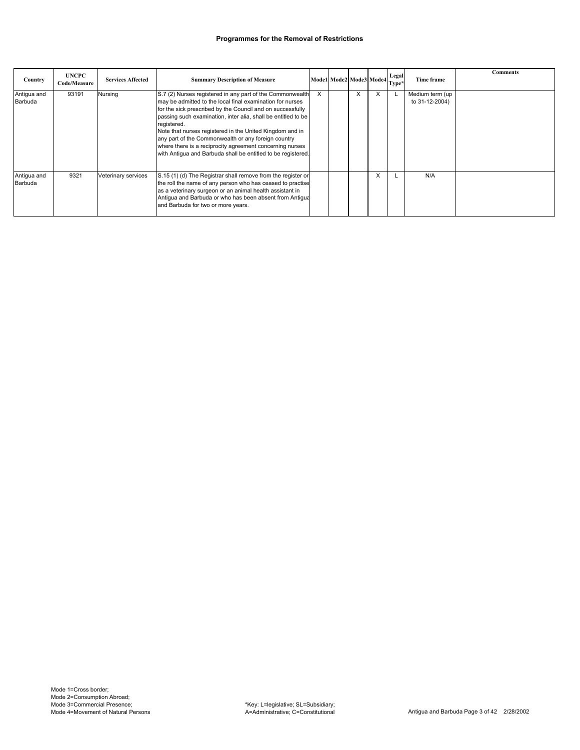## Programmes for the Removal of Restrictions

| Country | UNCPC Code/Measure | Services Affected | Summary Description of Measure | Mode1 | Mode2 | Mode3 | Mode4 | Legal Type* | Time frame | Comments |
|---|---|---|---|---|---|---|---|---|---|---|
| Antigua and Barbuda | 93191 | Nursing | S.7 (2) Nurses registered in any part of the Commonwealth may be admitted to the local final examination for nurses for the sick prescribed by the Council and on successfully passing such examination, inter alia, shall be entitled to be registered. Note that nurses registered in the United Kingdom and in any part of the Commonwealth or any foreign country where there is a reciprocity agreement concerning nurses with Antigua and Barbuda shall be entitled to be registered. | X | | X | X | L | Medium term (up to 31-12-2004) | |
| Antigua and Barbuda | 9321 | Veterinary services | S.15 (1) (d) The Registrar shall remove from the register or the roll the name of any person who has ceased to practise as a veterinary surgeon or an animal health assistant in Antigua and Barbuda or who has been absent from Antigua and Barbuda for two or more years. | | | | X | L | N/A | |

Mode 1=Cross border;
Mode 2=Consumption Abroad;
Mode 3=Commercial Presence;
Mode 4=Movement of Natural Persons

*Key: L=legislative; SL=Subsidiary;
A=Administrative; C=Constitutional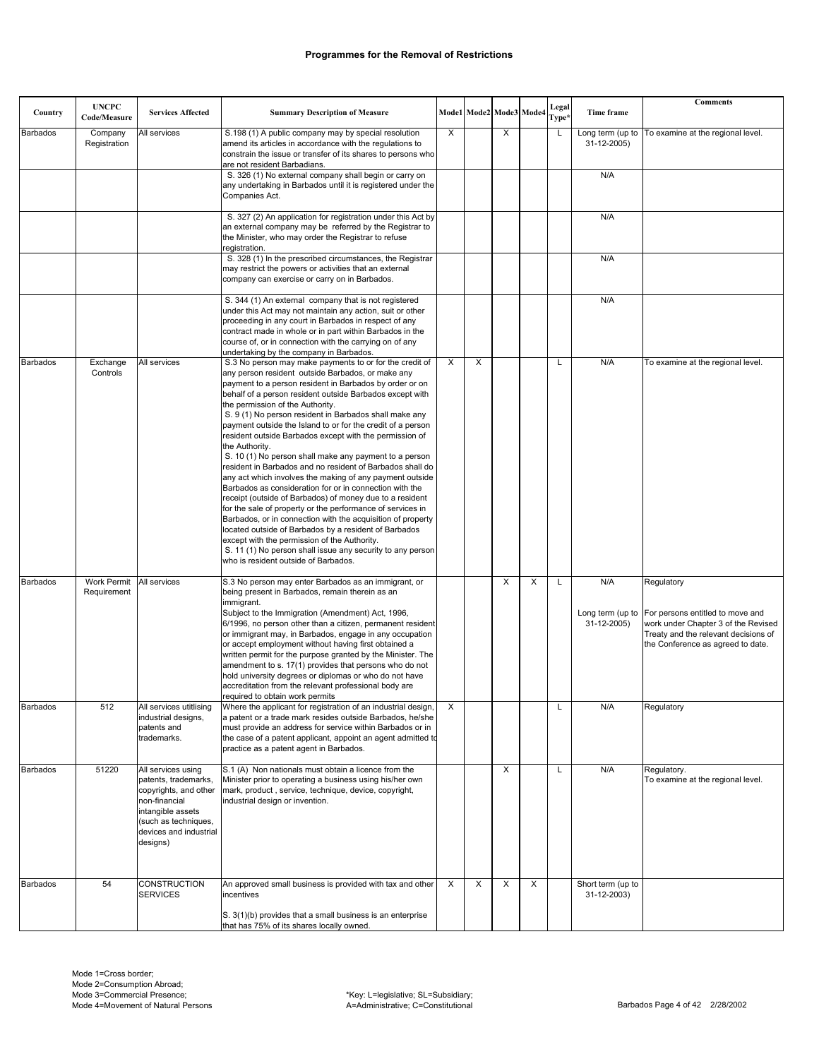**Programmes for the Removal of Restrictions**

| Country | UNCPC Code/Measure | Services Affected | Summary Description of Measure | Mode1 | Mode2 | Mode3 | Mode4 | Legal Type* | Time frame | Comments |
|---|---|---|---|---|---|---|---|---|---|---|
| Barbados | Company Registration | All services | S.198 (1) A public company may by special resolution amend its articles in accordance with the regulations to constrain the issue or transfer of its shares to persons who are not resident Barbadians. | X | | X | | L | Long term (up to 31-12-2005) | To examine at the regional level. |
| | | | S. 326 (1) No external company shall begin or carry on any undertaking in Barbados until it is registered under the Companies Act. | | | | | | N/A | |
| | | | S. 327 (2) An application for registration under this Act by an external company may be referred by the Registrar to the Minister, who may order the Registrar to refuse registration. | | | | | | N/A | |
| | | | S. 328 (1) In the prescribed circumstances, the Registrar may restrict the powers or activities that an external company can exercise or carry on in Barbados. | | | | | | N/A | |
| | | | S. 344 (1) An external company that is not registered under this Act may not maintain any action, suit or other proceeding in any court in Barbados in respect of any contract made in whole or in part within Barbados in the course of, or in connection with the carrying on of any undertaking by the company in Barbados. | | | | | | N/A | |
| Barbados | Exchange Controls | All services | S.3 No person may make payments to or for the credit of any person resident outside Barbados, or make any payment to a person resident in Barbados by order or on behalf of a person resident outside Barbados except with the permission of the Authority. S. 9 (1) No person resident in Barbados shall make any payment outside the Island to or for the credit of a person resident outside Barbados except with the permission of the Authority. S. 10 (1) No person shall make any payment to a person resident in Barbados and no resident of Barbados shall do any act which involves the making of any payment outside Barbados as consideration for or in connection with the receipt (outside of Barbados) of money due to a resident for the sale of property or the performance of services in Barbados, or in connection with the acquisition of property located outside of Barbados by a resident of Barbados except with the permission of the Authority. S. 11 (1) No person shall issue any security to any person who is resident outside of Barbados. | X | X | | | L | N/A | To examine at the regional level. |
| Barbados | Work Permit Requirement | All services | S.3 No person may enter Barbados as an immigrant, or being present in Barbados, remain therein as an immigrant. Subject to the Immigration (Amendment) Act, 1996, 6/1996, no person other than a citizen, permanent resident or immigrant may, in Barbados, engage in any occupation or accept employment without having first obtained a written permit for the purpose granted by the Minister. The amendment to s. 17(1) provides that persons who do not hold university degrees or diplomas or who do not have accreditation from the relevant professional body are required to obtain work permits | | | X | X | L | N/A<br><br>Long term (up to 31-12-2005) | Regulatory<br><br>For persons entitled to move and work under Chapter 3 of the Revised Treaty and the relevant decisions of the Conference as agreed to date. |
| Barbados | 512 | All services utitlising industrial designs, patents and trademarks. | Where the applicant for registration of an industrial design, a patent or a trade mark resides outside Barbados, he/she must provide an address for service within Barbados or in the case of a patent applicant, appoint an agent admitted to practice as a patent agent in Barbados. | X | | | | L | N/A | Regulatory |
| Barbados | 51220 | All services using patents, trademarks, copyrights, and other non-financial intangible assets (such as techniques, devices and industrial designs) | S.1 (A) Non nationals must obtain a licence from the Minister prior to operating a business using his/her own mark, product , service, technique, device, copyright, industrial design or invention. | | | X | | L | N/A | Regulatory. To examine at the regional level. |
| Barbados | 54 | CONSTRUCTION SERVICES | An approved small business is provided with tax and other incentives<br><br>S. 3(1)(b) provides that a small business is an enterprise that has 75% of its shares locally owned. | X | X | X | X | | Short term (up to 31-12-2003) | |

Mode 1=Cross border;
Mode 2=Consumption Abroad;
Mode 3=Commercial Presence;
Mode 4=Movement of Natural Persons

*Key: L=legislative; SL=Subsidiary; A=Administrative; C=Constitutional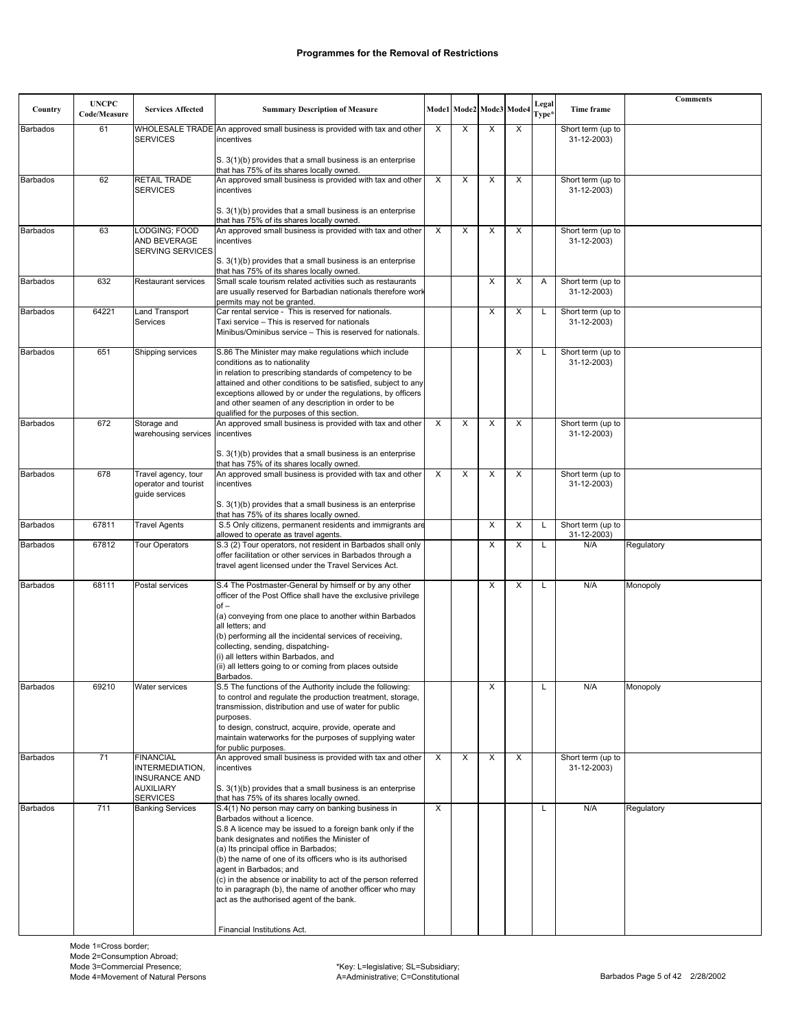# Programmes for the Removal of Restrictions

| Country | UNCPC Code/Measure | Services Affected | Summary Description of Measure | Mode1 | Mode2 | Mode3 | Mode4 | Legal Type* | Time frame | Comments |
|---|---|---|---|---|---|---|---|---|---|---|
| Barbados | 61 | WHOLESALE TRADE SERVICES | An approved small business is provided with tax and other incentives<br><br>S. 3(1)(b) provides that a small business is an enterprise that has 75% of its shares locally owned. | X | X | X | X | | Short term (up to 31-12-2003) | |
| Barbados | 62 | RETAIL TRADE SERVICES | An approved small business is provided with tax and other incentives<br><br>S. 3(1)(b) provides that a small business is an enterprise that has 75% of its shares locally owned. | X | X | X | X | | Short term (up to 31-12-2003) | |
| Barbados | 63 | LODGING; FOOD AND BEVERAGE SERVING SERVICES | An approved small business is provided with tax and other incentives<br><br>S. 3(1)(b) provides that a small business is an enterprise that has 75% of its shares locally owned. | X | X | X | X | | Short term (up to 31-12-2003) | |
| Barbados | 632 | Restaurant services | Small scale tourism related activities such as restaurants are usually reserved for Barbadian nationals therefore work permits may not be granted. | | | X | X | A | Short term (up to 31-12-2003) | |
| Barbados | 64221 | Land Transport Services | Car rental service - This is reserved for nationals.<br>Taxi service – This is reserved for nationals<br>Minibus/Ominibus service – This is reserved for nationals. | | | X | X | L | Short term (up to 31-12-2003) | |
| Barbados | 651 | Shipping services | S.86 The Minister may make regulations which include conditions as to nationality<br>in relation to prescribing standards of competency to be attained and other conditions to be satisfied, subject to any exceptions allowed by or under the regulations, by officers and other seamen of any description in order to be qualified for the purposes of this section. | | | | X | L | Short term (up to 31-12-2003) | |
| Barbados | 672 | Storage and warehousing services | An approved small business is provided with tax and other incentives<br><br>S. 3(1)(b) provides that a small business is an enterprise that has 75% of its shares locally owned. | X | X | X | X | | Short term (up to 31-12-2003) | |
| Barbados | 678 | Travel agency, tour operator and tourist guide services | An approved small business is provided with tax and other incentives<br><br>S. 3(1)(b) provides that a small business is an enterprise that has 75% of its shares locally owned. | X | X | X | X | | Short term (up to 31-12-2003) | |
| Barbados | 67811 | Travel Agents | S.5 Only citizens, permanent residents and immigrants are allowed to operate as travel agents. | | | X | X | L | Short term (up to 31-12-2003) | |
| Barbados | 67812 | Tour Operators | S.3 (2) Tour operators, not resident in Barbados shall only offer facilitation or other services in Barbados through a travel agent licensed under the Travel Services Act. | | | X | X | L | N/A | Regulatory |
| Barbados | 68111 | Postal services | S.4 The Postmaster-General by himself or by any other officer of the Post Office shall have the exclusive privilege of –<br>(a) conveying from one place to another within Barbados all letters; and<br>(b) performing all the incidental services of receiving, collecting, sending, dispatching-<br>(i) all letters within Barbados, and<br>(ii) all letters going to or coming from places outside Barbados. | | | X | X | L | N/A | Monopoly |
| Barbados | 69210 | Water services | S.5 The functions of the Authority include the following:<br>to control and regulate the production treatment, storage, transmission, distribution and use of water for public purposes.<br>to design, construct, acquire, provide, operate and maintain waterworks for the purposes of supplying water for public purposes. | | | X | | L | N/A | Monopoly |
| Barbados | 71 | FINANCIAL INTERMEDIATION, INSURANCE AND AUXILIARY SERVICES | An approved small business is provided with tax and other incentives<br><br>S. 3(1)(b) provides that a small business is an enterprise that has 75% of its shares locally owned. | X | X | X | X | | Short term (up to 31-12-2003) | |
| Barbados | 711 | Banking Services | S.4(1) No person may carry on banking business in Barbados without a licence.<br>S.8 A licence may be issued to a foreign bank only if the bank designates and notifies the Minister of<br>(a) Its principal office in Barbados;<br>(b) the name of one of its officers who is its authorised agent in Barbados; and<br>(c) in the absence or inability to act of the person referred to in paragraph (b), the name of another officer who may act as the authorised agent of the bank.<br><br>Financial Institutions Act. | X | | | | L | N/A | Regulatory |

Mode 1=Cross border;
Mode 2=Consumption Abroad;
Mode 3=Commercial Presence;
Mode 4=Movement of Natural Persons

*Key: L=legislative; SL=Subsidiary; A=Administrative; C=Constitutional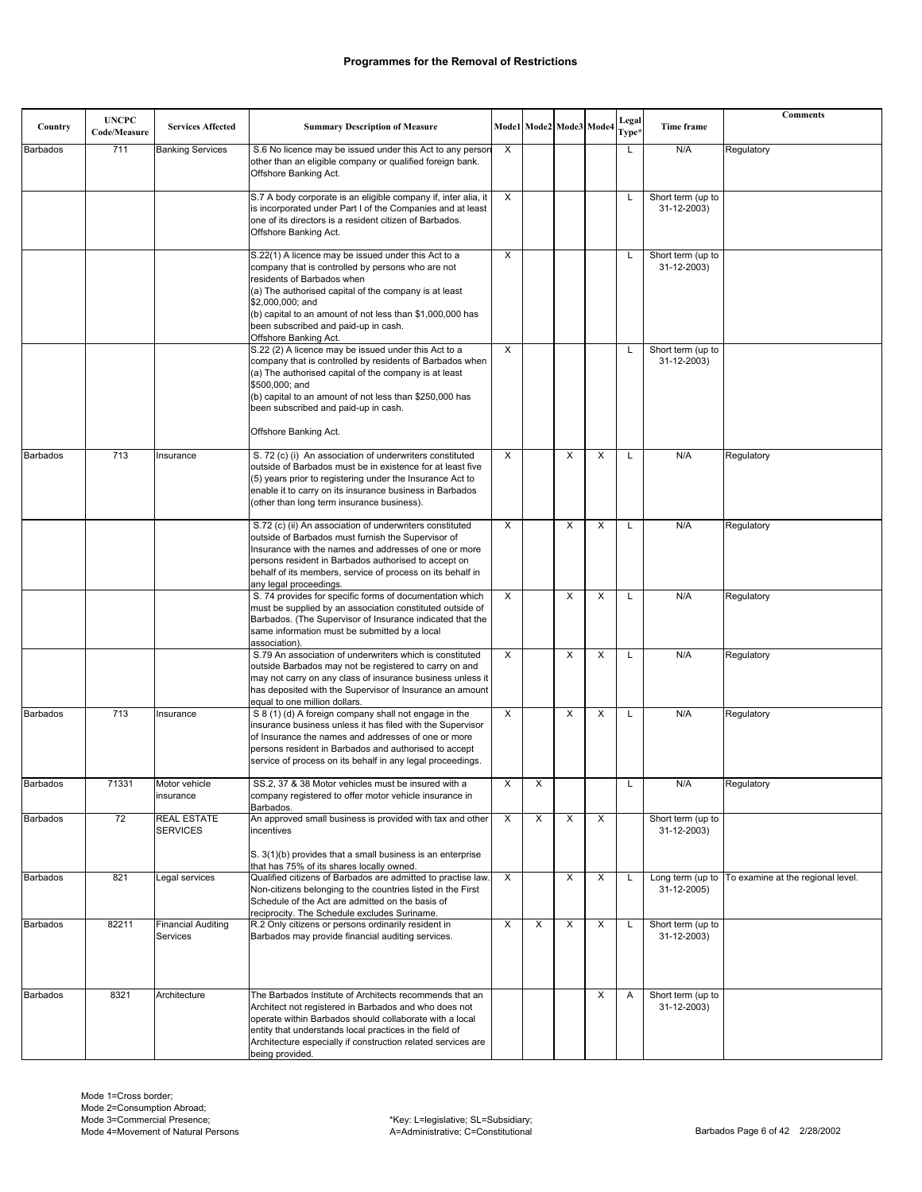# Programmes for the Removal of Restrictions

| Country | UNCPC Code/Measure | Services Affected | Summary Description of Measure | Mode1 | Mode2 | Mode3 | Mode4 | Legal Type* | Time frame | Comments |
|---|---|---|---|---|---|---|---|---|---|---|
| Barbados | 711 | Banking Services | S.6 No licence may be issued under this Act to any person other than an eligible company or qualified foreign bank. Offshore Banking Act. | X | | | | L | N/A | Regulatory |
| | | | S.7 A body corporate is an eligible company if, inter alia, it is incorporated under Part I of the Companies and at least one of its directors is a resident citizen of Barbados. Offshore Banking Act. | X | | | | L | Short term (up to 31-12-2003) | |
| | | | S.22(1) A licence may be issued under this Act to a company that is controlled by persons who are not residents of Barbados when (a) The authorised capital of the company is at least $2,000,000; and (b) capital to an amount of not less than $1,000,000 has been subscribed and paid-up in cash. Offshore Banking Act. | X | | | | L | Short term (up to 31-12-2003) | |
| | | | S.22 (2) A licence may be issued under this Act to a company that is controlled by residents of Barbados when (a) The authorised capital of the company is at least $500,000; and (b) capital to an amount of not less than $250,000 has been subscribed and paid-up in cash. Offshore Banking Act. | X | | | | L | Short term (up to 31-12-2003) | |
| Barbados | 713 | Insurance | S. 72 (c) (i) An association of underwriters constituted outside of Barbados must be in existence for at least five (5) years prior to registering under the Insurance Act to enable it to carry on its insurance business in Barbados (other than long term insurance business). | X | | X | X | L | N/A | Regulatory |
| | | | S.72 (c) (ii) An association of underwriters constituted outside of Barbados must furnish the Supervisor of Insurance with the names and addresses of one or more persons resident in Barbados authorised to accept on behalf of its members, service of process on its behalf in any legal proceedings. | X | | X | X | L | N/A | Regulatory |
| | | | S. 74 provides for specific forms of documentation which must be supplied by an association constituted outside of Barbados. (The Supervisor of Insurance indicated that the same information must be submitted by a local association). | X | | X | X | L | N/A | Regulatory |
| | | | S.79 An association of underwriters which is constituted outside Barbados may not be registered to carry on and may not carry on any class of insurance business unless it has deposited with the Supervisor of Insurance an amount equal to one million dollars. | X | | X | X | L | N/A | Regulatory |
| Barbados | 713 | Insurance | S 8 (1) (d) A foreign company shall not engage in the insurance business unless it has filed with the Supervisor of Insurance the names and addresses of one or more persons resident in Barbados and authorised to accept service of process on its behalf in any legal proceedings. | X | | X | X | L | N/A | Regulatory |
| Barbados | 71331 | Motor vehicle insurance | SS.2, 37 & 38 Motor vehicles must be insured with a company registered to offer motor vehicle insurance in Barbados. | X | X | | | L | N/A | Regulatory |
| Barbados | 72 | REAL ESTATE SERVICES | An approved small business is provided with tax and other incentives<br><br>S. 3(1)(b) provides that a small business is an enterprise that has 75% of its shares locally owned. | X | X | X | X | | Short term (up to 31-12-2003) | |
| Barbados | 821 | Legal services | Qualified citizens of Barbados are admitted to practise law. Non-citizens belonging to the countries listed in the First Schedule of the Act are admitted on the basis of reciprocity. The Schedule excludes Suriname. | X | | X | X | L | Long term (up to 31-12-2005) | To examine at the regional level. |
| Barbados | 82211 | Financial Auditing Services | R.2 Only citizens or persons ordinarily resident in Barbados may provide financial auditing services. | X | X | X | X | L | Short term (up to 31-12-2003) | |
| Barbados | 8321 | Architecture | The Barbados Institute of Architects recommends that an Architect not registered in Barbados and who does not operate within Barbados should collaborate with a local entity that understands local practices in the field of Architecture especially if construction related services are being provided. | | | | X | A | Short term (up to 31-12-2003) | |

Mode 1=Cross border;
Mode 2=Consumption Abroad;
Mode 3=Commercial Presence;
Mode 4=Movement of Natural Persons

*Key: L=legislative; SL=Subsidiary;
A=Administrative; C=Constitutional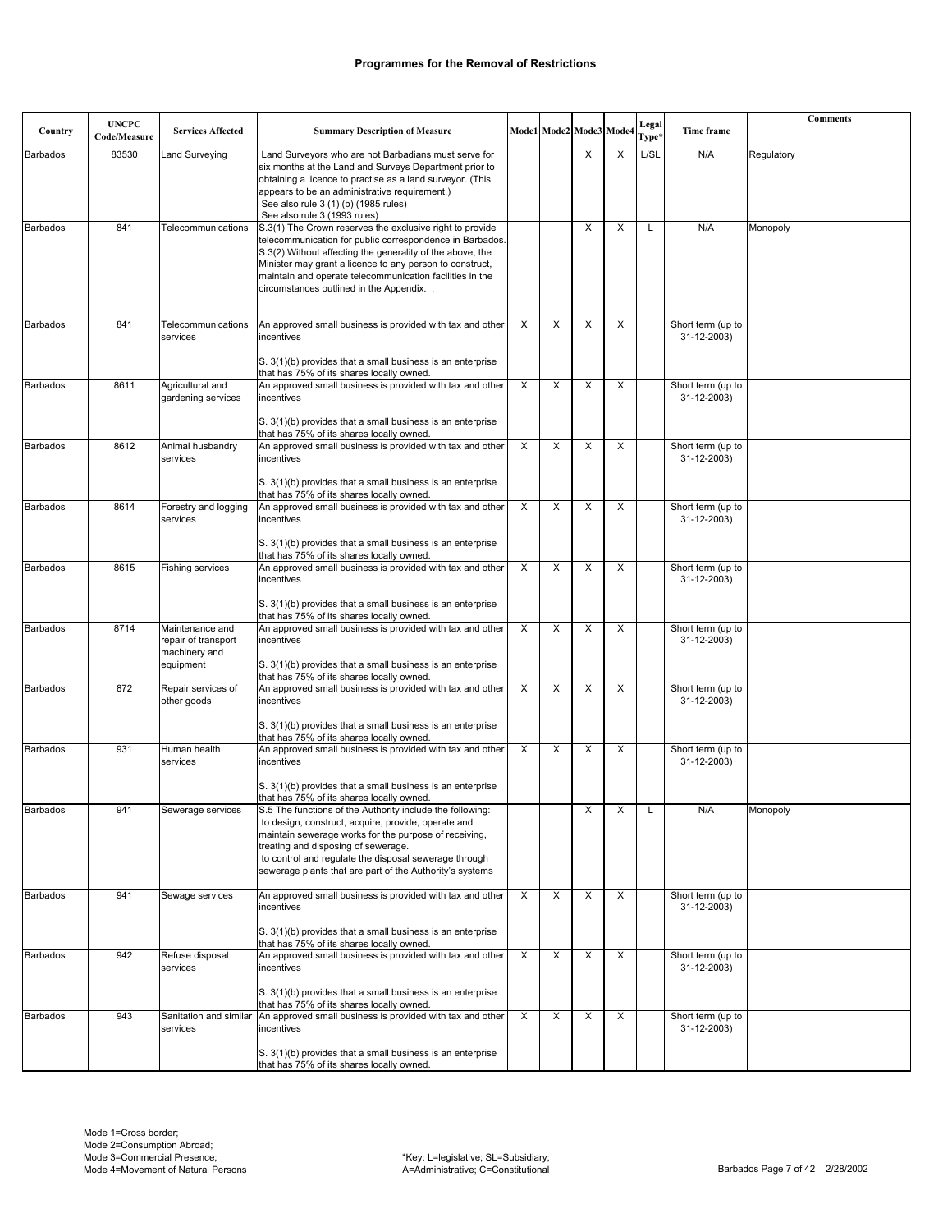## Programmes for the Removal of Restrictions

| Country | UNCPC Code/Measure | Services Affected | Summary Description of Measure | Mode1 | Mode2 | Mode3 | Mode4 | Legal Type* | Time frame | Comments |
|---|---|---|---|---|---|---|---|---|---|---|
| Barbados | 83530 | Land Surveying | Land Surveyors who are not Barbadians must serve for six months at the Land and Surveys Department prior to obtaining a licence to practise as a land surveyor. (This appears to be an administrative requirement.) See also rule 3 (1) (b) (1985 rules) See also rule 3 (1993 rules) | | | X | X | L/SL | N/A | Regulatory |
| Barbados | 841 | Telecommunications | S.3(1) The Crown reserves the exclusive right to provide telecommunication for public correspondence in Barbados. S.3(2) Without affecting the generality of the above, the Minister may grant a licence to any person to construct, maintain and operate telecommunication facilities in the circumstances outlined in the Appendix. . | | | X | X | L | N/A | Monopoly |
| Barbados | 841 | Telecommunications services | An approved small business is provided with tax and other incentives<br><br>S. 3(1)(b) provides that a small business is an enterprise that has 75% of its shares locally owned. | X | X | X | X | | Short term (up to 31-12-2003) | |
| Barbados | 8611 | Agricultural and gardening services | An approved small business is provided with tax and other incentives<br><br>S. 3(1)(b) provides that a small business is an enterprise that has 75% of its shares locally owned. | X | X | X | X | | Short term (up to 31-12-2003) | |
| Barbados | 8612 | Animal husbandry services | An approved small business is provided with tax and other incentives<br><br>S. 3(1)(b) provides that a small business is an enterprise that has 75% of its shares locally owned. | X | X | X | X | | Short term (up to 31-12-2003) | |
| Barbados | 8614 | Forestry and logging services | An approved small business is provided with tax and other incentives<br><br>S. 3(1)(b) provides that a small business is an enterprise that has 75% of its shares locally owned. | X | X | X | X | | Short term (up to 31-12-2003) | |
| Barbados | 8615 | Fishing services | An approved small business is provided with tax and other incentives<br><br>S. 3(1)(b) provides that a small business is an enterprise that has 75% of its shares locally owned. | X | X | X | X | | Short term (up to 31-12-2003) | |
| Barbados | 8714 | Maintenance and repair of transport machinery and equipment | An approved small business is provided with tax and other incentives<br><br>S. 3(1)(b) provides that a small business is an enterprise that has 75% of its shares locally owned. | X | X | X | X | | Short term (up to 31-12-2003) | |
| Barbados | 872 | Repair services of other goods | An approved small business is provided with tax and other incentives<br><br>S. 3(1)(b) provides that a small business is an enterprise that has 75% of its shares locally owned. | X | X | X | X | | Short term (up to 31-12-2003) | |
| Barbados | 931 | Human health services | An approved small business is provided with tax and other incentives<br><br>S. 3(1)(b) provides that a small business is an enterprise that has 75% of its shares locally owned. | X | X | X | X | | Short term (up to 31-12-2003) | |
| Barbados | 941 | Sewerage services | S.5 The functions of the Authority include the following: to design, construct, acquire, provide, operate and maintain sewerage works for the purpose of receiving, treating and disposing of sewerage. to control and regulate the disposal sewerage through sewerage plants that are part of the Authority's systems | | | X | X | L | N/A | Monopoly |
| Barbados | 941 | Sewage services | An approved small business is provided with tax and other incentives<br><br>S. 3(1)(b) provides that a small business is an enterprise that has 75% of its shares locally owned. | X | X | X | X | | Short term (up to 31-12-2003) | |
| Barbados | 942 | Refuse disposal services | An approved small business is provided with tax and other incentives<br><br>S. 3(1)(b) provides that a small business is an enterprise that has 75% of its shares locally owned. | X | X | X | X | | Short term (up to 31-12-2003) | |
| Barbados | 943 | Sanitation and similar services | An approved small business is provided with tax and other incentives<br><br>S. 3(1)(b) provides that a small business is an enterprise that has 75% of its shares locally owned. | X | X | X | X | | Short term (up to 31-12-2003) | |

Mode 1=Cross border;
Mode 2=Consumption Abroad;
Mode 3=Commercial Presence;
Mode 4=Movement of Natural Persons

*Key: L=legislative; SL=Subsidiary;
A=Administrative; C=Constitutional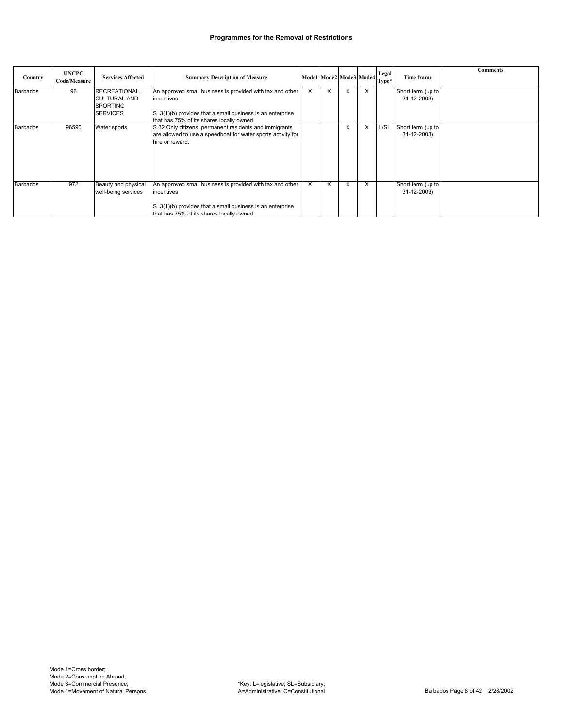# Programmes for the Removal of Restrictions

| Country | UNCPC Code/Measure | Services Affected | Summary Description of Measure | Mode1 | Mode2 | Mode3 | Mode4 | Legal Type* | Time frame | Comments |
|---|---|---|---|---|---|---|---|---|---|---|
| Barbados | 96 | RECREATIONAL, CULTURAL AND SPORTING SERVICES | An approved small business is provided with tax and other incentives<br><br>S. 3(1)(b) provides that a small business is an enterprise that has 75% of its shares locally owned. | X | X | X | X | | Short term (up to 31-12-2003) | |
| Barbados | 96590 | Water sports | S.32 Only citizens, permanent residents and immigrants are allowed to use a speedboat for water sports activity for hire or reward. | | | X | X | L/SL | Short term (up to 31-12-2003) | |
| Barbados | 972 | Beauty and physical well-being services | An approved small business is provided with tax and other incentives<br><br>S. 3(1)(b) provides that a small business is an enterprise that has 75% of its shares locally owned. | X | X | X | X | | Short term (up to 31-12-2003) | |

Mode 1=Cross border;
Mode 2=Consumption Abroad;
Mode 3=Commercial Presence;
Mode 4=Movement of Natural Persons

*Key: L=legislative; SL=Subsidiary;
A=Administrative; C=Constitutional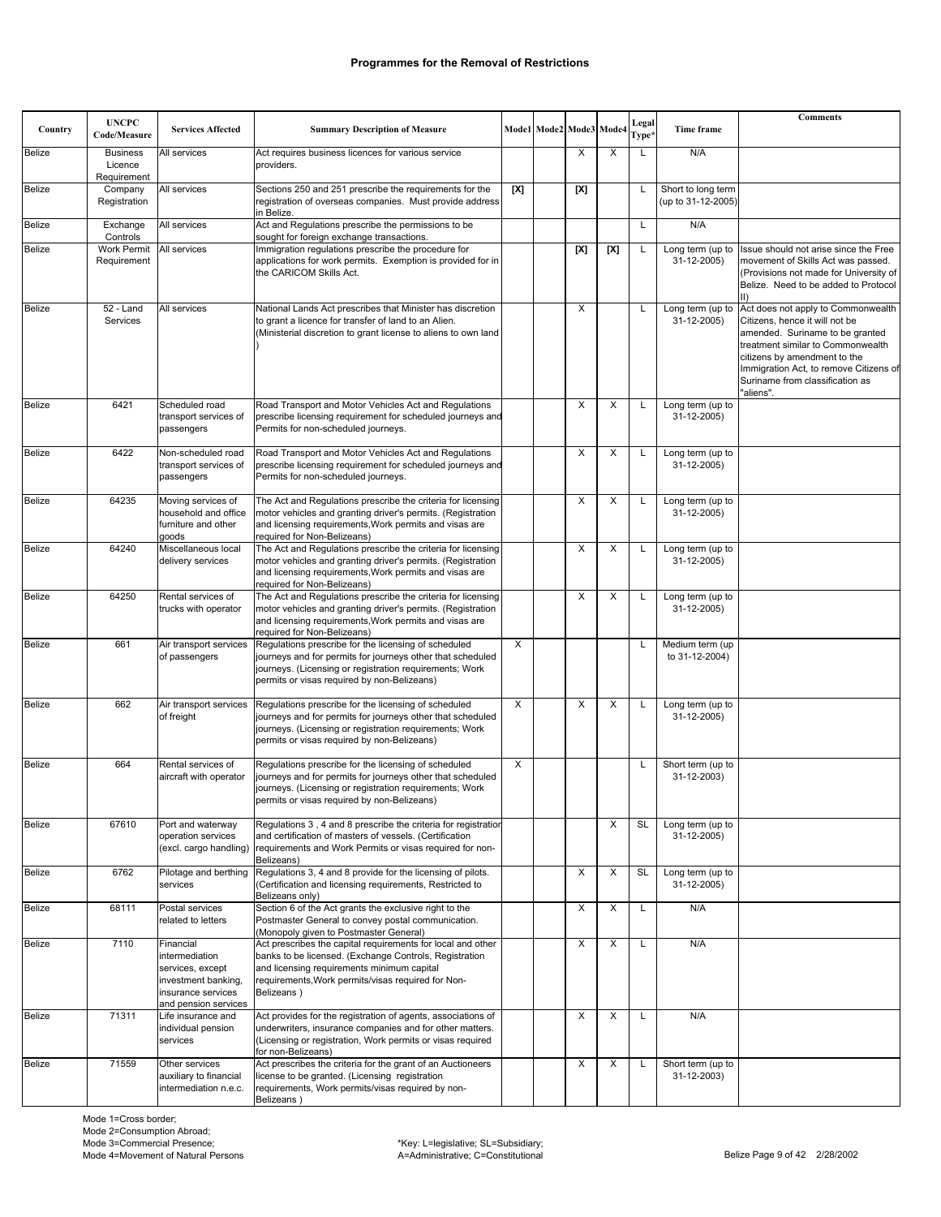# Programmes for the Removal of Restrictions

| Country | UNCPC Code/Measure | Services Affected | Summary Description of Measure | Mode1 | Mode2 | Mode3 | Mode4 | Legal Type* | Time frame | Comments |
|---|---|---|---|---|---|---|---|---|---|---|
| Belize | Business Licence Requirement | All services | Act requires business licences for various service providers. | | | X | X | L | N/A | |
| Belize | Company Registration | All services | Sections 250 and 251 prescribe the requirements for the registration of overseas companies. Must provide address in Belize. | [X] | | [X] | | L | Short to long term (up to 31-12-2005) | |
| Belize | Exchange Controls | All services | Act and Regulations prescribe the permissions to be sought for foreign exchange transactions. | | | | | L | N/A | |
| Belize | Work Permit Requirement | All services | Immigration regulations prescribe the procedure for applications for work permits. Exemption is provided for in the CARICOM Skills Act. | | | [X] | [X] | L | Long term (up to 31-12-2005) | Issue should not arise since the Free movement of Skills Act was passed. (Provisions not made for University of Belize. Need to be added to Protocol II) |
| Belize | 52 - Land Services | All services | National Lands Act prescribes that Minister has discretion to grant a licence for transfer of land to an Alien. (Ministerial discretion to grant license to aliens to own land ) | | | X | | L | Long term (up to 31-12-2005) | Act does not apply to Commonwealth Citizens, hence it will not be amended. Suriname to be granted treatment similar to Commonwealth citizens by amendment to the Immigration Act, to remove Citizens of Suriname from classification as "aliens". |
| Belize | 6421 | Scheduled road transport services of passengers | Road Transport and Motor Vehicles Act and Regulations prescribe licensing requirement for scheduled journeys and Permits for non-scheduled journeys. | | | X | X | L | Long term (up to 31-12-2005) | |
| Belize | 6422 | Non-scheduled road transport services of passengers | Road Transport and Motor Vehicles Act and Regulations prescribe licensing requirement for scheduled journeys and Permits for non-scheduled journeys. | | | X | X | L | Long term (up to 31-12-2005) | |
| Belize | 64235 | Moving services of household and office furniture and other goods | The Act and Regulations prescribe the criteria for licensing motor vehicles and granting driver's permits. (Registration and licensing requirements,Work permits and visas are required for Non-Belizeans) | | | X | X | L | Long term (up to 31-12-2005) | |
| Belize | 64240 | Miscellaneous local delivery services | The Act and Regulations prescribe the criteria for licensing motor vehicles and granting driver's permits. (Registration and licensing requirements,Work permits and visas are required for Non-Belizeans) | | | X | X | L | Long term (up to 31-12-2005) | |
| Belize | 64250 | Rental services of trucks with operator | The Act and Regulations prescribe the criteria for licensing motor vehicles and granting driver's permits. (Registration and licensing requirements,Work permits and visas are required for Non-Belizeans) | | | X | X | L | Long term (up to 31-12-2005) | |
| Belize | 661 | Air transport services of passengers | Regulations prescribe for the licensing of scheduled journeys and for permits for journeys other that scheduled journeys. (Licensing or registration requirements; Work permits or visas required by non-Belizeans) | X | | | | L | Medium term (up to 31-12-2004) | |
| Belize | 662 | Air transport services of freight | Regulations prescribe for the licensing of scheduled journeys and for permits for journeys other that scheduled journeys. (Licensing or registration requirements; Work permits or visas required by non-Belizeans) | X | | X | X | L | Long term (up to 31-12-2005) | |
| Belize | 664 | Rental services of aircraft with operator | Regulations prescribe for the licensing of scheduled journeys and for permits for journeys other that scheduled journeys. (Licensing or registration requirements; Work permits or visas required by non-Belizeans) | X | | | | L | Short term (up to 31-12-2003) | |
| Belize | 67610 | Port and waterway operation services (excl. cargo handling) | Regulations 3 , 4 and 8 prescribe the criteria for registration and certification of masters of vessels. (Certification requirements and Work Permits or visas required for non-Belizeans) | | | | X | SL | Long term (up to 31-12-2005) | |
| Belize | 6762 | Pilotage and berthing services | Regulations 3, 4 and 8 provide for the licensing of pilots. (Certification and licensing requirements, Restricted to Belizeans only) | | | X | X | SL | Long term (up to 31-12-2005) | |
| Belize | 68111 | Postal services related to letters | Section 6 of the Act grants the exclusive right to the Postmaster General to convey postal communication. (Monopoly given to Postmaster General) | | | X | X | L | N/A | |
| Belize | 7110 | Financial intermediation services, except investment banking, insurance services and pension services | Act prescribes the capital requirements for local and other banks to be licensed. (Exchange Controls, Registration and licensing requirements minimum capital requirements,Work permits/visas required for Non-Belizeans ) | | | X | X | L | N/A | |
| Belize | 71311 | Life insurance and individual pension services | Act provides for the registration of agents, associations of underwriters, insurance companies and for other matters. (Licensing or registration, Work permits or visas required for non-Belizeans) | | | X | X | L | N/A | |
| Belize | 71559 | Other services auxiliary to financial intermediation n.e.c. | Act prescribes the criteria for the grant of an Auctioneers license to be granted. (Licensing registration requirements, Work permits/visas required by non-Belizeans ) | | | X | X | L | Short term (up to 31-12-2003) | |

Mode 1=Cross border;
Mode 2=Consumption Abroad;
Mode 3=Commercial Presence;
Mode 4=Movement of Natural Persons

*Key: L=legislative; SL=Subsidiary;
A=Administrative; C=Constitutional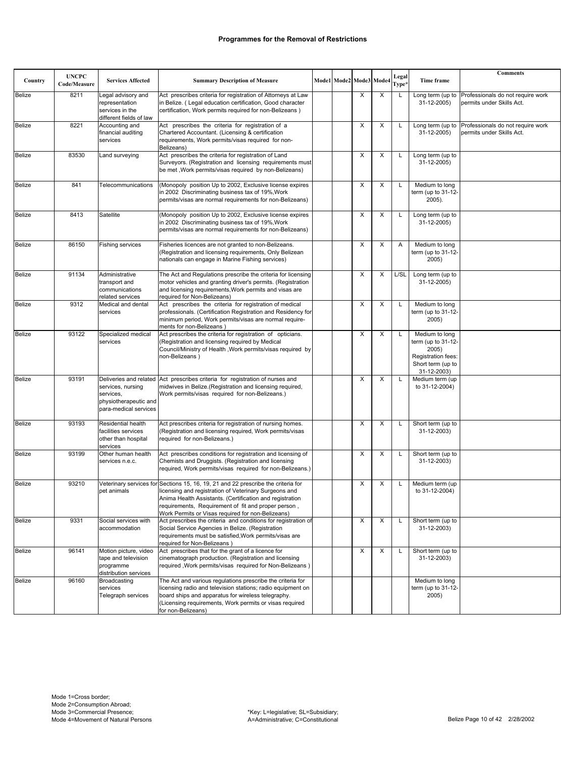## Programmes for the Removal of Restrictions

| Country | UNCPC Code/Measure | Services Affected | Summary Description of Measure | Mode1 | Mode2 | Mode3 | Mode4 | Legal Type* | Time frame | Comments |
|---|---|---|---|---|---|---|---|---|---|---|
| Belize | 8211 | Legal advisory and representation services in the different fields of law | Act prescribes criteria for registration of Attorneys at Law in Belize. ( Legal education certification, Good character certification, Work permits required for non-Belizeans ) | | | X | X | L | Long term (up to 31-12-2005) | Professionals do not require work permits under Skills Act. |
| Belize | 8221 | Accounting and financial auditing services | Act prescribes the criteria for registration of a Chartered Accountant. (Licensing & certification requirements, Work permits/visas required for non-Belizeans) | | | X | X | L | Long term (up to 31-12-2005) | Professionals do not require work permits under Skills Act. |
| Belize | 83530 | Land surveying | Act prescribes the criteria for registration of Land Surveyors. (Registration and licensing requirements must be met ,Work permits/visas required by non-Belizeans) | | | X | X | L | Long term (up to 31-12-2005) | |
| Belize | 841 | Telecommunications | (Monopoly position Up to 2002, Exclusive license expires in 2002 Discriminating business tax of 19%,Work permits/visas are normal requirements for non-Belizeans) | | | X | X | L | Medium to long term (up to 31-12-2005). | |
| Belize | 8413 | Satellite | (Monopoly position Up to 2002, Exclusive license expires in 2002 Discriminating business tax of 19%,Work permits/visas are normal requirements for non-Belizeans) | | | X | X | L | Long term (up to 31-12-2005) | |
| Belize | 86150 | Fishing services | Fisheries licences are not granted to non-Belizeans. (Registration and licensing requirements, Only Belizean nationals can engage in Marine Fishing services) | | | X | X | A | Medium to long term (up to 31-12-2005) | |
| Belize | 91134 | Administrative transport and communications related services | The Act and Regulations prescribe the criteria for licensing motor vehicles and granting driver's permits. (Registration and licensing requirements,Work permits and visas are required for Non-Belizeans) | | | X | X | L/SL | Long term (up to 31-12-2005) | |
| Belize | 9312 | Medical and dental services | Act prescribes the criteria for registration of medical professionals. (Certification Registration and Residency for minimum period, Work permits/visas are normal require-ments for non-Belizeans ) | | | X | X | L | Medium to long term (up to 31-12-2005) | |
| Belize | 93122 | Specialized medical services | Act prescribes the criteria for registration of opticians. (Registration and licensing required by Medical Council/Ministry of Health ,Work permits/visas required by non-Belizeans ) | | | X | X | L | Medium to long term (up to 31-12-2005) Registration fees: Short term (up to 31-12-2003) | |
| Belize | 93191 | Deliveries and related services, nursing services, physiotherapeutic and para-medical services | Act prescribes criteria for registration of nurses and midwives in Belize.(Registration and licensing required, Work permits/visas required for non-Belizeans.) | | | X | X | L | Medium term (up to 31-12-2004) | |
| Belize | 93193 | Residential health facilities services other than hospital services | Act prescribes criteria for registration of nursing homes. (Registration and licensing required, Work permits/visas required for non-Belizeans.) | | | X | X | L | Short term (up to 31-12-2003) | |
| Belize | 93199 | Other human health services n.e.c. | Act prescribes conditions for registration and licensing of Chemists and Druggists. (Registration and licensing required, Work permits/visas required for non-Belizeans.) | | | X | X | L | Short term (up to 31-12-2003) | |
| Belize | 93210 | Veterinary services for pet animals | Sections 15, 16, 19, 21 and 22 prescribe the criteria for licensing and registration of Veterinary Surgeons and Anima Health Assistants. (Certification and registration requirements, Requirement of fit and proper person , Work Permits or Visas required for non-Belizeans) | | | X | X | L | Medium term (up to 31-12-2004) | |
| Belize | 9331 | Social services with accommodation | Act prescribes the criteria and conditions for registration of Social Service Agencies in Belize. (Registration requirements must be satisfied,Work permits/visas are required for Non-Belizeans ) | | | X | X | L | Short term (up to 31-12-2003) | |
| Belize | 96141 | Motion picture, video tape and television programme distribution services | Act prescribes that for the grant of a licence for cinematograph production. (Registration and licensing required ,Work permits/visas required for Non-Belizeans ) | | | X | X | L | Short term (up to 31-12-2003) | |
| Belize | 96160 | Broadcasting services Telegraph services | The Act and various regulations prescribe the criteria for licensing radio and television stations; radio equipment on board ships and apparatus for wireless telegraphy. (Licensing requirements, Work permits or visas required for non-Belizeans) | | | | | | Medium to long term (up to 31-12-2005) | |

Mode 1=Cross border;
Mode 2=Consumption Abroad;
Mode 3=Commercial Presence;
Mode 4=Movement of Natural Persons

*Key: L=legislative; SL=Subsidiary; A=Administrative; C=Constitutional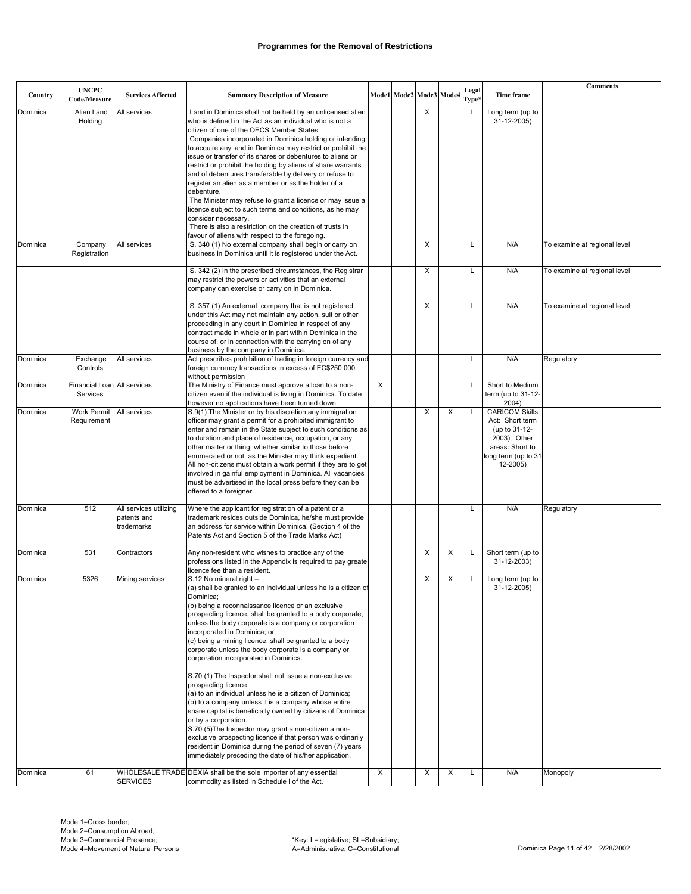# Programmes for the Removal of Restrictions

| Country | UNCPC Code/Measure | Services Affected | Summary Description of Measure | Mode1 | Mode2 | Mode3 | Mode4 | Legal Type* | Time frame | Comments |
|---|---|---|---|---|---|---|---|---|---|---|
| Dominica | Alien Land Holding | All services | Land in Dominica shall not be held by an unlicensed alien who is defined in the Act as an individual who is not a citizen of one of the OECS Member States. Companies incorporated in Dominica holding or intending to acquire any land in Dominica may restrict or prohibit the issue or transfer of its shares or debentures to aliens or restrict or prohibit the holding by aliens of share warrants and of debentures transferable by delivery or refuse to register an alien as a member or as the holder of a debenture. The Minister may refuse to grant a licence or may issue a licence subject to such terms and conditions, as he may consider necessary. There is also a restriction on the creation of trusts in favour of aliens with respect to the foregoing. | | | X | | L | Long term (up to 31-12-2005) | |
| Dominica | Company Registration | All services | S. 340 (1) No external company shall begin or carry on business in Dominica until it is registered under the Act. | | | X | | L | N/A | To examine at regional level |
| | | | S. 342 (2) In the prescribed circumstances, the Registrar may restrict the powers or activities that an external company can exercise or carry on in Dominica. | | | X | | L | N/A | To examine at regional level |
| | | | S. 357 (1) An external company that is not registered under this Act may not maintain any action, suit or other proceeding in any court in Dominica in respect of any contract made in whole or in part within Dominica in the course of, or in connection with the carrying on of any business by the company in Dominica. | | | X | | L | N/A | To examine at regional level |
| Dominica | Exchange Controls | All services | Act prescribes prohibition of trading in foreign currency and foreign currency transactions in excess of EC$250,000 without permission | | | | | L | N/A | Regulatory |
| Dominica | Financial Loan Services | All services | The Ministry of Finance must approve a loan to a non-citizen even if the individual is living in Dominica. To date however no applications have been turned down | X | | | | L | Short to Medium term (up to 31-12-2004) | |
| Dominica | Work Permit Requirement | All services | S.9(1) The Minister or by his discretion any immigration officer may grant a permit for a prohibited immigrant to enter and remain in the State subject to such conditions as to duration and place of residence, occupation, or any other matter or thing, whether similar to those before enumerated or not, as the Minister may think expedient. All non-citizens must obtain a work permit if they are to get involved in gainful employment in Dominica. All vacancies must be advertised in the local press before they can be offered to a foreigner. | | | X | X | L | CARICOM Skills Act: Short term (up to 31-12-2003); Other areas: Short to long term (up to 31-12-2005) | |
| Dominica | 512 | All services utilizing patents and trademarks | Where the applicant for registration of a patent or a trademark resides outside Dominica, he/she must provide an address for service within Dominica. (Section 4 of the Patents Act and Section 5 of the Trade Marks Act) | | | | | L | N/A | Regulatory |
| Dominica | 531 | Contractors | Any non-resident who wishes to practice any of the professions listed in the Appendix is required to pay greater licence fee than a resident. | | | X | X | L | Short term (up to 31-12-2003) | |
| Dominica | 5326 | Mining services | S.12 No mineral right – (a) shall be granted to an individual unless he is a citizen of Dominica; (b) being a reconnaissance licence or an exclusive prospecting licence, shall be granted to a body corporate, unless the body corporate is a company or corporation incorporated in Dominica; or (c) being a mining licence, shall be granted to a body corporate unless the body corporate is a company or corporation incorporated in Dominica. S.70 (1) The Inspector shall not issue a non-exclusive prospecting licence (a) to an individual unless he is a citizen of Dominica; (b) to a company unless it is a company whose entire share capital is beneficially owned by citizens of Dominica or by a corporation. S.70 (5)The Inspector may grant a non-citizen a non-exclusive prospecting licence if that person was ordinarily resident in Dominica during the period of seven (7) years immediately preceding the date of his/her application. | | | X | X | L | Long term (up to 31-12-2005) | |
| Dominica | 61 | WHOLESALE TRADE SERVICES | DEXIA shall be the sole importer of any essential commodity as listed in Schedule I of the Act. | X | | X | X | L | N/A | Monopoly |

Mode 1=Cross border;
Mode 2=Consumption Abroad;
Mode 3=Commercial Presence;
Mode 4=Movement of Natural Persons

*Key: L=legislative; SL=Subsidiary; A=Administrative; C=Constitutional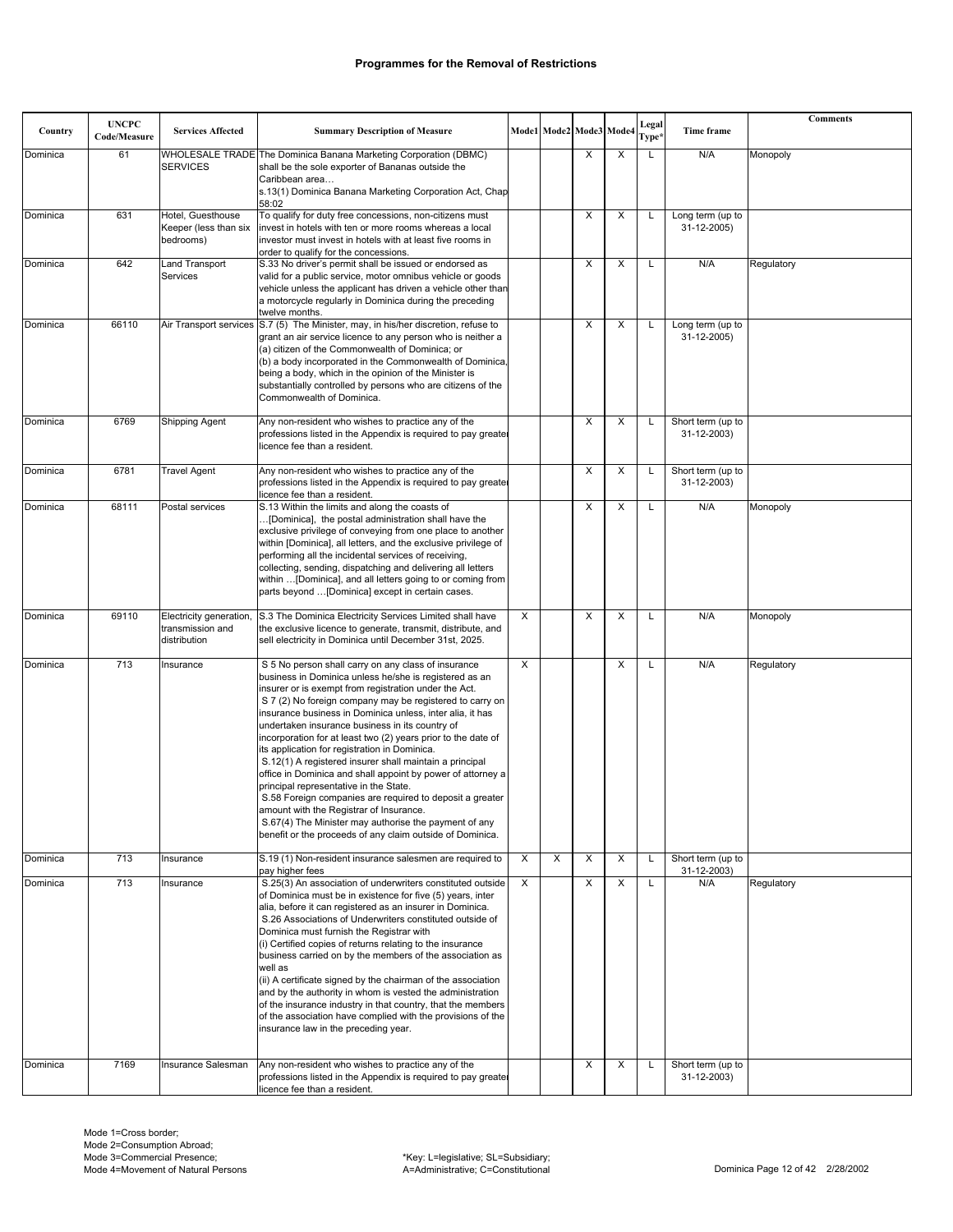## Programmes for the Removal of Restrictions

| Country | UNCPC Code/Measure | Services Affected | Summary Description of Measure | Mode1 | Mode2 | Mode3 | Mode4 | Legal Type* | Time frame | Comments |
|---|---|---|---|---|---|---|---|---|---|---|
| Dominica | 61 | WHOLESALE TRADE SERVICES | The Dominica Banana Marketing Corporation (DBMC) shall be the sole exporter of Bananas outside the Caribbean area… s.13(1) Dominica Banana Marketing Corporation Act, Chap 58:02 | | | X | X | L | N/A | Monopoly |
| Dominica | 631 | Hotel, Guesthouse Keeper (less than six bedrooms) | To qualify for duty free concessions, non-citizens must invest in hotels with ten or more rooms whereas a local investor must invest in hotels with at least five rooms in order to qualify for the concessions. | | | X | X | L | Long term (up to 31-12-2005) | |
| Dominica | 642 | Land Transport Services | S.33 No driver's permit shall be issued or endorsed as valid for a public service, motor omnibus vehicle or goods vehicle unless the applicant has driven a vehicle other than a motorcycle regularly in Dominica during the preceding twelve months. | | | X | X | L | N/A | Regulatory |
| Dominica | 66110 | Air Transport services | S.7 (5) The Minister, may, in his/her discretion, refuse to grant an air service licence to any person who is neither a (a) citizen of the Commonwealth of Dominica; or (b) a body incorporated in the Commonwealth of Dominica, being a body, which in the opinion of the Minister is substantially controlled by persons who are citizens of the Commonwealth of Dominica. | | | X | X | L | Long term (up to 31-12-2005) | |
| Dominica | 6769 | Shipping Agent | Any non-resident who wishes to practice any of the professions listed in the Appendix is required to pay greater licence fee than a resident. | | | X | X | L | Short term (up to 31-12-2003) | |
| Dominica | 6781 | Travel Agent | Any non-resident who wishes to practice any of the professions listed in the Appendix is required to pay greater licence fee than a resident. | | | X | X | L | Short term (up to 31-12-2003) | |
| Dominica | 68111 | Postal services | S.13 Within the limits and along the coasts of …[Dominica], the postal administration shall have the exclusive privilege of conveying from one place to another within [Dominica], all letters, and the exclusive privilege of performing all the incidental services of receiving, collecting, sending, dispatching and delivering all letters within …[Dominica], and all letters going to or coming from parts beyond …[Dominica] except in certain cases. | | | X | X | L | N/A | Monopoly |
| Dominica | 69110 | Electricity generation, transmission and distribution | S.3 The Dominica Electricity Services Limited shall have the exclusive licence to generate, transmit, distribute, and sell electricity in Dominica until December 31st, 2025. | X | | X | X | L | N/A | Monopoly |
| Dominica | 713 | Insurance | S 5 No person shall carry on any class of insurance business in Dominica unless he/she is registered as an insurer or is exempt from registration under the Act. S 7 (2) No foreign company may be registered to carry on insurance business in Dominica unless, inter alia, it has undertaken insurance business in its country of incorporation for at least two (2) years prior to the date of its application for registration in Dominica. S.12(1) A registered insurer shall maintain a principal office in Dominica and shall appoint by power of attorney a principal representative in the State. S.58 Foreign companies are required to deposit a greater amount with the Registrar of Insurance. S.67(4) The Minister may authorise the payment of any benefit or the proceeds of any claim outside of Dominica. | X | | | X | L | N/A | Regulatory |
| Dominica | 713 | Insurance | S.19 (1) Non-resident insurance salesmen are required to pay higher fees | X | X | X | X | L | Short term (up to 31-12-2003) | |
| Dominica | 713 | Insurance | S.25(3) An association of underwriters constituted outside of Dominica must be in existence for five (5) years, inter alia, before it can registered as an insurer in Dominica. S.26 Associations of Underwriters constituted outside of Dominica must furnish the Registrar with (i) Certified copies of returns relating to the insurance business carried on by the members of the association as well as (ii) A certificate signed by the chairman of the association and by the authority in whom is vested the administration of the insurance industry in that country, that the members of the association have complied with the provisions of the insurance law in the preceding year. | X | | X | X | L | N/A | Regulatory |
| Dominica | 7169 | Insurance Salesman | Any non-resident who wishes to practice any of the professions listed in the Appendix is required to pay greater licence fee than a resident. | | | X | X | L | Short term (up to 31-12-2003) | |

Mode 1=Cross border;
Mode 2=Consumption Abroad;
Mode 3=Commercial Presence;
Mode 4=Movement of Natural Persons

*Key: L=legislative; SL=Subsidiary; A=Administrative; C=Constitutional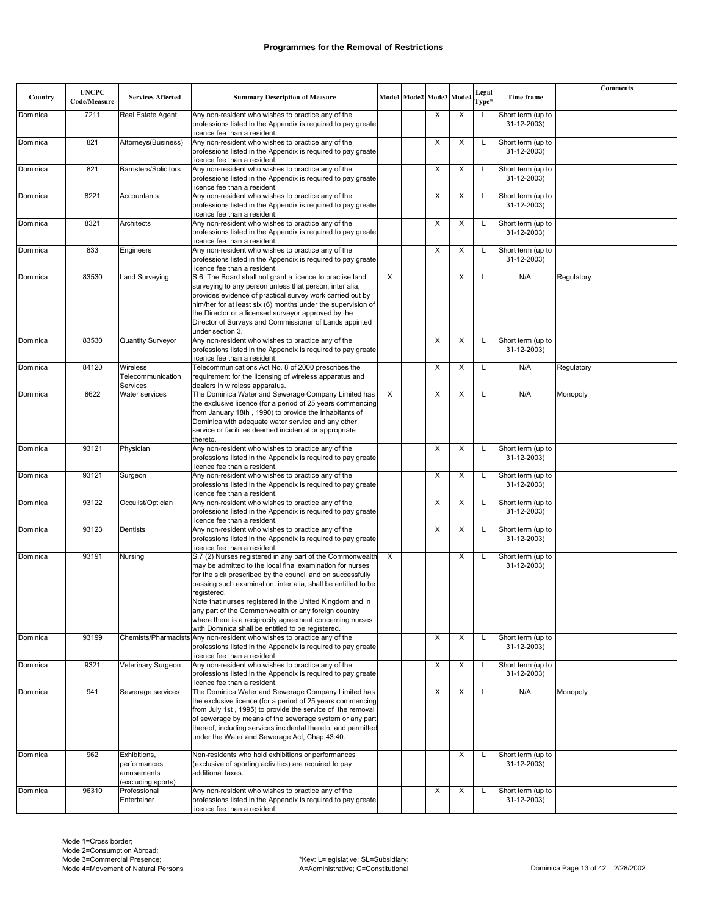## Programmes for the Removal of Restrictions

| Country | UNCPC Code/Measure | Services Affected | Summary Description of Measure | Mode1 | Mode2 | Mode3 | Mode4 | Legal Type* | Time frame | Comments |
|---|---|---|---|---|---|---|---|---|---|---|
| Dominica | 7211 | Real Estate Agent | Any non-resident who wishes to practice any of the professions listed in the Appendix is required to pay greater licence fee than a resident. | | | X | X | L | Short term (up to 31-12-2003) | |
| Dominica | 821 | Attorneys(Business) | Any non-resident who wishes to practice any of the professions listed in the Appendix is required to pay greater licence fee than a resident. | | | X | X | L | Short term (up to 31-12-2003) | |
| Dominica | 821 | Barristers/Solicitors | Any non-resident who wishes to practice any of the professions listed in the Appendix is required to pay greater licence fee than a resident. | | | X | X | L | Short term (up to 31-12-2003) | |
| Dominica | 8221 | Accountants | Any non-resident who wishes to practice any of the professions listed in the Appendix is required to pay greater licence fee than a resident. | | | X | X | L | Short term (up to 31-12-2003) | |
| Dominica | 8321 | Architects | Any non-resident who wishes to practice any of the professions listed in the Appendix is required to pay greater licence fee than a resident. | | | X | X | L | Short term (up to 31-12-2003) | |
| Dominica | 833 | Engineers | Any non-resident who wishes to practice any of the professions listed in the Appendix is required to pay greater licence fee than a resident. | | | X | X | L | Short term (up to 31-12-2003) | |
| Dominica | 83530 | Land Surveying | S.6 The Board shall not grant a licence to practise land surveying to any person unless that person, inter alia, provides evidence of practical survey work carried out by him/her for at least six (6) months under the supervision of the Director or a licensed surveyor approved by the Director of Surveys and Commissioner of Lands appinted under section 3. | X | | | X | L | N/A | Regulatory |
| Dominica | 83530 | Quantity Surveyor | Any non-resident who wishes to practice any of the professions listed in the Appendix is required to pay greater licence fee than a resident. | | | X | X | L | Short term (up to 31-12-2003) | |
| Dominica | 84120 | Wireless Telecommunication Services | Telecommunications Act No. 8 of 2000 prescribes the requirement for the licensing of wireless apparatus and dealers in wireless apparatus. | | | X | X | L | N/A | Regulatory |
| Dominica | 8622 | Water services | The Dominica Water and Sewerage Company Limited has the exclusive licence (for a period of 25 years commencing from January 18th , 1990) to provide the inhabitants of Dominica with adequate water service and any other service or facilities deemed incidental or appropriate thereto. | X | | X | X | L | N/A | Monopoly |
| Dominica | 93121 | Physician | Any non-resident who wishes to practice any of the professions listed in the Appendix is required to pay greater licence fee than a resident. | | | X | X | L | Short term (up to 31-12-2003) | |
| Dominica | 93121 | Surgeon | Any non-resident who wishes to practice any of the professions listed in the Appendix is required to pay greater licence fee than a resident. | | | X | X | L | Short term (up to 31-12-2003) | |
| Dominica | 93122 | Occulist/Optician | Any non-resident who wishes to practice any of the professions listed in the Appendix is required to pay greater licence fee than a resident. | | | X | X | L | Short term (up to 31-12-2003) | |
| Dominica | 93123 | Dentists | Any non-resident who wishes to practice any of the professions listed in the Appendix is required to pay greater licence fee than a resident. | | | X | X | L | Short term (up to 31-12-2003) | |
| Dominica | 93191 | Nursing | S.7 (2) Nurses registered in any part of the Commonwealth may be admitted to the local final examination for nurses for the sick prescribed by the council and on successfully passing such examination, inter alia, shall be entitled to be registered.<br>Note that nurses registered in the United Kingdom and in any part of the Commonwealth or any foreign country where there is a reciprocity agreement concerning nurses with Dominica shall be entitled to be registered. | X | | | X | L | Short term (up to 31-12-2003) | |
| Dominica | 93199 | Chemists/Pharmacists | Any non-resident who wishes to practice any of the professions listed in the Appendix is required to pay greater licence fee than a resident. | | | X | X | L | Short term (up to 31-12-2003) | |
| Dominica | 9321 | Veterinary Surgeon | Any non-resident who wishes to practice any of the professions listed in the Appendix is required to pay greater licence fee than a resident. | | | X | X | L | Short term (up to 31-12-2003) | |
| Dominica | 941 | Sewerage services | The Dominica Water and Sewerage Company Limited has the exclusive licence (for a period of 25 years commencing from July 1st , 1995) to provide the service of the removal of sewerage by means of the sewerage system or any part thereof, including services incidental thereto, and permitted under the Water and Sewerage Act, Chap.43:40. | | | X | X | L | N/A | Monopoly |
| Dominica | 962 | Exhibitions, performances, amusements (excluding sports) | Non-residents who hold exhibitions or performances (exclusive of sporting activities) are required to pay additional taxes. | | | | X | L | Short term (up to 31-12-2003) | |
| Dominica | 96310 | Professional Entertainer | Any non-resident who wishes to practice any of the professions listed in the Appendix is required to pay greater licence fee than a resident. | | | X | X | L | Short term (up to 31-12-2003) | |

Mode 1=Cross border;
Mode 2=Consumption Abroad;
Mode 3=Commercial Presence;
Mode 4=Movement of Natural Persons

*Key: L=legislative; SL=Subsidiary;
A=Administrative; C=Constitutional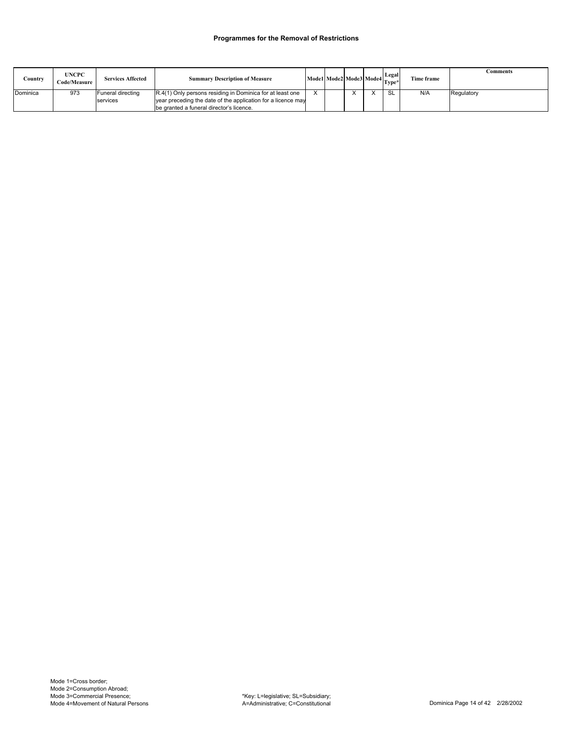**Programmes for the Removal of Restrictions**

| Country | UNCPC Code/Measure | Services Affected | Summary Description of Measure | Mode1 | Mode2 | Mode3 | Mode4 | Legal Type* | Time frame | Comments |
|---|---|---|---|---|---|---|---|---|---|---|
| Dominica | 973 | Funeral directing services | R.4(1) Only persons residing in Dominica for at least one year preceding the date of the application for a licence may be granted a funeral director's licence. | X | | X | X | SL | N/A | Regulatory |

Mode 1=Cross border;
Mode 2=Consumption Abroad;
Mode 3=Commercial Presence;
Mode 4=Movement of Natural Persons

*Key: L=legislative; SL=Subsidiary; A=Administrative; C=Constitutional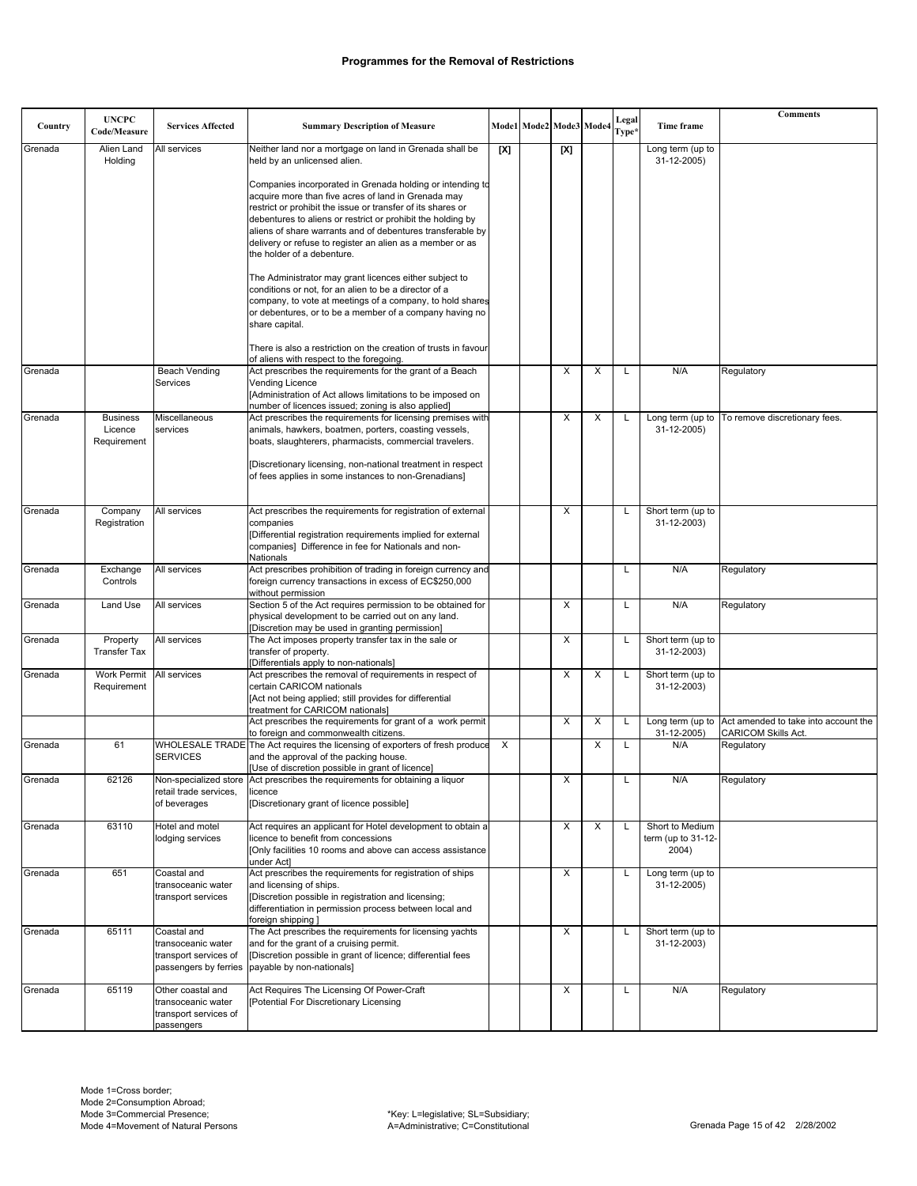### Programmes for the Removal of Restrictions

| Country | UNCPC Code/Measure | Services Affected | Summary Description of Measure | Mode1 | Mode2 | Mode3 | Mode4 | Legal Type* | Time frame | Comments |
|---|---|---|---|---|---|---|---|---|---|---|
| Grenada | Alien Land Holding | All services | Neither land nor a mortgage on land in Grenada shall be held by an unlicensed alien.<br><br>Companies incorporated in Grenada holding or intending to acquire more than five acres of land in Grenada may restrict or prohibit the issue or transfer of its shares or debentures to aliens or restrict or prohibit the holding by aliens of share warrants and of debentures transferable by delivery or refuse to register an alien as a member or as the holder of a debenture.<br><br>The Administrator may grant licences either subject to conditions or not, for an alien to be a director of a company, to vote at meetings of a company, to hold shares or debentures, or to be a member of a company having no share capital.<br><br>There is also a restriction on the creation of trusts in favour of aliens with respect to the foregoing. | [X] | | [X] | | | Long term (up to 31-12-2005) | |
| Grenada | | Beach Vending Services | Act prescribes the requirements for the grant of a Beach Vending Licence<br>[Administration of Act allows limitations to be imposed on number of licences issued; zoning is also applied] | | | X | X | L | N/A | Regulatory |
| Grenada | Business Licence Requirement | Miscellaneous services | Act prescribes the requirements for licensing premises with animals, hawkers, boatmen, porters, coasting vessels, boats, slaughterers, pharmacists, commercial travelers.<br><br>[Discretionary licensing, non-national treatment in respect of fees applies in some instances to non-Grenadians] | | | X | X | L | Long term (up to 31-12-2005) | To remove discretionary fees. |
| Grenada | Company Registration | All services | Act prescribes the requirements for registration of external companies<br>[Differential registration requirements implied for external companies] Difference in fee for Nationals and non-Nationals | | | X | | L | Short term (up to 31-12-2003) | |
| Grenada | Exchange Controls | All services | Act prescribes prohibition of trading in foreign currency and foreign currency transactions in excess of EC$250,000 without permission | | | | | L | N/A | Regulatory |
| Grenada | Land Use | All services | Section 5 of the Act requires permission to be obtained for physical development to be carried out on any land.<br>[Discretion may be used in granting permission] | | | X | | L | N/A | Regulatory |
| Grenada | Property Transfer Tax | All services | The Act imposes property transfer tax in the sale or transfer of property.<br>[Differentials apply to non-nationals] | | | X | | L | Short term (up to 31-12-2003) | |
| Grenada | Work Permit Requirement | All services | Act prescribes the removal of requirements in respect of certain CARICOM nationals<br>[Act not being applied; still provides for differential treatment for CARICOM nationals] | | | X | X | L | Short term (up to 31-12-2003) | |
| | | | Act prescribes the requirements for grant of a work permit to foreign and commonwealth citizens. | | | X | X | L | Long term (up to 31-12-2005) | Act amended to take into account the CARICOM Skills Act. |
| Grenada | 61 | WHOLESALE TRADE SERVICES | The Act requires the licensing of exporters of fresh produce and the approval of the packing house.<br>[Use of discretion possible in grant of licence] | X | | | X | L | N/A | Regulatory |
| Grenada | 62126 | Non-specialized store retail trade services, of beverages | Act prescribes the requirements for obtaining a liquor licence<br>[Discretionary grant of licence possible] | | | X | | L | N/A | Regulatory |
| Grenada | 63110 | Hotel and motel lodging services | Act requires an applicant for Hotel development to obtain a licence to benefit from concessions<br>[Only facilities 10 rooms and above can access assistance under Act] | | | X | X | L | Short to Medium term (up to 31-12-2004) | |
| Grenada | 651 | Coastal and transoceanic water transport services | Act prescribes the requirements for registration of ships and licensing of ships.<br>[Discretion possible in registration and licensing; differentiation in permission process between local and foreign shipping ] | | | X | | L | Long term (up to 31-12-2005) | |
| Grenada | 65111 | Coastal and transoceanic water transport services of passengers by ferries | The Act prescribes the requirements for licensing yachts and for the grant of a cruising permit.<br>[Discretion possible in grant of licence; differential fees payable by non-nationals] | | | X | | L | Short term (up to 31-12-2003) | |
| Grenada | 65119 | Other coastal and transoceanic water transport services of passengers | Act Requires The Licensing Of Power-Craft<br>[Potential For Discretionary Licensing | | | X | | L | N/A | Regulatory |

Mode 1=Cross border;
Mode 2=Consumption Abroad;
Mode 3=Commercial Presence;
Mode 4=Movement of Natural Persons

*Key: L=legislative; SL=Subsidiary;
A=Administrative; C=Constitutional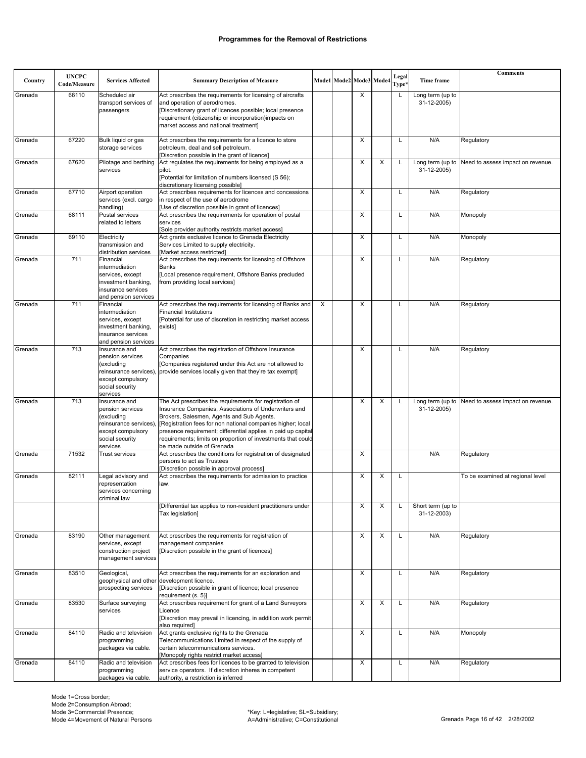## Programmes for the Removal of Restrictions

| Country | UNCPC Code/Measure | Services Affected | Summary Description of Measure | Mode1 | Mode2 | Mode3 | Mode4 | Legal Type* | Time frame | Comments |
|---|---|---|---|---|---|---|---|---|---|---|
| Grenada | 66110 | Scheduled air transport services of passengers | Act prescribes the requirements for licensing of aircrafts and operation of aerodromes. [Discretionary grant of licences possible; local presence requirement (citizenship or incorporation)impacts on market access and national treatment] | | | X | | L | Long term (up to 31-12-2005) | |
| Grenada | 67220 | Bulk liquid or gas storage services | Act prescribes the requirements for a licence to store petroleum, deal and sell petroleum. [Discretion possible in the grant of licence] | | | X | | L | N/A | Regulatory |
| Grenada | 67620 | Pilotage and berthing services | Act regulates the requirements for being employed as a pilot. [Potential for limitation of numbers licensed (S 56); discretionary licensing possible] | | | X | X | L | Long term (up to 31-12-2005) | Need to assess impact on revenue. |
| Grenada | 67710 | Airport operation services (excl. cargo handling) | Act prescribes requirements for licences and concessions in respect of the use of aerodrome [Use of discretion possible in grant of licences] | | | X | | L | N/A | Regulatory |
| Grenada | 68111 | Postal services related to letters | Act prescribes the requirements for operation of postal services [Sole provider authority restricts market access] | | | X | | L | N/A | Monopoly |
| Grenada | 69110 | Electricity transmission and distribution services | Act grants exclusive licence to Grenada Electricity Services Limited to supply electricity. [Market access restricted] | | | X | | L | N/A | Monopoly |
| Grenada | 711 | Financial intermediation services, except investment banking, insurance services and pension services | Act prescribes the requirements for licensing of Offshore Banks [Local presence requirement, Offshore Banks precluded from providing local services] | | | X | | L | N/A | Regulatory |
| Grenada | 711 | Financial intermediation services, except investment banking, insurance services and pension services | Act prescribes the requirements for licensing of Banks and Financial Institutions [Potential for use of discretion in restricting market access exists] | X | | X | | L | N/A | Regulatory |
| Grenada | 713 | Insurance and pension services (excluding reinsurance services), except compulsory social security services | Act prescribes the registration of Offshore Insurance Companies [Companies registered under this Act are not allowed to provide services locally given that they're tax exempt] | | | X | | L | N/A | Regulatory |
| Grenada | 713 | Insurance and pension services (excluding reinsurance services), except compulsory social security services | The Act prescribes the requirements for registration of Insurance Companies, Associations of Underwriters and Brokers, Salesmen, Agents and Sub Agents. [Registration fees for non national companies higher; local presence requirement; differential applies in paid up capital requirements; limits on proportion of investments that could be made outside of Grenada | | | X | X | L | Long term (up to 31-12-2005) | Need to assess impact on revenue. |
| Grenada | 71532 | Trust services | Act prescribes the conditions for registration of designated persons to act as Trustees [Discretion possible in approval process] | | | X | | | N/A | Regulatory |
| Grenada | 82111 | Legal advisory and representation services concerning criminal law | Act prescribes the requirements for admission to practice law. | | | X | X | L | | To be examined at regional level |
| | | | [Differential tax applies to non-resident practitioners under Tax legislation] | | | X | X | L | Short term (up to 31-12-2003) | |
| Grenada | 83190 | Other management services, except construction project management services | Act prescribes the requirements for registration of management companies [Discretion possible in the grant of licences] | | | X | X | L | N/A | Regulatory |
| Grenada | 83510 | Geological, geophysical and other prospecting services | Act prescribes the requirements for an exploration and development licence. [Discretion possible in grant of licence; local presence requirement (s. 5)] | | | X | | L | N/A | Regulatory |
| Grenada | 83530 | Surface surveying services | Act prescribes requirement for grant of a Land Surveyors Licence [Discretion may prevail in licencing, in addition work permit also required] | | | X | X | L | N/A | Regulatory |
| Grenada | 84110 | Radio and television programming packages via cable. | Act grants exclusive rights to the Grenada Telecommunications Limited in respect of the supply of certain telecommunications services. [Monopoly rights restrict market access] | | | X | | L | N/A | Monopoly |
| Grenada | 84110 | Radio and television programming packages via cable. | Act prescribes fees for licences to be granted to television service operators. If discretion inheres in competent authority, a restriction is inferred | | | X | | L | N/A | Regulatory |

Mode 1=Cross border;
Mode 2=Consumption Abroad;
Mode 3=Commercial Presence;
Mode 4=Movement of Natural Persons

*Key: L=legislative; SL=Subsidiary; A=Administrative; C=Constitutional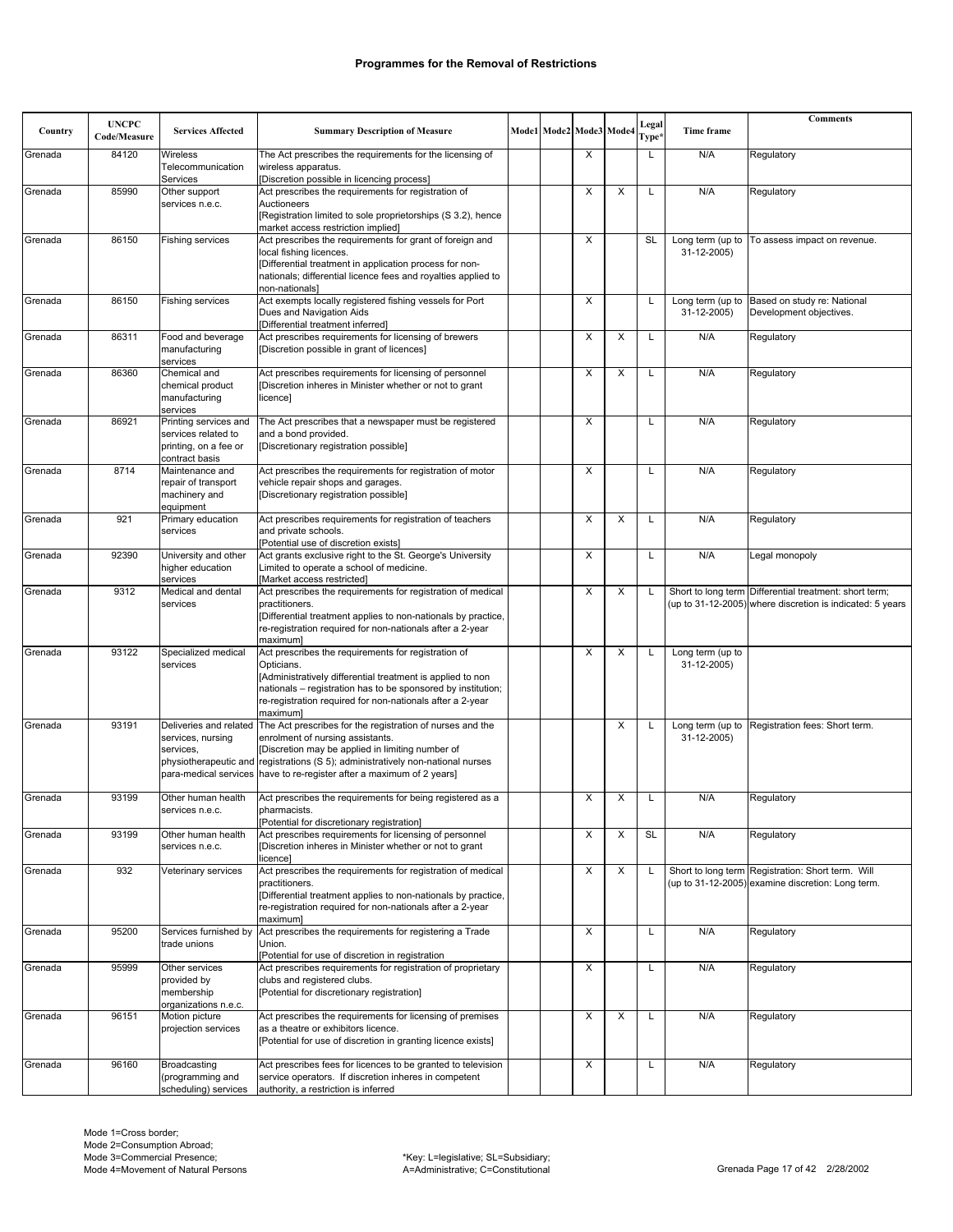## Programmes for the Removal of Restrictions

| Country | UNCPC Code/Measure | Services Affected | Summary Description of Measure | Mode1 | Mode2 | Mode3 | Mode4 | Legal Type* | Time frame | Comments |
|---|---|---|---|---|---|---|---|---|---|---|
| Grenada | 84120 | Wireless Telecommunication Services | The Act prescribes the requirements for the licensing of wireless apparatus. [Discretion possible in licencing process] | | | X | | L | N/A | Regulatory |
| Grenada | 85990 | Other support services n.e.c. | Act prescribes the requirements for registration of Auctioneers [Registration limited to sole proprietorships (S 3.2), hence market access restriction implied] | | | X | X | L | N/A | Regulatory |
| Grenada | 86150 | Fishing services | Act prescribes the requirements for grant of foreign and local fishing licences. [Differential treatment in application process for non-nationals; differential licence fees and royalties applied to non-nationals] | | | X | | SL | Long term (up to 31-12-2005) | To assess impact on revenue. |
| Grenada | 86150 | Fishing services | Act exempts locally registered fishing vessels for Port Dues and Navigation Aids [Differential treatment inferred] | | | X | | L | Long term (up to 31-12-2005) | Based on study re: National Development objectives. |
| Grenada | 86311 | Food and beverage manufacturing services | Act prescribes requirements for licensing of brewers [Discretion possible in grant of licences] | | | X | X | L | N/A | Regulatory |
| Grenada | 86360 | Chemical and chemical product manufacturing services | Act prescribes requirements for licensing of personnel [Discretion inheres in Minister whether or not to grant licence] | | | X | X | L | N/A | Regulatory |
| Grenada | 86921 | Printing services and services related to printing, on a fee or contract basis | The Act prescribes that a newspaper must be registered and a bond provided. [Discretionary registration possible] | | | X | | L | N/A | Regulatory |
| Grenada | 8714 | Maintenance and repair of transport machinery and equipment | Act prescribes the requirements for registration of motor vehicle repair shops and garages. [Discretionary registration possible] | | | X | | L | N/A | Regulatory |
| Grenada | 921 | Primary education services | Act prescribes requirements for registration of teachers and private schools. [Potential use of discretion exists] | | | X | X | L | N/A | Regulatory |
| Grenada | 92390 | University and other higher education services | Act grants exclusive right to the St. George's University Limited to operate a school of medicine. [Market access restricted] | | | X | | L | N/A | Legal monopoly |
| Grenada | 9312 | Medical and dental services | Act prescribes the requirements for registration of medical practitioners. [Differential treatment applies to non-nationals by practice, re-registration required for non-nationals after a 2-year maximum] | | | X | X | L | Short to long term (up to 31-12-2005) | Differential treatment: short term; where discretion is indicated: 5 years |
| Grenada | 93122 | Specialized medical services | Act prescribes the requirements for registration of Opticians. [Administratively differential treatment is applied to non nationals – registration has to be sponsored by institution; re-registration required for non-nationals after a 2-year maximum] | | | X | X | L | Long term (up to 31-12-2005) | |
| Grenada | 93191 | Deliveries and related services, nursing services, physiotherapeutic and para-medical services | The Act prescribes for the registration of nurses and the enrolment of nursing assistants. [Discretion may be applied in limiting number of registrations (S 5); administratively non-national nurses have to re-register after a maximum of 2 years] | | | | X | L | Long term (up to 31-12-2005) | Registration fees: Short term. |
| Grenada | 93199 | Other human health services n.e.c. | Act prescribes the requirements for being registered as a pharmacists. [Potential for discretionary registration] | | | X | X | L | N/A | Regulatory |
| Grenada | 93199 | Other human health services n.e.c. | Act prescribes requirements for licensing of personnel [Discretion inheres in Minister whether or not to grant licence] | | | X | X | SL | N/A | Regulatory |
| Grenada | 932 | Veterinary services | Act prescribes the requirements for registration of medical practitioners. [Differential treatment applies to non-nationals by practice, re-registration required for non-nationals after a 2-year maximum] | | | X | X | L | Short to long term (up to 31-12-2005) | Registration: Short term. Will examine discretion: Long term. |
| Grenada | 95200 | Services furnished by trade unions | Act prescribes the requirements for registering a Trade Union. [Potential for use of discretion in registration | | | X | | L | N/A | Regulatory |
| Grenada | 95999 | Other services provided by membership organizations n.e.c. | Act prescribes the requirements for registration of proprietary clubs and registered clubs. [Potential for discretionary registration] | | | X | | L | N/A | Regulatory |
| Grenada | 96151 | Motion picture projection services | Act prescribes the requirements for licensing of premises as a theatre or exhibitors licence. [Potential for use of discretion in granting licence exists] | | | X | X | L | N/A | Regulatory |
| Grenada | 96160 | Broadcasting (programming and scheduling) services | Act prescribes fees for licences to be granted to television service operators. If discretion inheres in competent authority, a restriction is inferred | | | X | | L | N/A | Regulatory |

Mode 1=Cross border;
Mode 2=Consumption Abroad;
Mode 3=Commercial Presence;
Mode 4=Movement of Natural Persons

*Key: L=legislative; SL=Subsidiary;
A=Administrative; C=Constitutional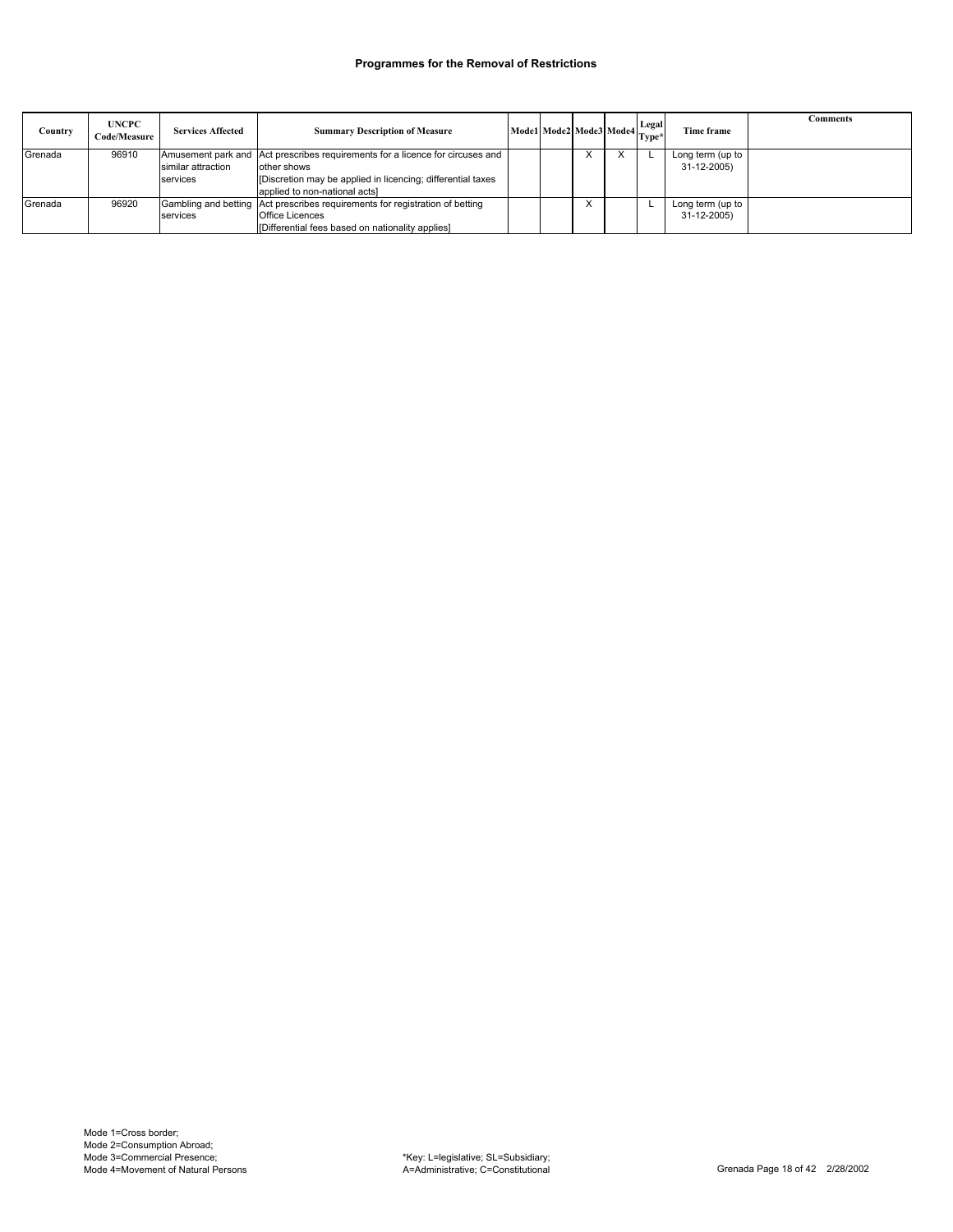## Programmes for the Removal of Restrictions

| Country | UNCPC Code/Measure | Services Affected | Summary Description of Measure | Mode1 | Mode2 | Mode3 | Mode4 | Legal Type* | Time frame | Comments |
|---|---|---|---|---|---|---|---|---|---|---|
| Grenada | 96910 | Amusement park and similar attraction services | Act prescribes requirements for a licence for circuses and other shows [Discretion may be applied in licencing; differential taxes applied to non-national acts] | | | X | X | L | Long term (up to 31-12-2005) | |
| Grenada | 96920 | Gambling and betting services | Act prescribes requirements for registration of betting Office Licences [Differential fees based on nationality applies] | | | X | | L | Long term (up to 31-12-2005) | |

Mode 1=Cross border;
Mode 2=Consumption Abroad;
Mode 3=Commercial Presence;
Mode 4=Movement of Natural Persons

*Key: L=legislative; SL=Subsidiary;
A=Administrative; C=Constitutional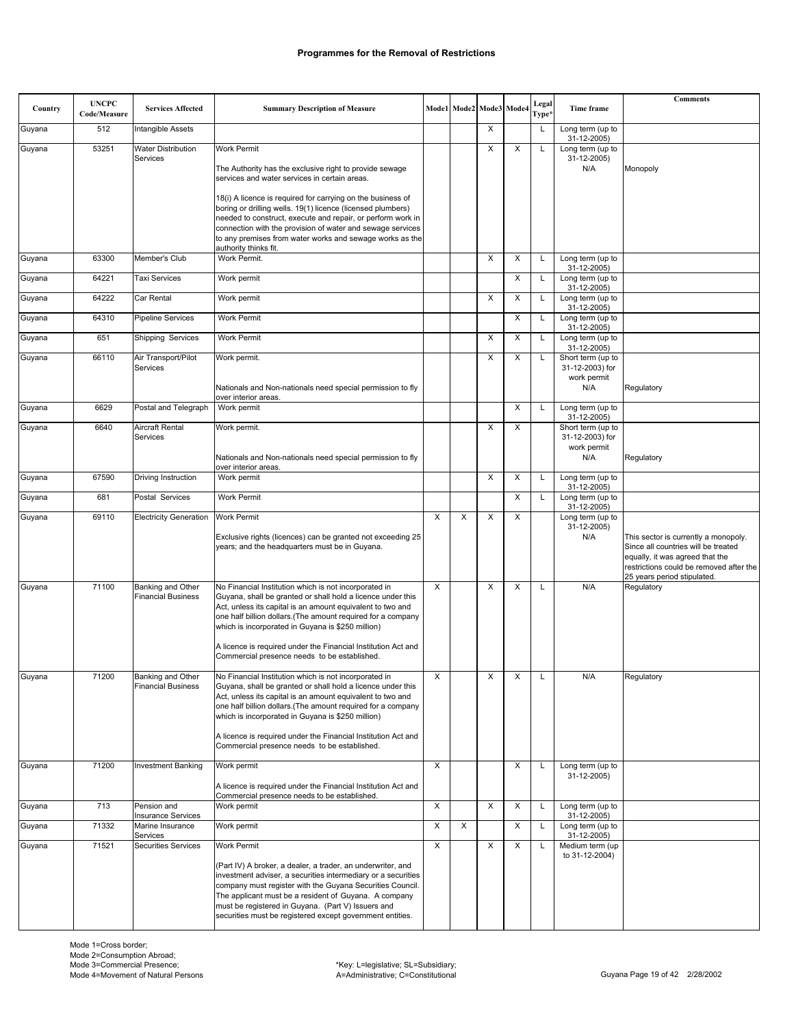# Programmes for the Removal of Restrictions

| Country | UNCPC Code/Measure | Services Affected | Summary Description of Measure | Mode1 | Mode2 | Mode3 | Mode4 | Legal Type* | Time frame | Comments |
|---|---|---|---|---|---|---|---|---|---|---|
| Guyana | 512 | Intangible Assets | | | | X | | L | Long term (up to 31-12-2005) | |
| Guyana | 53251 | Water Distribution Services | Work Permit<br><br>The Authority has the exclusive right to provide sewage services and water services in certain areas.<br><br>18(i) A licence is required for carrying on the business of boring or drilling wells. 19(1) licence (licensed plumbers) needed to construct, execute and repair, or perform work in connection with the provision of water and sewage services to any premises from water works and sewage works as the authority thinks fit. | | | X | X | L | Long term (up to 31-12-2005)<br>N/A | Monopoly |
| Guyana | 63300 | Member's Club | Work Permit. | | | X | X | L | Long term (up to 31-12-2005) | |
| Guyana | 64221 | Taxi Services | Work permit | | | | X | L | Long term (up to 31-12-2005) | |
| Guyana | 64222 | Car Rental | Work permit | | | X | X | L | Long term (up to 31-12-2005) | |
| Guyana | 64310 | Pipeline Services | Work Permit | | | | X | L | Long term (up to 31-12-2005) | |
| Guyana | 651 | Shipping Services | Work Permit | | | X | X | L | Long term (up to 31-12-2005) | |
| Guyana | 66110 | Air Transport/Pilot Services | Work permit.<br><br>Nationals and Non-nationals need special permission to fly over interior areas. | | | X | X | L | Short term (up to 31-12-2003) for work permit<br>N/A | Regulatory |
| Guyana | 6629 | Postal and Telegraph | Work permit | | | | X | L | Long term (up to 31-12-2005) | |
| Guyana | 6640 | Aircraft Rental Services | Work permit.<br><br>Nationals and Non-nationals need special permission to fly over interior areas. | | | X | X | | Short term (up to 31-12-2003) for work permit<br>N/A | Regulatory |
| Guyana | 67590 | Driving Instruction | Work permit | | | X | X | L | Long term (up to 31-12-2005) | |
| Guyana | 681 | Postal Services | Work Permit | | | | X | L | Long term (up to 31-12-2005) | |
| Guyana | 69110 | Electricity Generation | Work Permit<br><br>Exclusive rights (licences) can be granted not exceeding 25 years; and the headquarters must be in Guyana. | X | X | X | X | | Long term (up to 31-12-2005)<br>N/A | This sector is currently a monopoly. Since all countries will be treated equally, it was agreed that the restrictions could be removed after the 25 years period stipulated. |
| Guyana | 71100 | Banking and Other Financial Business | No Financial Institution which is not incorporated in Guyana, shall be granted or shall hold a licence under this Act, unless its capital is an amount equivalent to two and one half billion dollars.(The amount required for a company which is incorporated in Guyana is $250 million)<br><br>A licence is required under the Financial Institution Act and Commercial presence needs to be established. | X | | X | X | L | N/A | Regulatory |
| Guyana | 71200 | Banking and Other Financial Business | No Financial Institution which is not incorporated in Guyana, shall be granted or shall hold a licence under this Act, unless its capital is an amount equivalent to two and one half billion dollars.(The amount required for a company which is incorporated in Guyana is $250 million)<br><br>A licence is required under the Financial Institution Act and Commercial presence needs to be established. | X | | X | X | L | N/A | Regulatory |
| Guyana | 71200 | Investment Banking | Work permit<br><br>A licence is required under the Financial Institution Act and Commercial presence needs to be established. | X | | | X | L | Long term (up to 31-12-2005) | |
| Guyana | 713 | Pension and Insurance Services | Work permit | X | | X | X | L | Long term (up to 31-12-2005) | |
| Guyana | 71332 | Marine Insurance Services | Work permit | X | X | | X | L | Long term (up to 31-12-2005) | |
| Guyana | 71521 | Securities Services | Work Permit<br><br>(Part IV) A broker, a dealer, a trader, an underwriter, and investment adviser, a securities intermediary or a securities company must register with the Guyana Securities Council. The applicant must be a resident of Guyana. A company must be registered in Guyana. (Part V) Issuers and securities must be registered except government entities. | X | | X | X | L | Medium term (up to 31-12-2004) | |

Mode 1=Cross border;
Mode 2=Consumption Abroad;
Mode 3=Commercial Presence;
Mode 4=Movement of Natural Persons

*Key: L=legislative; SL=Subsidiary;
A=Administrative; C=Constitutional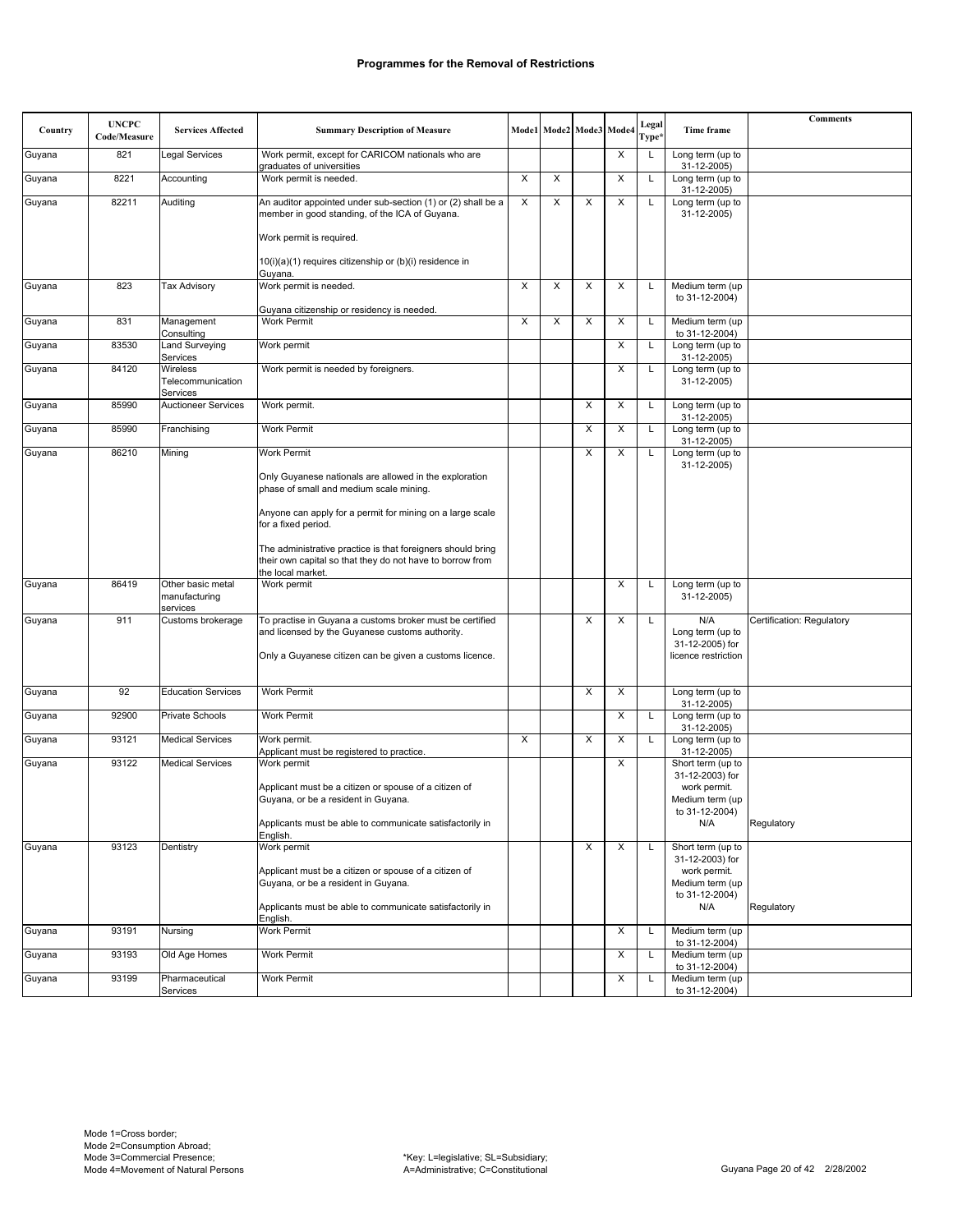# Programmes for the Removal of Restrictions

| Country | UNCPC Code/Measure | Services Affected | Summary Description of Measure | Mode1 | Mode2 | Mode3 | Mode4 | Legal Type* | Time frame | Comments |
|---|---|---|---|---|---|---|---|---|---|---|
| Guyana | 821 | Legal Services | Work permit, except for CARICOM nationals who are graduates of universities | | | | X | L | Long term (up to 31-12-2005) | |
| Guyana | 8221 | Accounting | Work permit is needed. | X | X | | X | L | Long term (up to 31-12-2005) | |
| Guyana | 82211 | Auditing | An auditor appointed under sub-section (1) or (2) shall be a member in good standing, of the ICA of Guyana.<br><br>Work permit is required.<br><br>10(i)(a)(1) requires citizenship or (b)(i) residence in Guyana. | X | X | X | X | L | Long term (up to 31-12-2005) | |
| Guyana | 823 | Tax Advisory | Work permit is needed.<br><br>Guyana citizenship or residency is needed. | X | X | X | X | L | Medium term (up to 31-12-2004) | |
| Guyana | 831 | Management Consulting | Work Permit | X | X | X | X | L | Medium term (up to 31-12-2004) | |
| Guyana | 83530 | Land Surveying Services | Work permit | | | | X | L | Long term (up to 31-12-2005) | |
| Guyana | 84120 | Wireless Telecommunication Services | Work permit is needed by foreigners. | | | | X | L | Long term (up to 31-12-2005) | |
| Guyana | 85990 | Auctioneer Services | Work permit. | | | X | X | L | Long term (up to 31-12-2005) | |
| Guyana | 85990 | Franchising | Work Permit | | | X | X | L | Long term (up to 31-12-2005) | |
| Guyana | 86210 | Mining | Work Permit<br><br>Only Guyanese nationals are allowed in the exploration phase of small and medium scale mining.<br><br>Anyone can apply for a permit for mining on a large scale for a fixed period.<br><br>The administrative practice is that foreigners should bring their own capital so that they do not have to borrow from the local market. | | | X | X | L | Long term (up to 31-12-2005) | |
| Guyana | 86419 | Other basic metal manufacturing services | Work permit | | | | X | L | Long term (up to 31-12-2005) | |
| Guyana | 911 | Customs brokerage | To practise in Guyana a customs broker must be certified and licensed by the Guyanese customs authority.<br><br>Only a Guyanese citizen can be given a customs licence. | | | X | X | L | N/A<br>Long term (up to 31-12-2005) for licence restriction | Certification: Regulatory |
| Guyana | 92 | Education Services | Work Permit | | | X | X | | Long term (up to 31-12-2005) | |
| Guyana | 92900 | Private Schools | Work Permit | | | | X | L | Long term (up to 31-12-2005) | |
| Guyana | 93121 | Medical Services | Work permit.<br>Applicant must be registered to practice. | X | | X | X | L | Long term (up to 31-12-2005) | |
| Guyana | 93122 | Medical Services | Work permit<br><br>Applicant must be a citizen or spouse of a citizen of Guyana, or be a resident in Guyana.<br><br>Applicants must be able to communicate satisfactorily in English. | | | | X | | Short term (up to 31-12-2003) for work permit.<br>Medium term (up to 31-12-2004)<br>N/A | Regulatory |
| Guyana | 93123 | Dentistry | Work permit<br><br>Applicant must be a citizen or spouse of a citizen of Guyana, or be a resident in Guyana.<br><br>Applicants must be able to communicate satisfactorily in English. | | | X | X | L | Short term (up to 31-12-2003) for work permit.<br>Medium term (up to 31-12-2004)<br>N/A | Regulatory |
| Guyana | 93191 | Nursing | Work Permit | | | | X | L | Medium term (up to 31-12-2004) | |
| Guyana | 93193 | Old Age Homes | Work Permit | | | | X | L | Medium term (up to 31-12-2004) | |
| Guyana | 93199 | Pharmaceutical Services | Work Permit | | | | X | L | Medium term (up to 31-12-2004) | |

Mode 1=Cross border;
Mode 2=Consumption Abroad;
Mode 3=Commercial Presence;
Mode 4=Movement of Natural Persons

*Key: L=legislative; SL=Subsidiary; A=Administrative; C=Constitutional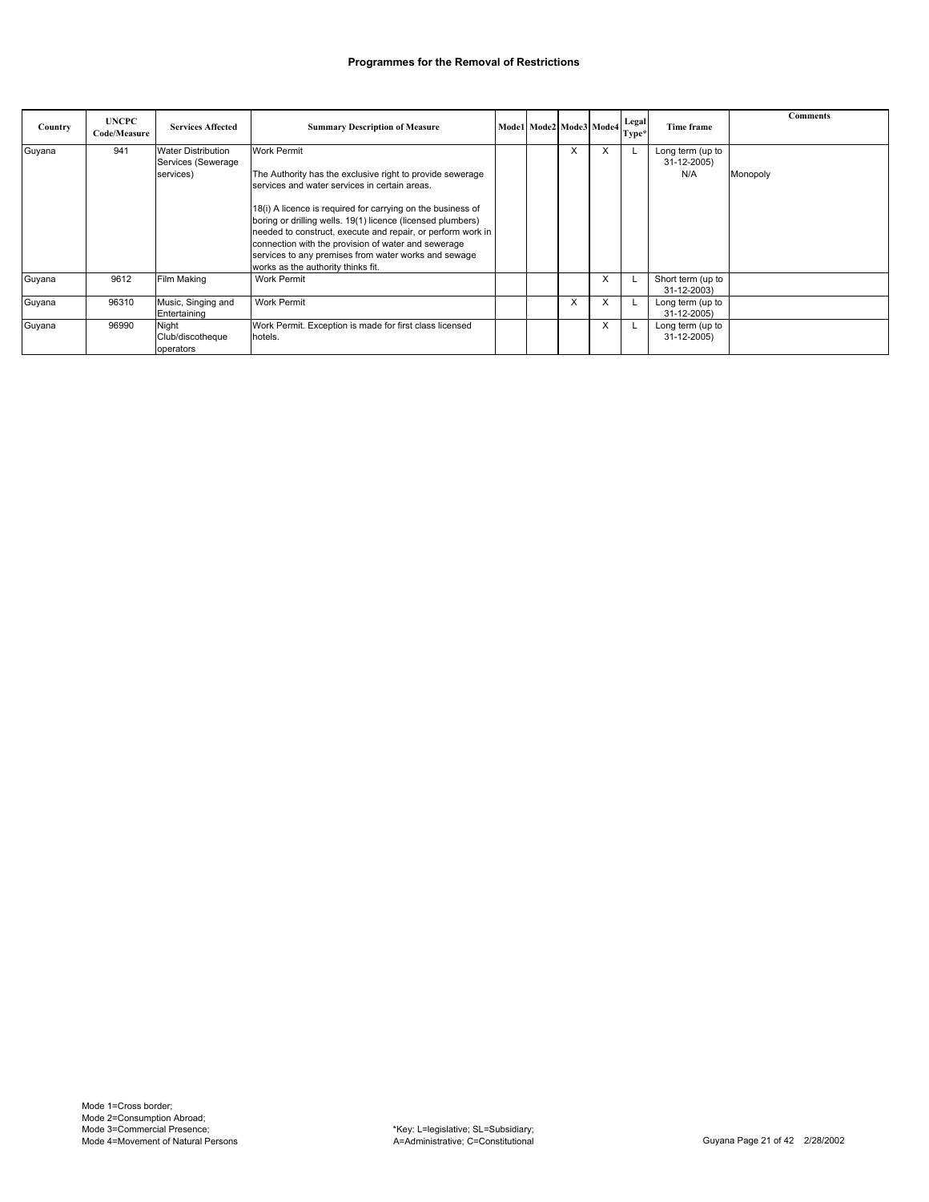**Programmes for the Removal of Restrictions**

| Country | UNCPC Code/Measure | Services Affected | Summary Description of Measure | Mode1 | Mode2 | Mode3 | Mode4 | Legal Type* | Time frame | Comments |
|---|---|---|---|---|---|---|---|---|---|---|
| Guyana | 941 | Water Distribution Services (Sewerage services) | Work Permit<br><br>The Authority has the exclusive right to provide sewerage services and water services in certain areas.<br><br>18(i) A licence is required for carrying on the business of boring or drilling wells. 19(1) licence (licensed plumbers) needed to construct, execute and repair, or perform work in connection with the provision of water and sewerage services to any premises from water works and sewage works as the authority thinks fit. | | | X | X | L | Long term (up to 31-12-2005)<br>N/A | Monopoly |
| Guyana | 9612 | Film Making | Work Permit | | | | X | L | Short term (up to 31-12-2003) | |
| Guyana | 96310 | Music, Singing and Entertaining | Work Permit | | | X | X | L | Long term (up to 31-12-2005) | |
| Guyana | 96990 | Night Club/discotheque operators | Work Permit. Exception is made for first class licensed hotels. | | | | X | L | Long term (up to 31-12-2005) | |

Mode 1=Cross border;
Mode 2=Consumption Abroad;
Mode 3=Commercial Presence;
Mode 4=Movement of Natural Persons

*Key: L=legislative; SL=Subsidiary;
A=Administrative; C=Constitutional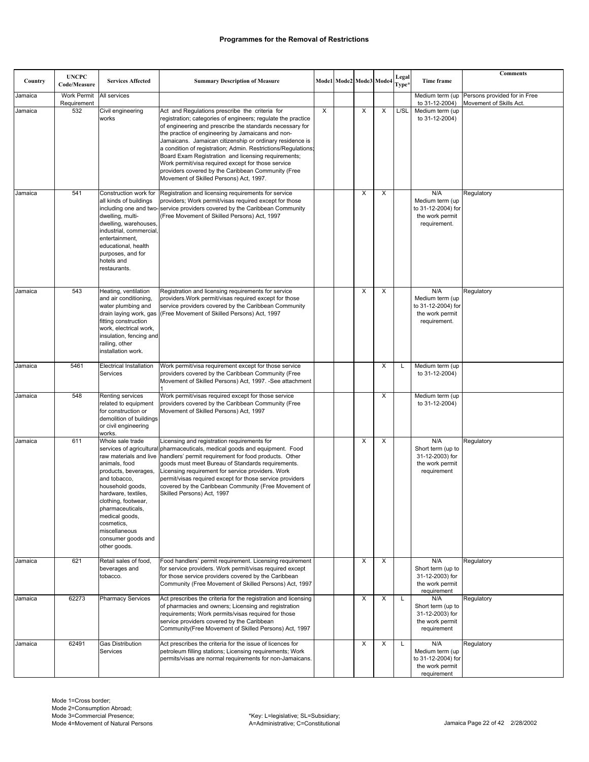# Programmes for the Removal of Restrictions

| Country | UNCPC Code/Measure | Services Affected | Summary Description of Measure | Mode1 | Mode2 | Mode3 | Mode4 | Legal Type* | Time frame | Comments |
|---|---|---|---|---|---|---|---|---|---|---|
| Jamaica | Work Permit Requirement | All services | | | | | | | Medium term (up to 31-12-2004) | Persons provided for in Free Movement of Skills Act. |
| Jamaica | 532 | Civil engineering works | Act and Regulations prescribe the criteria for registration; categories of engineers; regulate the practice of engineering and prescribe the standards necessary for the practice of engineering by Jamaicans and non-Jamaicans. Jamaican citizenship or ordinary residence is a condition of registration; Admin. Restrictions/Regulations; Board Exam Registration and licensing requirements; Work permit/visa required except for those service providers covered by the Caribbean Community (Free Movement of Skilled Persons) Act, 1997. | X | | X | X | L/SL | Medium term (up to 31-12-2004) | |
| Jamaica | 541 | Construction work for all kinds of buildings including one and two-dwelling, multi-dwelling, warehouses, industrial, commercial, entertainment, educational, health purposes, and for hotels and restaurants. | Registration and licensing requirements for service providers; Work permit/visas required except for those service providers covered by the Caribbean Community (Free Movement of Skilled Persons) Act, 1997 | | | X | X | | N/A Medium term (up to 31-12-2004) for the work permit requirement. | Regulatory |
| Jamaica | 543 | Heating, ventilation and air conditioning, water plumbing and drain laying work, gas fitting construction work, electrical work, insulation, fencing and railing, other installation work. | Registration and licensing requirements for service providers.Work permit/visas required except for those service providers covered by the Caribbean Community (Free Movement of Skilled Persons) Act, 1997 | | | X | X | | N/A Medium term (up to 31-12-2004) for the work permit requirement. | Regulatory |
| Jamaica | 5461 | Electrical Installation Services | Work permit/visa requirement except for those service providers covered by the Caribbean Community (Free Movement of Skilled Persons) Act, 1997. -See attachment 1 | | | | X | L | Medium term (up to 31-12-2004) | |
| Jamaica | 548 | Renting services related to equipment for construction or demolition of buildings or civil engineering works. | Work permit/visas required except for those service providers covered by the Caribbean Community (Free Movement of Skilled Persons) Act, 1997 | | | | X | | Medium term (up to 31-12-2004) | |
| Jamaica | 611 | Whole sale trade services of agricultural raw materials and live animals, food products, beverages, and tobacco, household goods, hardware, textiles, clothing, footwear, pharmaceuticals, medical goods, cosmetics, miscellaneous consumer goods and other goods. | Licensing and registration requirements for pharmaceuticals, medical goods and equipment. Food handlers' permit requirement for food products. Other goods must meet Bureau of Standards requirements. Licensing requirement for service providers. Work permit/visas required except for those service providers covered by the Caribbean Community (Free Movement of Skilled Persons) Act, 1997 | | | X | X | | N/A Short term (up to 31-12-2003) for the work permit requirement | Regulatory |
| Jamaica | 621 | Retail sales of food, beverages and tobacco. | Food handlers' permit requirement. Licensing requirement for service providers. Work permit/visas required except for those service providers covered by the Caribbean Community (Free Movement of Skilled Persons) Act, 1997 | | | X | X | | N/A Short term (up to 31-12-2003) for the work permit requirement | Regulatory |
| Jamaica | 62273 | Pharmacy Services | Act prescribes the criteria for the registration and licensing of pharmacies and owners; Licensing and registration requirements; Work permits/visas required for those service providers covered by the Caribbean Community(Free Movement of Skilled Persons) Act, 1997 | | | X | X | L | N/A Short term (up to 31-12-2003) for the work permit requirement | Regulatory |
| Jamaica | 62491 | Gas Distribution Services | Act prescribes the criteria for the issue of licences for petroleum filling stations; Licensing requirements; Work permits/visas are normal requirements for non-Jamaicans. | | | X | X | L | N/A Medium term (up to 31-12-2004) for the work permit requirement | Regulatory |

Mode 1=Cross border;
Mode 2=Consumption Abroad;
Mode 3=Commercial Presence;
Mode 4=Movement of Natural Persons

*Key: L=legislative; SL=Subsidiary; A=Administrative; C=Constitutional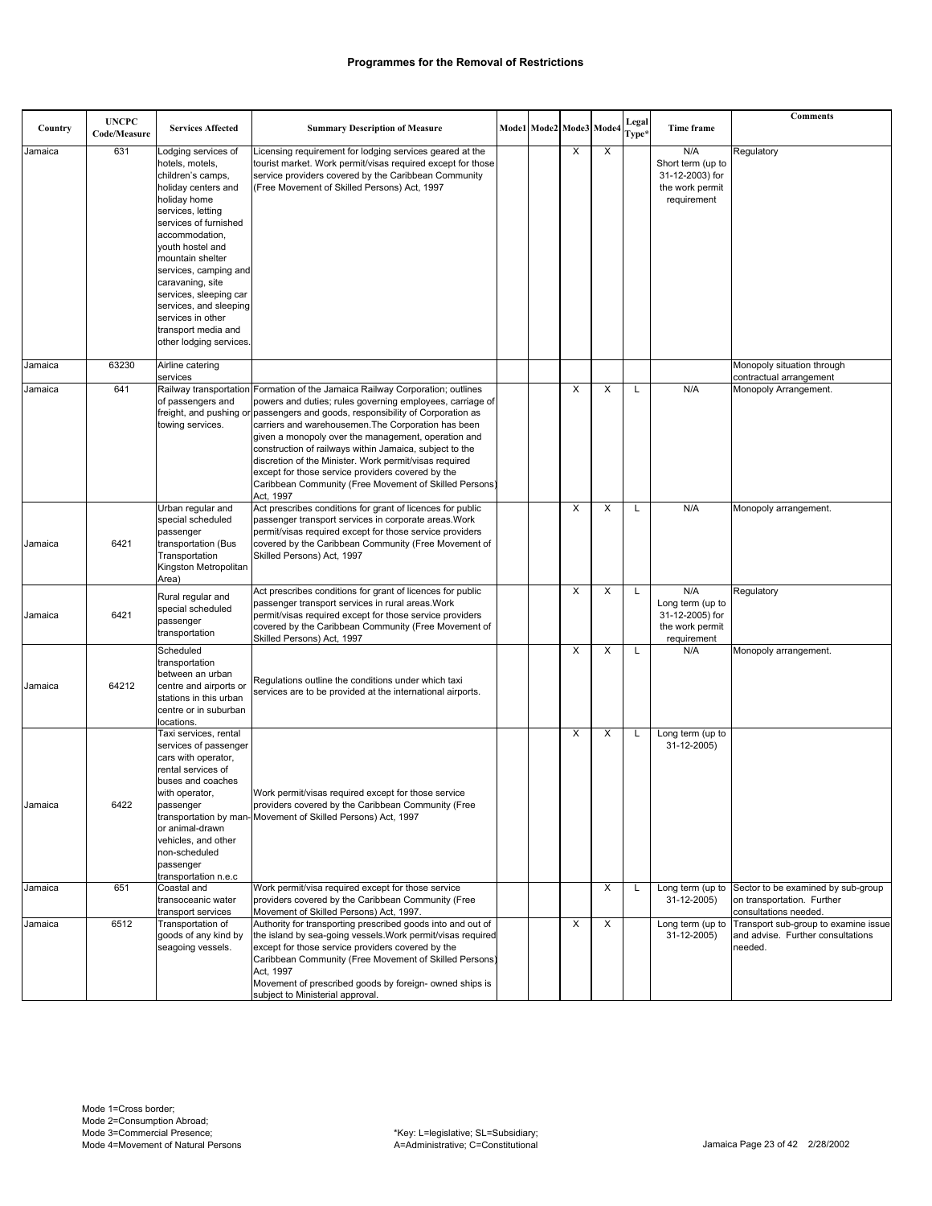# Programmes for the Removal of Restrictions

| Country | UNCPC Code/Measure | Services Affected | Summary Description of Measure | Mode1 | Mode2 | Mode3 | Mode4 | Legal Type* | Time frame | Comments |
|---|---|---|---|---|---|---|---|---|---|---|
| Jamaica | 631 | Lodging services of hotels, motels, children's camps, holiday centers and holiday home services, letting services of furnished accommodation, youth hostel and mountain shelter services, camping and caravaning, site services, sleeping car services, and sleeping services in other transport media and other lodging services. | Licensing requirement for lodging services geared at the tourist market. Work permit/visas required except for those service providers covered by the Caribbean Community (Free Movement of Skilled Persons) Act, 1997 | | | X | X | | N/A Short term (up to 31-12-2003) for the work permit requirement | Regulatory |
| Jamaica | 63230 | Airline catering services | | | | | | | | Monopoly situation through contractual arrangement |
| Jamaica | 641 | Railway transportation of passengers and freight, and pushing or towing services. | Formation of the Jamaica Railway Corporation; outlines powers and duties; rules governing employees, carriage of passengers and goods, responsibility of Corporation as carriers and warehousemen.The Corporation has been given a monopoly over the management, operation and construction of railways within Jamaica, subject to the discretion of the Minister. Work permit/visas required except for those service providers covered by the Caribbean Community (Free Movement of Skilled Persons) Act, 1997 | | | X | X | L | N/A | Monopoly Arrangement. |
| Jamaica | 6421 | Urban regular and special scheduled passenger transportation (Bus Transportation Kingston Metropolitan Area) | Act prescribes conditions for grant of licences for public passenger transport services in corporate areas.Work permit/visas required except for those service providers covered by the Caribbean Community (Free Movement of Skilled Persons) Act, 1997 | | | X | X | L | N/A | Monopoly arrangement. |
| Jamaica | 6421 | Rural regular and special scheduled passenger transportation | Act prescribes conditions for grant of licences for public passenger transport services in rural areas.Work permit/visas required except for those service providers covered by the Caribbean Community (Free Movement of Skilled Persons) Act, 1997 | | | X | X | L | N/A Long term (up to 31-12-2005) for the work permit requirement | Regulatory |
| Jamaica | 64212 | Scheduled transportation between an urban centre and airports or stations in this urban centre or in suburban locations. | Regulations outline the conditions under which taxi services are to be provided at the international airports. | | | X | X | L | N/A | Monopoly arrangement. |
| Jamaica | 6422 | Taxi services, rental services of passenger cars with operator, rental services of buses and coaches with operator, passenger transportation by man- or animal-drawn vehicles, and other non-scheduled passenger transportation n.e.c | Work permit/visas required except for those service providers covered by the Caribbean Community (Free Movement of Skilled Persons) Act, 1997 | | | X | X | L | Long term (up to 31-12-2005) | |
| Jamaica | 651 | Coastal and transoceanic water transport services | Work permit/visa required except for those service providers covered by the Caribbean Community (Free Movement of Skilled Persons) Act, 1997. | | | | X | L | Long term (up to 31-12-2005) | Sector to be examined by sub-group on transportation. Further consultations needed. |
| Jamaica | 6512 | Transportation of goods of any kind by seagoing vessels. | Authority for transporting prescribed goods into and out of the island by sea-going vessels.Work permit/visas required except for those service providers covered by the Caribbean Community (Free Movement of Skilled Persons) Act, 1997<br>Movement of prescribed goods by foreign- owned ships is subject to Ministerial approval. | | | X | X | | Long term (up to 31-12-2005) | Transport sub-group to examine issue and advise. Further consultations needed. |

Mode 1=Cross border;
Mode 2=Consumption Abroad;
Mode 3=Commercial Presence;
Mode 4=Movement of Natural Persons

*Key: L=legislative; SL=Subsidiary; A=Administrative; C=Constitutional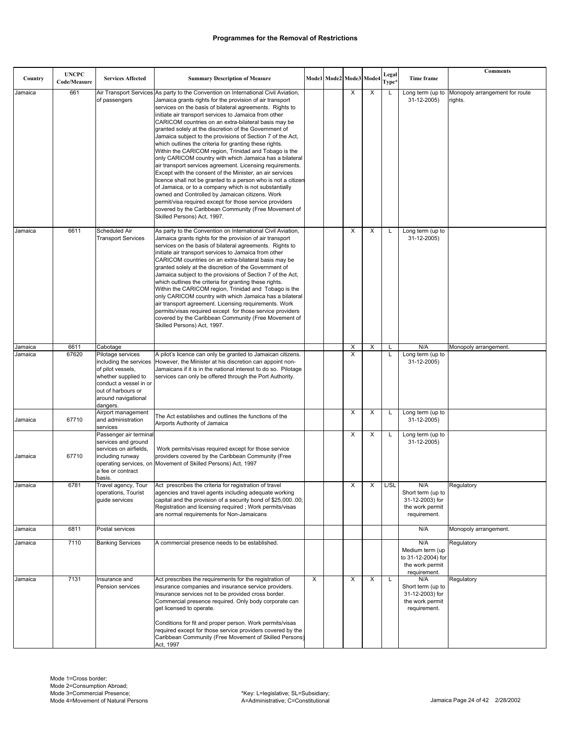# Programmes for the Removal of Restrictions

| Country | UNCPC Code/Measure | Services Affected | Summary Description of Measure | Mode1 | Mode2 | Mode3 | Mode4 | Legal Type* | Time frame | Comments |
|---|---|---|---|---|---|---|---|---|---|---|
| Jamaica | 661 | Air Transport Services of passengers | As party to the Convention on International Civil Aviation, Jamaica grants rights for the provision of air transport services on the basis of bilateral agreements. Rights to initiate air transport services to Jamaica from other CARICOM countries on an extra-bilateral basis may be granted solely at the discretion of the Government of Jamaica subject to the provisions of Section 7 of the Act, which outlines the criteria for granting these rights. Within the CARICOM region, Trinidad and Tobago is the only CARICOM country with which Jamaica has a bilateral air transport services agreement. Licensing requirements. Except with the consent of the Minister, an air services licence shall not be granted to a person who is not a citizen of Jamaica, or to a company which is not substantially owned and Controlled by Jamaican citizens. Work permit/visa required except for those service providers covered by the Caribbean Community (Free Movement of Skilled Persons) Act, 1997. | | | X | X | L | Long term (up to 31-12-2005) | Monopoly arrangement for route rights. |
| Jamaica | 6611 | Scheduled Air Transport Services | As party to the Convention on International Civil Aviation, Jamaica grants rights for the provision of air transport services on the basis of bilateral agreements. Rights to initiate air transport services to Jamaica from other CARICOM countries on an extra-bilateral basis may be granted solely at the discretion of the Government of Jamaica subject to the provisions of Section 7 of the Act, which outlines the criteria for granting these rights. Within the CARICOM region, Trinidad and Tobago is the only CARICOM country with which Jamaica has a bilateral air transport agreement. Licensing requirements. Work permits/visas required except for those service providers covered by the Caribbean Community (Free Movement of Skilled Persons) Act, 1997. | | | X | X | L | Long term (up to 31-12-2005) | |
| Jamaica | 6611 | Cabotage | | | | X | X | L | N/A | Monopoly arrangement. |
| Jamaica | 67620 | Pilotage services including the services of pilot vessels, whether supplied to conduct a vessel in or out of harbours or around navigational dangers. | A pilot's licence can only be granted to Jamaican citizens. However, the Minister at his discretion can appoint non-Jamaicans if it is in the national interest to do so. Pilotage services can only be offered through the Port Authority. | | | X | | L | Long term (up to 31-12-2005) | |
| Jamaica | 67710 | Airport management and administration services | The Act establishes and outlines the functions of the Airports Authority of Jamaica | | | X | X | L | Long term (up to 31-12-2005) | |
| Jamaica | 67710 | Passenger air terminal services and ground services on airfields, including runway operating services, on a fee or contract basis. | Work permits/visas required except for those service providers covered by the Caribbean Community (Free Movement of Skilled Persons) Act, 1997 | | | X | X | L | Long term (up to 31-12-2005) | |
| Jamaica | 6781 | Travel agency, Tour operations, Tourist guide services | Act prescribes the criteria for registration of travel agencies and travel agents including adequate working capital and the provision of a security bond of $25,000..00; Registration and licensing required ; Work permits/visas are normal requirements for Non-Jamaicans | | | X | X | L/SL | N/A Short term (up to 31-12-2003) for the work permit requirement. | Regulatory |
| Jamaica | 6811 | Postal services | | | | | | | N/A | Monopoly arrangement. |
| Jamaica | 7110 | Banking Services | A commercial presence needs to be established. | | | | | | N/A Medium term (up to 31-12-2004) for the work permit requirement. | Regulatory |
| Jamaica | 7131 | Insurance and Pension services | Act prescribes the requirements for the registration of insurance companies and insurance service providers. Insurance services not to be provided cross border. Commercial presence required. Only body corporate can get licensed to operate.<br><br>Conditions for fit and proper person. Work permits/visas required except for those service providers covered by the Caribbean Community (Free Movement of Skilled Persons) Act, 1997 | X | | X | X | L | N/A Short term (up to 31-12-2003) for the work permit requirement. | Regulatory |

Mode 1=Cross border;
Mode 2=Consumption Abroad;
Mode 3=Commercial Presence;
Mode 4=Movement of Natural Persons

*Key: L=legislative; SL=Subsidiary; A=Administrative; C=Constitutional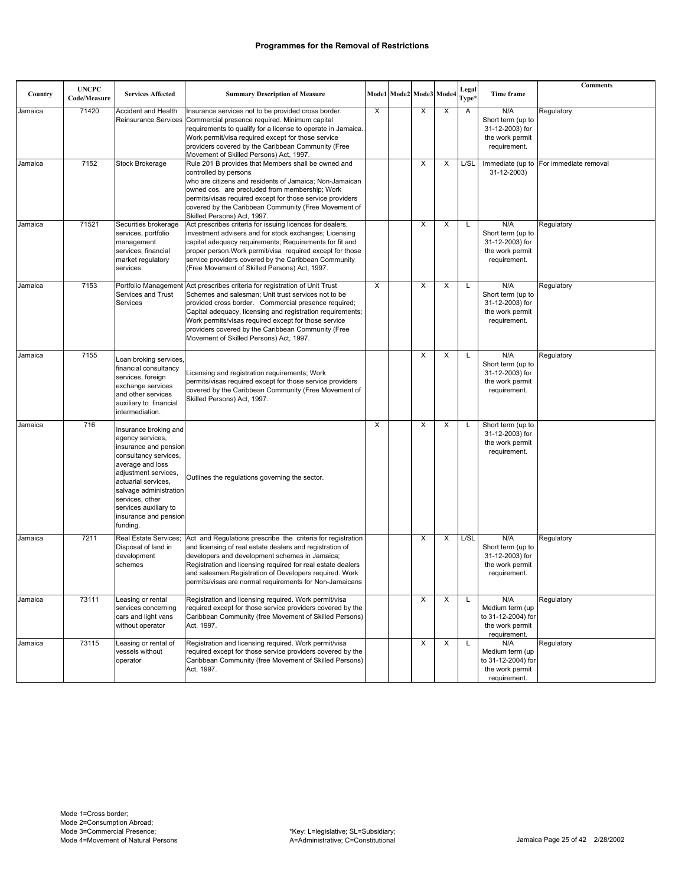# Programmes for the Removal of Restrictions

| Country | UNCPC Code/Measure | Services Affected | Summary Description of Measure | Mode1 | Mode2 | Mode3 | Mode4 | Legal Type* | Time frame | Comments |
|---|---|---|---|---|---|---|---|---|---|---|
| Jamaica | 71420 | Accident and Health Reinsurance Services | Insurance services not to be provided cross border. Commercial presence required. Minimum capital requirements to qualify for a license to operate in Jamaica. Work permit/visa required except for those service providers covered by the Caribbean Community (Free Movement of Skilled Persons) Act, 1997. | X | | X | X | A | N/A Short term (up to 31-12-2003) for the work permit requirement. | Regulatory |
| Jamaica | 7152 | Stock Brokerage | Rule 201 B provides that Members shall be owned and controlled by persons who are citizens and residents of Jamaica; Non-Jamaican owned cos. are precluded from membership; Work permits/visas required except for those service providers covered by the Caribbean Community (Free Movement of Skilled Persons) Act, 1997. | | | X | X | L/SL | Immediate (up to 31-12-2003) | For immediate removal |
| Jamaica | 71521 | Securities brokerage services, portfolio management services, financial market regulatory services. | Act prescribes criteria for issuing licences for dealers, investment advisers and for stock exchanges; Licensing capital adequacy requirements; Requirements for fit and proper person.Work permit/visa required except for those service providers covered by the Caribbean Community (Free Movement of Skilled Persons) Act, 1997. | | | X | X | L | N/A Short term (up to 31-12-2003) for the work permit requirement. | Regulatory |
| Jamaica | 7153 | Portfolio Management Services and Trust Services | Act prescribes criteria for registration of Unit Trust Schemes and salesman; Unit trust services not to be provided cross border. Commercial presence required; Capital adequacy, licensing and registration requirements; Work permits/visas required except for those service providers covered by the Caribbean Community (Free Movement of Skilled Persons) Act, 1997. | X | | X | X | L | N/A Short term (up to 31-12-2003) for the work permit requirement. | Regulatory |
| Jamaica | 7155 | Loan broking services, financial consultancy services, foreign exchange services and other services auxiliary to financial intermediation. | Licensing and registration requirements; Work permits/visas required except for those service providers covered by the Caribbean Community (Free Movement of Skilled Persons) Act, 1997. | | | X | X | L | N/A Short term (up to 31-12-2003) for the work permit requirement. | Regulatory |
| Jamaica | 716 | Insurance broking and agency services, insurance and pension consultancy services, average and loss adjustment services, actuarial services, salvage administration services, other services auxiliary to insurance and pension funding. | Outlines the regulations governing the sector. | X | | X | X | L | Short term (up to 31-12-2003) for the work permit requirement. | |
| Jamaica | 7211 | Real Estate Services; Disposal of land in development schemes | Act and Regulations prescribe the criteria for registration and licensing of real estate dealers and registration of developers and development schemes in Jamaica; Registration and licensing required for real estate dealers and salesmen.Registration of Developers required. Work permits/visas are normal requirements for Non-Jamaicans | | | X | X | L/SL | N/A Short term (up to 31-12-2003) for the work permit requirement. | Regulatory |
| Jamaica | 73111 | Leasing or rental services concerning cars and light vans without operator | Registration and licensing required. Work permit/visa required except for those service providers covered by the Caribbean Community (free Movement of Skilled Persons) Act, 1997. | | | X | X | L | N/A Medium term (up to 31-12-2004) for the work permit requirement. | Regulatory |
| Jamaica | 73115 | Leasing or rental of vessels without operator | Registration and licensing required. Work permit/visa required except for those service providers covered by the Caribbean Community (free Movement of Skilled Persons) Act, 1997. | | | X | X | L | N/A Medium term (up to 31-12-2004) for the work permit requirement. | Regulatory |

Mode 1=Cross border;
Mode 2=Consumption Abroad;
Mode 3=Commercial Presence;
Mode 4=Movement of Natural Persons

*Key: L=legislative; SL=Subsidiary;
A=Administrative; C=Constitutional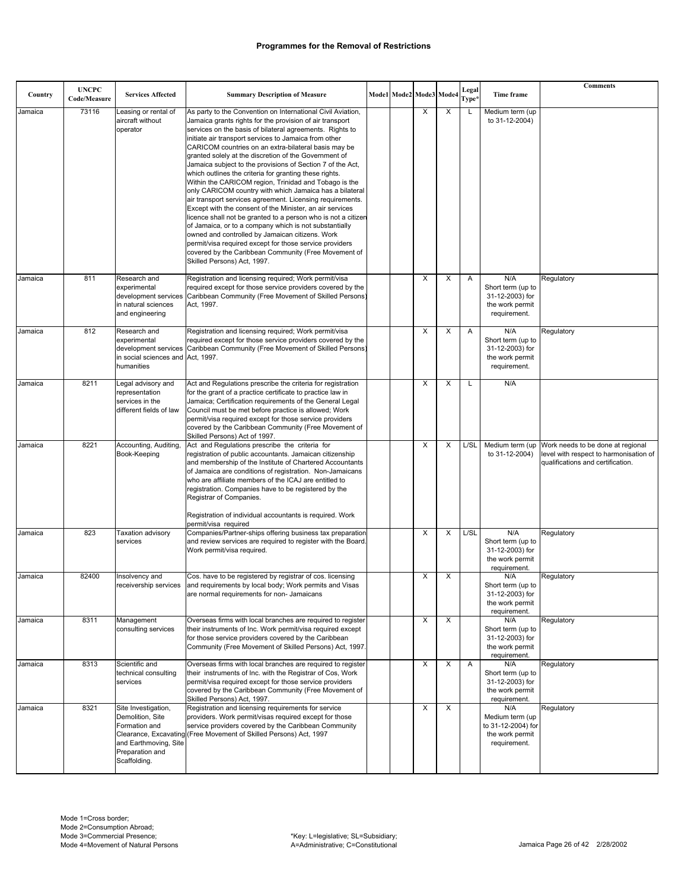# Programmes for the Removal of Restrictions

| Country | UNCPC Code/Measure | Services Affected | Summary Description of Measure | Mode1 | Mode2 | Mode3 | Mode4 | Legal Type* | Time frame | Comments |
|---|---|---|---|---|---|---|---|---|---|---|
| Jamaica | 73116 | Leasing or rental of aircraft without operator | As party to the Convention on International Civil Aviation, Jamaica grants rights for the provision of air transport services on the basis of bilateral agreements. Rights to initiate air transport services to Jamaica from other CARICOM countries on an extra-bilateral basis may be granted solely at the discretion of the Government of Jamaica subject to the provisions of Section 7 of the Act, which outlines the criteria for granting these rights. Within the CARICOM region, Trinidad and Tobago is the only CARICOM country with which Jamaica has a bilateral air transport services agreement. Licensing requirements. Except with the consent of the Minister, an air services licence shall not be granted to a person who is not a citizen of Jamaica, or to a company which is not substantially owned and controlled by Jamaican citizens. Work permit/visa required except for those service providers covered by the Caribbean Community (Free Movement of Skilled Persons) Act, 1997. | | | X | X | L | Medium term (up to 31-12-2004) | |
| Jamaica | 811 | Research and experimental development services in natural sciences and engineering | Registration and licensing required; Work permit/visa required except for those service providers covered by the Caribbean Community (Free Movement of Skilled Persons) Act, 1997. | | | X | X | A | N/A Short term (up to 31-12-2003) for the work permit requirement. | Regulatory |
| Jamaica | 812 | Research and experimental development services in social sciences and humanities | Registration and licensing required; Work permit/visa required except for those service providers covered by the Caribbean Community (Free Movement of Skilled Persons) Act, 1997. | | | X | X | A | N/A Short term (up to 31-12-2003) for the work permit requirement. | Regulatory |
| Jamaica | 8211 | Legal advisory and representation services in the different fields of law | Act and Regulations prescribe the criteria for registration for the grant of a practice certificate to practice law in Jamaica; Certification requirements of the General Legal Council must be met before practice is allowed; Work permit/visa required except for those service providers covered by the Caribbean Community (Free Movement of Skilled Persons) Act of 1997. | | | X | X | L | N/A | |
| Jamaica | 8221 | Accounting, Auditing, Book-Keeping | Act and Regulations prescribe the criteria for registration of public accountants. Jamaican citizenship and membership of the Institute of Chartered Accountants of Jamaica are conditions of registration. Non-Jamaicans who are affiliate members of the ICAJ are entitled to registration. Companies have to be registered by the Registrar of Companies.<br><br>Registration of individual accountants is required. Work permit/visa required | | | X | X | L/SL | Medium term (up to 31-12-2004) | Work needs to be done at regional level with respect to harmonisation of qualifications and certification. |
| Jamaica | 823 | Taxation advisory services | Companies/Partner-ships offering business tax preparation and review services are required to register with the Board. Work permit/visa required. | | | X | X | L/SL | N/A Short term (up to 31-12-2003) for the work permit requirement. | Regulatory |
| Jamaica | 82400 | Insolvency and receivership services | Cos. have to be registered by registrar of cos. licensing and requirements by local body; Work permits and Visas are normal requirements for non- Jamaicans | | | X | X | | N/A Short term (up to 31-12-2003) for the work permit requirement. | Regulatory |
| Jamaica | 8311 | Management consulting services | Overseas firms with local branches are required to register their instruments of Inc. Work permit/visa required except for those service providers covered by the Caribbean Community (Free Movement of Skilled Persons) Act, 1997. | | | X | X | | N/A Short term (up to 31-12-2003) for the work permit requirement. | Regulatory |
| Jamaica | 8313 | Scientific and technical consulting services | Overseas firms with local branches are required to register their instruments of Inc. with the Registrar of Cos, Work permit/visa required except for those service providers covered by the Caribbean Community (Free Movement of Skilled Persons) Act, 1997. | | | X | X | A | N/A Short term (up to 31-12-2003) for the work permit requirement. | Regulatory |
| Jamaica | 8321 | Site Investigation, Demolition, Site Formation and Clearance, Excavating and Earthmoving, Site Preparation and Scaffolding. | Registration and licensing requirements for service providers. Work permit/visas required except for those service providers covered by the Caribbean Community (Free Movement of Skilled Persons) Act, 1997 | | | X | X | | N/A Medium term (up to 31-12-2004) for the work permit requirement. | Regulatory |

Mode 1=Cross border;
Mode 2=Consumption Abroad;
Mode 3=Commercial Presence;
Mode 4=Movement of Natural Persons

*Key: L=legislative; SL=Subsidiary;
A=Administrative; C=Constitutional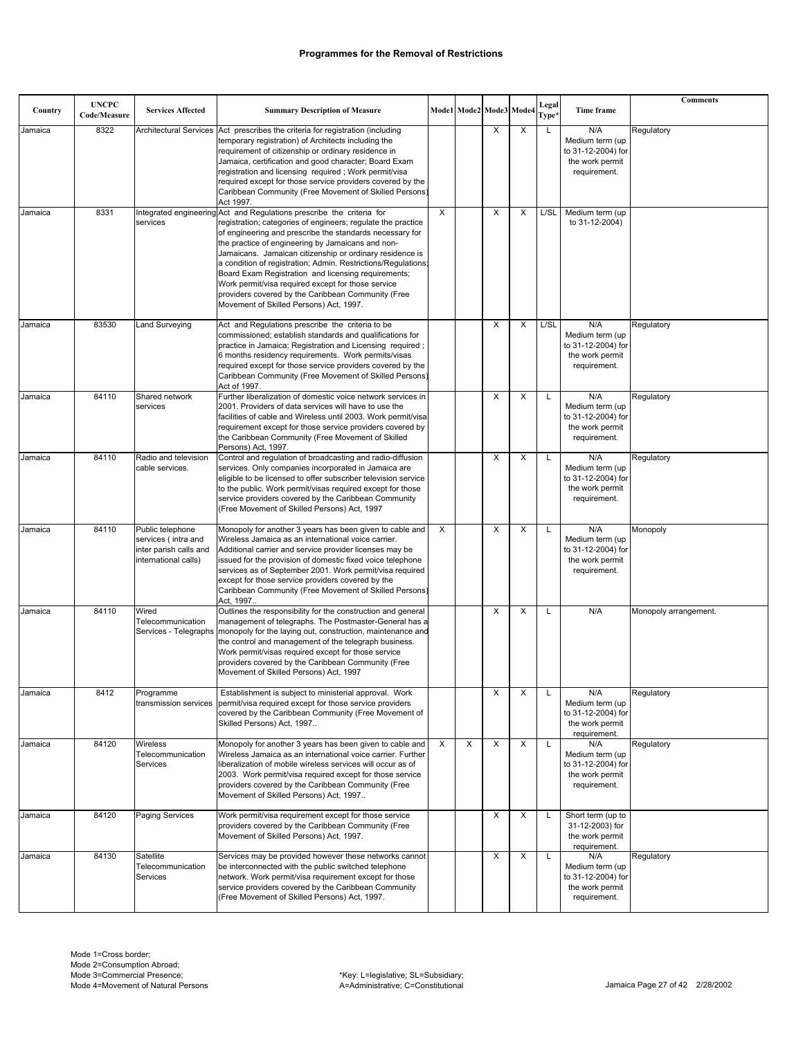## Programmes for the Removal of Restrictions

| Country | UNCPC Code/Measure | Services Affected | Summary Description of Measure | Mode1 | Mode2 | Mode3 | Mode4 | Legal Type* | Time frame | Comments |
|---|---|---|---|---|---|---|---|---|---|---|
| Jamaica | 8322 | Architectural Services | Act prescribes the criteria for registration (including temporary registration) of Architects including the requirement of citizenship or ordinary residence in Jamaica, certification and good character; Board Exam registration and licensing required ; Work permit/visa required except for those service providers covered by the Caribbean Community (Free Movement of Skilled Persons) Act 1997. | | | X | X | L | N/A Medium term (up to 31-12-2004) for the work permit requirement. | Regulatory |
| Jamaica | 8331 | Integrated engineering services | Act and Regulations prescribe the criteria for registration; categories of engineers; regulate the practice of engineering and prescribe the standards necessary for the practice of engineering by Jamaicans and non-Jamaicans. Jamaican citizenship or ordinary residence is a condition of registration; Admin. Restrictions/Regulations; Board Exam Registration and licensing requirements; Work permit/visa required except for those service providers covered by the Caribbean Community (Free Movement of Skilled Persons) Act, 1997. | X | | X | X | L/SL | Medium term (up to 31-12-2004) | |
| Jamaica | 83530 | Land Surveying | Act and Regulations prescribe the criteria to be commissioned; establish standards and qualifications for practice in Jamaica; Registration and Licensing required ; 6 months residency requirements. Work permits/visas required except for those service providers covered by the Caribbean Community (Free Movement of Skilled Persons) Act of 1997. | | | X | X | L/SL | N/A Medium term (up to 31-12-2004) for the work permit requirement. | Regulatory |
| Jamaica | 84110 | Shared network services | Further liberalization of domestic voice network services in 2001. Providers of data services will have to use the facilities of cable and Wireless until 2003. Work permit/visa requirement except for those service providers covered by the Caribbean Community (Free Movement of Skilled Persons) Act, 1997. | | | X | X | L | N/A Medium term (up to 31-12-2004) for the work permit requirement. | Regulatory |
| Jamaica | 84110 | Radio and television cable services. | Control and regulation of broadcasting and radio-diffusion services. Only companies incorporated in Jamaica are eligible to be licensed to offer subscriber television service to the public. Work permit/visas required except for those service providers covered by the Caribbean Community (Free Movement of Skilled Persons) Act, 1997 | | | X | X | L | N/A Medium term (up to 31-12-2004) for the work permit requirement. | Regulatory |
| Jamaica | 84110 | Public telephone services ( intra and inter parish calls and international calls) | Monopoly for another 3 years has been given to cable and Wireless Jamaica as an international voice carrier. Additional carrier and service provider licenses may be issued for the provision of domestic fixed voice telephone services as of September 2001. Work permit/visa required except for those service providers covered by the Caribbean Community (Free Movement of Skilled Persons) Act, 1997.. | X | | X | X | L | N/A Medium term (up to 31-12-2004) for the work permit requirement. | Monopoly |
| Jamaica | 84110 | Wired Telecommunication Services - Telegraphs | Outlines the responsibility for the construction and general management of telegraphs. The Postmaster-General has a monopoly for the laying out, construction, maintenance and the control and management of the telegraph business. Work permit/visas required except for those service providers covered by the Caribbean Community (Free Movement of Skilled Persons) Act, 1997 | | | X | X | L | N/A | Monopoly arrangement. |
| Jamaica | 8412 | Programme transmission services | Establishment is subject to ministerial approval. Work permit/visa required except for those service providers covered by the Caribbean Community (Free Movement of Skilled Persons) Act, 1997.. | | | X | X | L | N/A Medium term (up to 31-12-2004) for the work permit requirement. | Regulatory |
| Jamaica | 84120 | Wireless Telecommunication Services | Monopoly for another 3 years has been given to cable and Wireless Jamaica as an international voice carrier. Further liberalization of mobile wireless services will occur as of 2003. Work permit/visa required except for those service providers covered by the Caribbean Community (Free Movement of Skilled Persons) Act, 1997.. | X | X | X | X | L | N/A Medium term (up to 31-12-2004) for the work permit requirement. | Regulatory |
| Jamaica | 84120 | Paging Services | Work permit/visa requirement except for those service providers covered by the Caribbean Community (Free Movement of Skilled Persons) Act, 1997. | | | X | X | L | Short term (up to 31-12-2003) for the work permit requirement. | |
| Jamaica | 84130 | Satellite Telecommunication Services | Services may be provided however these networks cannot be interconnected with the public switched telephone network. Work permit/visa requirement except for those service providers covered by the Caribbean Community (Free Movement of Skilled Persons) Act, 1997. | | | X | X | L | N/A Medium term (up to 31-12-2004) for the work permit requirement. | Regulatory |

Mode 1=Cross border;
Mode 2=Consumption Abroad;
Mode 3=Commercial Presence;
Mode 4=Movement of Natural Persons

*Key: L=legislative; SL=Subsidiary;
A=Administrative; C=Constitutional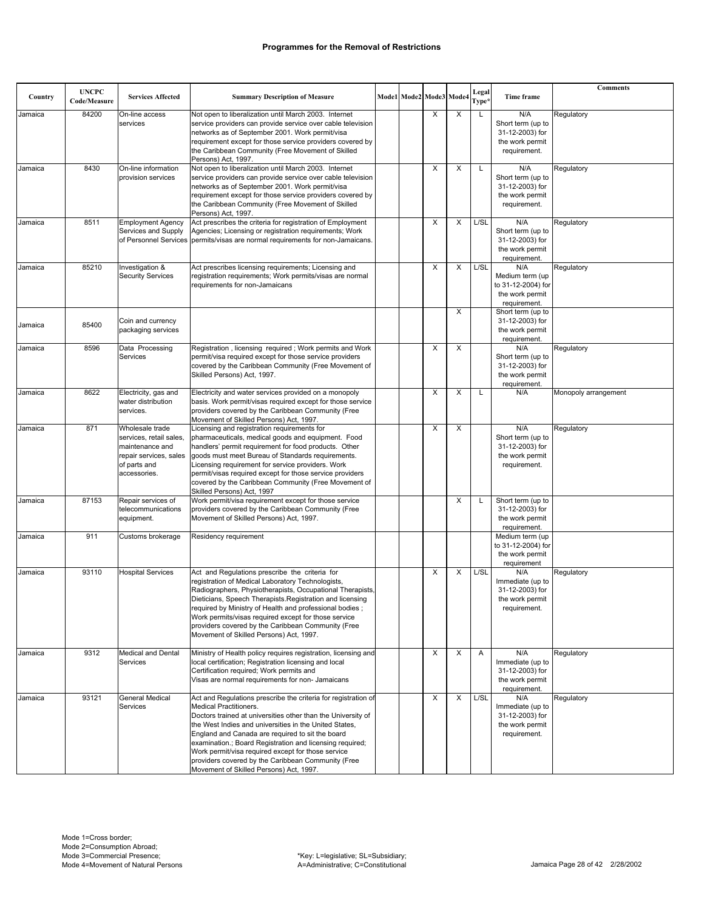## Programmes for the Removal of Restrictions

| Country | UNCPC Code/Measure | Services Affected | Summary Description of Measure | Mode1 | Mode2 | Mode3 | Mode4 | Legal Type* | Time frame | Comments |
|---|---|---|---|---|---|---|---|---|---|---|
| Jamaica | 84200 | On-line access services | Not open to liberalization until March 2003. Internet service providers can provide service over cable television networks as of September 2001. Work permit/visa requirement except for those service providers covered by the Caribbean Community (Free Movement of Skilled Persons) Act, 1997. | | | X | X | L | N/A Short term (up to 31-12-2003) for the work permit requirement. | Regulatory |
| Jamaica | 8430 | On-line information provision services | Not open to liberalization until March 2003. Internet service providers can provide service over cable television networks as of September 2001. Work permit/visa requirement except for those service providers covered by the Caribbean Community (Free Movement of Skilled Persons) Act, 1997. | | | X | X | L | N/A Short term (up to 31-12-2003) for the work permit requirement. | Regulatory |
| Jamaica | 8511 | Employment Agency Services and Supply of Personnel Services | Act prescribes the criteria for registration of Employment Agencies; Licensing or registration requirements; Work permits/visas are normal requirements for non-Jamaicans. | | | X | X | L/SL | N/A Short term (up to 31-12-2003) for the work permit requirement. | Regulatory |
| Jamaica | 85210 | Investigation & Security Services | Act prescribes licensing requirements; Licensing and registration requirements; Work permits/visas are normal requirements for non-Jamaicans | | | X | X | L/SL | N/A Medium term (up to 31-12-2004) for the work permit requirement. | Regulatory |
| Jamaica | 85400 | Coin and currency packaging services | | | | | X | | Short term (up to 31-12-2003) for the work permit requirement. | |
| Jamaica | 8596 | Data Processing Services | Registration , licensing required ; Work permits and Work permit/visa required except for those service providers covered by the Caribbean Community (Free Movement of Skilled Persons) Act, 1997. | | | X | X | | N/A Short term (up to 31-12-2003) for the work permit requirement. | Regulatory |
| Jamaica | 8622 | Electricity, gas and water distribution services. | Electricity and water services provided on a monopoly basis. Work permit/visas required except for those service providers covered by the Caribbean Community (Free Movement of Skilled Persons) Act, 1997. | | | X | X | L | N/A | Monopoly arrangement |
| Jamaica | 871 | Wholesale trade services, retail sales, maintenance and repair services, sales of parts and accessories. | Licensing and registration requirements for pharmaceuticals, medical goods and equipment. Food handlers' permit requirement for food products. Other goods must meet Bureau of Standards requirements. Licensing requirement for service providers. Work permit/visas required except for those service providers covered by the Caribbean Community (Free Movement of Skilled Persons) Act, 1997 | | | X | X | | N/A Short term (up to 31-12-2003) for the work permit requirement. | Regulatory |
| Jamaica | 87153 | Repair services of telecommunications equipment. | Work permit/visa requirement except for those service providers covered by the Caribbean Community (Free Movement of Skilled Persons) Act, 1997. | | | | X | L | Short term (up to 31-12-2003) for the work permit requirement. | |
| Jamaica | 911 | Customs brokerage | Residency requirement | | | | | | Medium term (up to 31-12-2004) for the work permit requirement | |
| Jamaica | 93110 | Hospital Services | Act and Regulations prescribe the criteria for registration of Medical Laboratory Technologists, Radiographers, Physiotherapists, Occupational Therapists, Dieticians, Speech Therapists.Registration and licensing required by Ministry of Health and professional bodies ; Work permits/visas required except for those service providers covered by the Caribbean Community (Free Movement of Skilled Persons) Act, 1997. | | | X | X | L/SL | N/A Immediate (up to 31-12-2003) for the work permit requirement. | Regulatory |
| Jamaica | 9312 | Medical and Dental Services | Ministry of Health policy requires registration, licensing and local certification; Registration licensing and local Certification required; Work permits and Visas are normal requirements for non- Jamaicans | | | X | X | A | N/A Immediate (up to 31-12-2003) for the work permit requirement. | Regulatory |
| Jamaica | 93121 | General Medical Services | Act and Regulations prescribe the criteria for registration of Medical Practitioners. Doctors trained at universities other than the University of the West Indies and universities in the United States, England and Canada are required to sit the board examination.; Board Registration and licensing required; Work permit/visa required except for those service providers covered by the Caribbean Community (Free Movement of Skilled Persons) Act, 1997. | | | X | X | L/SL | N/A Immediate (up to 31-12-2003) for the work permit requirement. | Regulatory |

Mode 1=Cross border;
Mode 2=Consumption Abroad;
Mode 3=Commercial Presence;
Mode 4=Movement of Natural Persons

*Key: L=legislative; SL=Subsidiary;
A=Administrative; C=Constitutional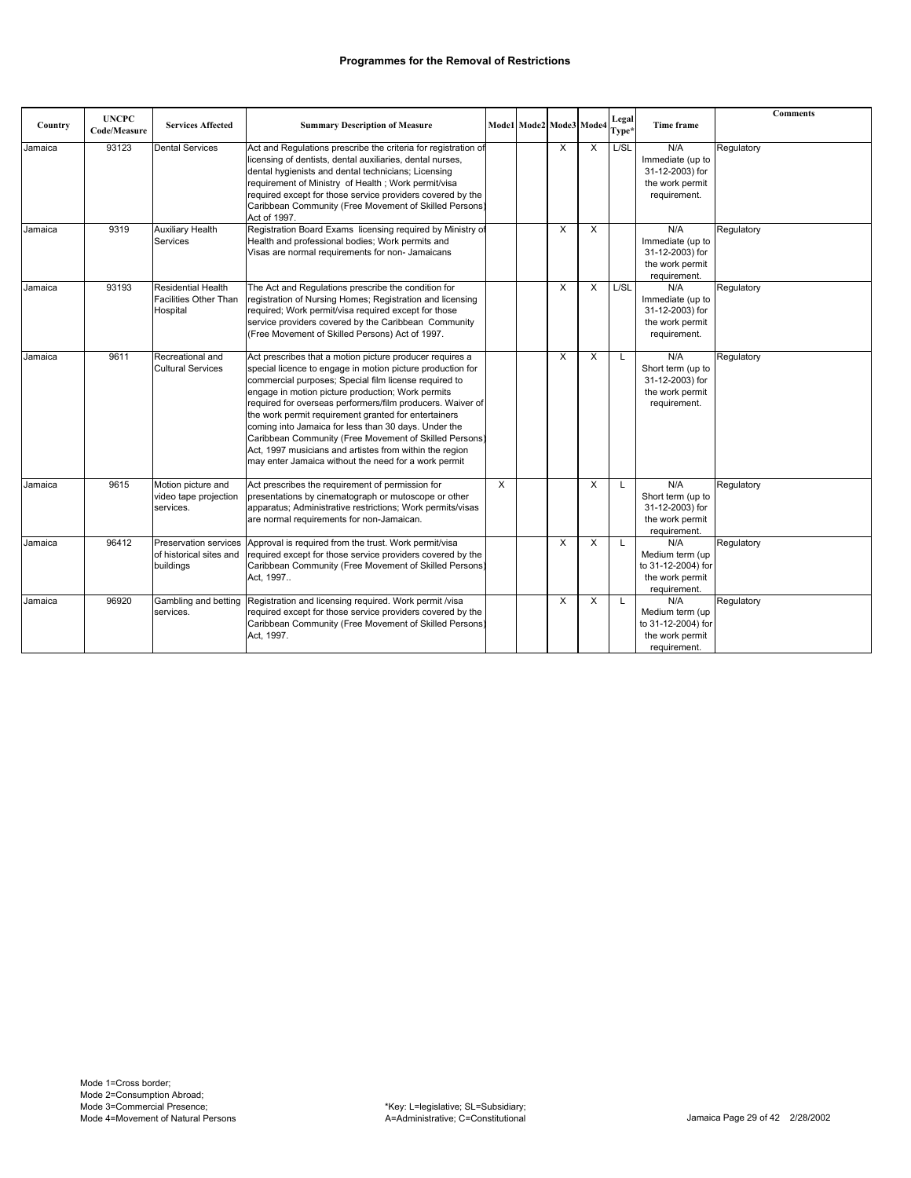# Programmes for the Removal of Restrictions

| Country | UNCPC Code/Measure | Services Affected | Summary Description of Measure | Mode1 | Mode2 | Mode3 | Mode4 | Legal Type* | Time frame | Comments |
|---|---|---|---|---|---|---|---|---|---|---|
| Jamaica | 93123 | Dental Services | Act and Regulations prescribe the criteria for registration of licensing of dentists, dental auxiliaries, dental nurses, dental hygienists and dental technicians; Licensing requirement of Ministry of Health ; Work permit/visa required except for those service providers covered by the Caribbean Community (Free Movement of Skilled Persons) Act of 1997. | | | X | X | L/SL | N/A Immediate (up to 31-12-2003) for the work permit requirement. | Regulatory |
| Jamaica | 9319 | Auxiliary Health Services | Registration Board Exams licensing required by Ministry of Health and professional bodies; Work permits and Visas are normal requirements for non- Jamaicans | | | X | X | | N/A Immediate (up to 31-12-2003) for the work permit requirement. | Regulatory |
| Jamaica | 93193 | Residential Health Facilities Other Than Hospital | The Act and Regulations prescribe the condition for registration of Nursing Homes; Registration and licensing required; Work permit/visa required except for those service providers covered by the Caribbean Community (Free Movement of Skilled Persons) Act of 1997. | | | X | X | L/SL | N/A Immediate (up to 31-12-2003) for the work permit requirement. | Regulatory |
| Jamaica | 9611 | Recreational and Cultural Services | Act prescribes that a motion picture producer requires a special licence to engage in motion picture production for commercial purposes; Special film license required to engage in motion picture production; Work permits required for overseas performers/film producers. Waiver of the work permit requirement granted for entertainers coming into Jamaica for less than 30 days. Under the Caribbean Community (Free Movement of Skilled Persons) Act, 1997 musicians and artistes from within the region may enter Jamaica without the need for a work permit | | | X | X | L | N/A Short term (up to 31-12-2003) for the work permit requirement. | Regulatory |
| Jamaica | 9615 | Motion picture and video tape projection services. | Act prescribes the requirement of permission for presentations by cinematograph or mutoscope or other apparatus; Administrative restrictions; Work permits/visas are normal requirements for non-Jamaican. | X | | | X | L | N/A Short term (up to 31-12-2003) for the work permit requirement. | Regulatory |
| Jamaica | 96412 | Preservation services of historical sites and buildings | Approval is required from the trust. Work permit/visa required except for those service providers covered by the Caribbean Community (Free Movement of Skilled Persons) Act, 1997.. | | | X | X | L | N/A Medium term (up to 31-12-2004) for the work permit requirement. | Regulatory |
| Jamaica | 96920 | Gambling and betting services. | Registration and licensing required. Work permit /visa required except for those service providers covered by the Caribbean Community (Free Movement of Skilled Persons) Act, 1997. | | | X | X | L | N/A Medium term (up to 31-12-2004) for the work permit requirement. | Regulatory |

Mode 1=Cross border;
Mode 2=Consumption Abroad;
Mode 3=Commercial Presence;
Mode 4=Movement of Natural Persons

*Key: L=legislative; SL=Subsidiary;
A=Administrative; C=Constitutional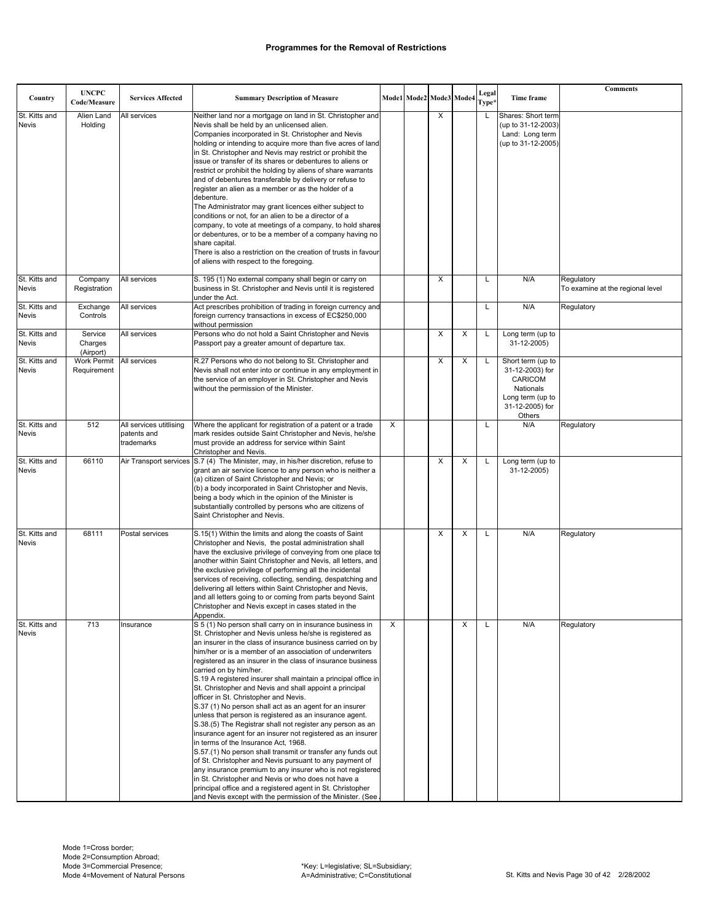# Programmes for the Removal of Restrictions

| Country | UNCPC Code/Measure | Services Affected | Summary Description of Measure | Mode1 | Mode2 | Mode3 | Mode4 | Legal Type* | Time frame | Comments |
|---|---|---|---|---|---|---|---|---|---|---|
| St. Kitts and Nevis | Alien Land Holding | All services | Neither land nor a mortgage on land in St. Christopher and Nevis shall be held by an unlicensed alien. Companies incorporated in St. Christopher and Nevis holding or intending to acquire more than five acres of land in St. Christopher and Nevis may restrict or prohibit the issue or transfer of its shares or debentures to aliens or restrict or prohibit the holding by aliens of share warrants and of debentures transferable by delivery or refuse to register an alien as a member or as the holder of a debenture. The Administrator may grant licences either subject to conditions or not, for an alien to be a director of a company, to vote at meetings of a company, to hold shares or debentures, or to be a member of a company having no share capital. There is also a restriction on the creation of trusts in favour of aliens with respect to the foregoing. | | | X | | L | Shares: Short term (up to 31-12-2003) Land: Long term (up to 31-12-2005) | |
| St. Kitts and Nevis | Company Registration | All services | S. 195 (1) No external company shall begin or carry on business in St. Christopher and Nevis until it is registered under the Act. | | | X | | L | N/A | Regulatory To examine at the regional level |
| St. Kitts and Nevis | Exchange Controls | All services | Act prescribes prohibition of trading in foreign currency and foreign currency transactions in excess of EC$250,000 without permission | | | | | L | N/A | Regulatory |
| St. Kitts and Nevis | Service Charges (Airport) | All services | Persons who do not hold a Saint Christopher and Nevis Passport pay a greater amount of departure tax. | | | X | X | L | Long term (up to 31-12-2005) | |
| St. Kitts and Nevis | Work Permit Requirement | All services | R.27 Persons who do not belong to St. Christopher and Nevis shall not enter into or continue in any employment in the service of an employer in St. Christopher and Nevis without the permission of the Minister. | | | X | X | L | Short term (up to 31-12-2003) for CARICOM Nationals Long term (up to 31-12-2005) for Others | |
| St. Kitts and Nevis | 512 | All services utitlising patents and trademarks | Where the applicant for registration of a patent or a trade mark resides outside Saint Christopher and Nevis, he/she must provide an address for service within Saint Christopher and Nevis. | X | | | | L | N/A | Regulatory |
| St. Kitts and Nevis | 66110 | Air Transport services | S.7 (4) The Minister, may, in his/her discretion, refuse to grant an air service licence to any person who is neither a (a) citizen of Saint Christopher and Nevis; or (b) a body incorporated in Saint Christopher and Nevis, being a body which in the opinion of the Minister is substantially controlled by persons who are citizens of Saint Christopher and Nevis. | | | X | X | L | Long term (up to 31-12-2005) | |
| St. Kitts and Nevis | 68111 | Postal services | S.15(1) Within the limits and along the coasts of Saint Christopher and Nevis, the postal administration shall have the exclusive privilege of conveying from one place to another within Saint Christopher and Nevis, all letters, and the exclusive privilege of performing all the incidental services of receiving, collecting, sending, despatching and delivering all letters within Saint Christopher and Nevis, and all letters going to or coming from parts beyond Saint Christopher and Nevis except in cases stated in the Appendix. | | | X | X | L | N/A | Regulatory |
| St. Kitts and Nevis | 713 | Insurance | S 5 (1) No person shall carry on in insurance business in St. Christopher and Nevis unless he/she is registered as an insurer in the class of insurance business carried on by him/her or is a member of an association of underwriters registered as an insurer in the class of insurance business carried on by him/her. S.19 A registered insurer shall maintain a principal office in St. Christopher and Nevis and shall appoint a principal officer in St. Christopher and Nevis. S.37 (1) No person shall act as an agent for an insurer unless that person is registered as an insurance agent. S.38.(5) The Registrar shall not register any person as an insurance agent for an insurer not registered as an insurer in terms of the Insurance Act, 1968. S.57.(1) No person shall transmit or transfer any funds out of St. Christopher and Nevis pursuant to any payment of any insurance premium to any insurer who is not registered in St. Christopher and Nevis or who does not have a principal office and a registered agent in St. Christopher and Nevis except with the permission of the Minister. (See | X | | | X | L | N/A | Regulatory |

Mode 1=Cross border;
Mode 2=Consumption Abroad;
Mode 3=Commercial Presence;
Mode 4=Movement of Natural Persons

*Key: L=legislative; SL=Subsidiary; A=Administrative; C=Constitutional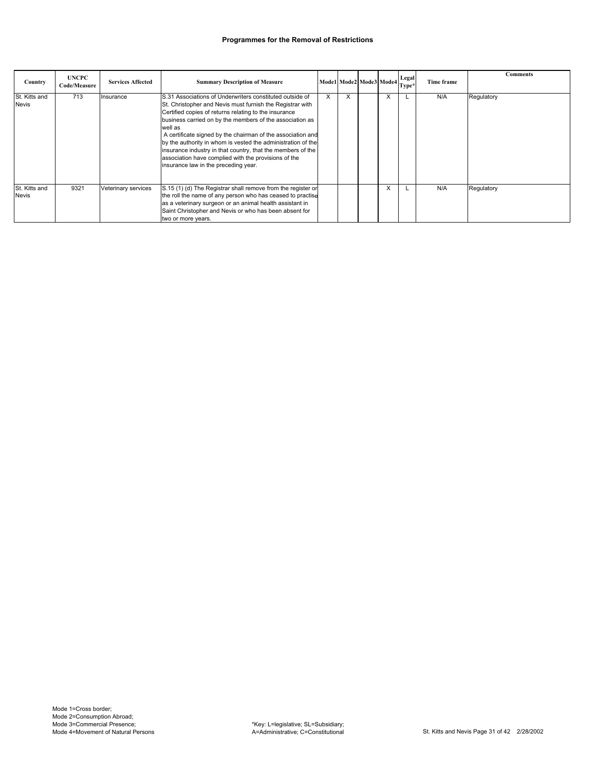**Programmes for the Removal of Restrictions**

| Country | UNCPC Code/Measure | Services Affected | Summary Description of Measure | Mode1 | Mode2 | Mode3 | Mode4 | Legal Type* | Time frame | Comments |
|---|---|---|---|---|---|---|---|---|---|---|
| St. Kitts and Nevis | 713 | Insurance | S.31 Associations of Underwriters constituted outside of St. Christopher and Nevis must furnish the Registrar with Certified copies of returns relating to the insurance business carried on by the members of the association as well as A certificate signed by the chairman of the association and by the authority in whom is vested the administration of the insurance industry in that country, that the members of the association have complied with the provisions of the insurance law in the preceding year. | X | X | | X | L | N/A | Regulatory |
| St. Kitts and Nevis | 9321 | Veterinary services | S.15 (1) (d) The Registrar shall remove from the register or the roll the name of any person who has ceased to practise as a veterinary surgeon or an animal health assistant in Saint Christopher and Nevis or who has been absent for two or more years. | | | | X | L | N/A | Regulatory |

Mode 1=Cross border;
Mode 2=Consumption Abroad;
Mode 3=Commercial Presence;
Mode 4=Movement of Natural Persons

*Key: L=legislative; SL=Subsidiary; A=Administrative; C=Constitutional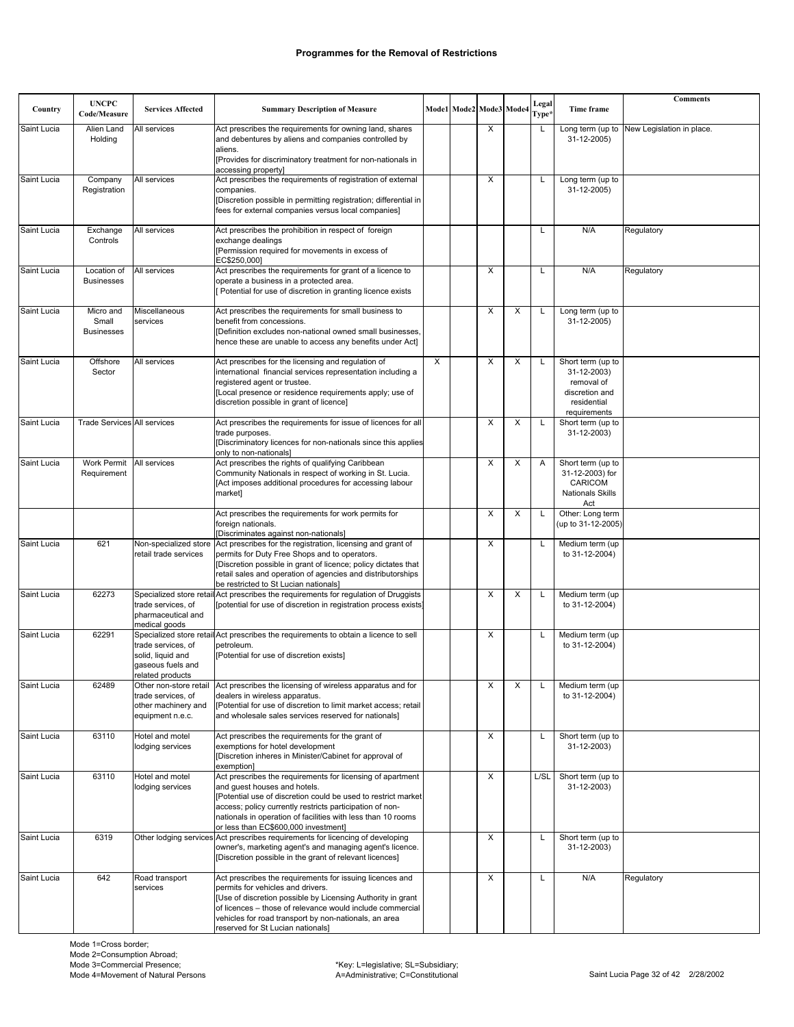# Programmes for the Removal of Restrictions

| Country | UNCPC Code/Measure | Services Affected | Summary Description of Measure | Mode1 | Mode2 | Mode3 | Mode4 | Legal Type* | Time frame | Comments |
|---|---|---|---|---|---|---|---|---|---|---|
| Saint Lucia | Alien Land Holding | All services | Act prescribes the requirements for owning land, shares and debentures by aliens and companies controlled by aliens. [Provides for discriminatory treatment for non-nationals in accessing property] | | | X | | L | Long term (up to 31-12-2005) | New Legislation in place. |
| Saint Lucia | Company Registration | All services | Act prescribes the requirements of registration of external companies. [Discretion possible in permitting registration; differential in fees for external companies versus local companies] | | | X | | L | Long term (up to 31-12-2005) | |
| Saint Lucia | Exchange Controls | All services | Act prescribes the prohibition in respect of foreign exchange dealings [Permission required for movements in excess of EC$250,000] | | | | | L | N/A | Regulatory |
| Saint Lucia | Location of Businesses | All services | Act prescribes the requirements for grant of a licence to operate a business in a protected area. [ Potential for use of discretion in granting licence exists | | | X | | L | N/A | Regulatory |
| Saint Lucia | Micro and Small Businesses | Miscellaneous services | Act prescribes the requirements for small business to benefit from concessions. [Definition excludes non-national owned small businesses, hence these are unable to access any benefits under Act] | | | X | X | L | Long term (up to 31-12-2005) | |
| Saint Lucia | Offshore Sector | All services | Act prescribes for the licensing and regulation of international financial services representation including a registered agent or trustee. [Local presence or residence requirements apply; use of discretion possible in grant of licence] | X | | X | X | L | Short term (up to 31-12-2003) removal of discretion and residential requirements | |
| Saint Lucia | Trade Services | All services | Act prescribes the requirements for issue of licences for all trade purposes. [Discriminatory licences for non-nationals since this applies only to non-nationals] | | | X | X | L | Short term (up to 31-12-2003) | |
| Saint Lucia | Work Permit Requirement | All services | Act prescribes the rights of qualifying Caribbean Community Nationals in respect of working in St. Lucia. [Act imposes additional procedures for accessing labour market] | | | X | X | A | Short term (up to 31-12-2003) for CARICOM Nationals Skills Act | |
| | | | Act prescribes the requirements for work permits for foreign nationals. [Discriminates against non-nationals] | | | X | X | L | Other: Long term (up to 31-12-2005) | |
| Saint Lucia | 621 | Non-specialized store retail trade services | Act prescribes for the registration, licensing and grant of permits for Duty Free Shops and to operators. [Discretion possible in grant of licence; policy dictates that retail sales and operation of agencies and distributorships be restricted to St Lucian nationals] | | | X | | L | Medium term (up to 31-12-2004) | |
| Saint Lucia | 62273 | Specialized store retail trade services, of pharmaceutical and medical goods | Act prescribes the requirements for regulation of Druggists [potential for use of discretion in registration process exists] | | | X | X | L | Medium term (up to 31-12-2004) | |
| Saint Lucia | 62291 | Specialized store retail trade services, of solid, liquid and gaseous fuels and related products | Act prescribes the requirements to obtain a licence to sell petroleum. [Potential for use of discretion exists] | | | X | | L | Medium term (up to 31-12-2004) | |
| Saint Lucia | 62489 | Other non-store retail trade services, of other machinery and equipment n.e.c. | Act prescribes the licensing of wireless apparatus and for dealers in wireless apparatus. [Potential for use of discretion to limit market access; retail and wholesale sales services reserved for nationals] | | | X | X | L | Medium term (up to 31-12-2004) | |
| Saint Lucia | 63110 | Hotel and motel lodging services | Act prescribes the requirements for the grant of exemptions for hotel development [Discretion inheres in Minister/Cabinet for approval of exemption] | | | X | | L | Short term (up to 31-12-2003) | |
| Saint Lucia | 63110 | Hotel and motel lodging services | Act prescribes the requirements for licensing of apartment and guest houses and hotels. [Potential use of discretion could be used to restrict market access; policy currently restricts participation of non-nationals in operation of facilities with less than 10 rooms or less than EC$600,000 investment] | | | X | | L/SL | Short term (up to 31-12-2003) | |
| Saint Lucia | 6319 | Other lodging services | Act prescribes requirements for licencing of developing owner's, marketing agent's and managing agent's licence. [Discretion possible in the grant of relevant licences] | | | X | | L | Short term (up to 31-12-2003) | |
| Saint Lucia | 642 | Road transport services | Act prescribes the requirements for issuing licences and permits for vehicles and drivers. [Use of discretion possible by Licensing Authority in grant of licences – those of relevance would include commercial vehicles for road transport by non-nationals, an area reserved for St Lucian nationals] | | | X | | L | N/A | Regulatory |

Mode 1=Cross border;
Mode 2=Consumption Abroad;
Mode 3=Commercial Presence;
Mode 4=Movement of Natural Persons

*Key: L=legislative; SL=Subsidiary; A=Administrative; C=Constitutional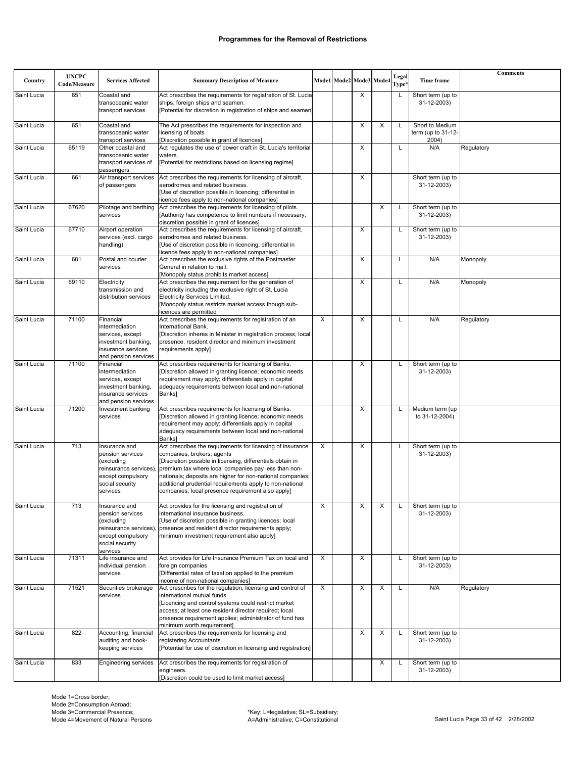**Programmes for the Removal of Restrictions**

| Country | UNCPC Code/Measure | Services Affected | Summary Description of Measure | Mode1 | Mode2 | Mode3 | Mode4 | Legal Type* | Time frame | Comments |
|---|---|---|---|---|---|---|---|---|---|---|
| Saint Lucia | 651 | Coastal and transoceanic water transport services | Act prescribes the requirements for registration of St. Lucia ships, foreign ships and seamen. [Potential for discretion in registration of ships and seamen] | | | X | | L | Short term (up to 31-12-2003) | |
| Saint Lucia | 651 | Coastal and transoceanic water transport services | The Act prescribes the requirements for inspection and licensing of boats [Discretion possible in grant of licences] | | | X | X | L | Short to Medium term (up to 31-12-2004) | |
| Saint Lucia | 65119 | Other coastal and transoceanic water transport services of passengers | Act regulates the use of power craft in St. Lucia's territorial waters. [Potential for restrictions based on licensing regime] | | | X | | L | N/A | Regulatory |
| Saint Lucia | 661 | Air transport services of passengers | Act prescribes the requirements for licensing of aircraft, aerodromes and related business. [Use of discretion possible in licencing; differential in licence fees apply to non-national companies] | | | X | | | Short term (up to 31-12-2003) | |
| Saint Lucia | 67620 | Pilotage and berthing services | Act prescribes the requirements for licensing of pilots [Authority has competence to limit numbers if necessary; discretion possible in grant of licences] | | | | X | L | Short term (up to 31-12-2003) | |
| Saint Lucia | 67710 | Airport operation services (excl. cargo handling) | Act prescribes the requirements for licensing of aircraft, aerodromes and related business. [Use of discretion possible in licencing; differential in licence fees apply to non-national companies] | | | X | | L | Short term (up to 31-12-2003) | |
| Saint Lucia | 681 | Postal and courier services | Act prescribes the exclusive rights of the Postmaster General in relation to mail. [Monopoly status prohibits market access] | | | X | | L | N/A | Monopoly |
| Saint Lucia | 69110 | Electricity transmission and distribution services | Act prescribes the requirement for the generation of electricity including the exclusive right of St. Lucia Electricity Services Limited. [Monopoly status restricts market access though sub-licences are permitted | | | X | | L | N/A | Monopoly |
| Saint Lucia | 71100 | Financial intermediation services, except investment banking, insurance services and pension services | Act prescribes the requirements for registration of an International Bank. [Discretion inheres in Minister in registration process; local presence, resident director and minimum investment requirements apply] | X | | X | | L | N/A | Regulatory |
| Saint Lucia | 71100 | Financial intermediation services, except investment banking, insurance services and pension services | Act prescribes requirements for licensing of Banks. [Discretion allowed in granting licence; economic needs requirement may apply; differentials apply in capital adequacy requirements between local and non-national Banks] | | | X | | L | Short term (up to 31-12-2003) | |
| Saint Lucia | 71200 | Investment banking services | Act prescribes requirements for licensing of Banks. [Discretion allowed in granting licence; economic needs requirement may apply; differentials apply in capital adequacy requirements between local and non-national Banks] | | | X | | L | Medium term (up to 31-12-2004) | |
| Saint Lucia | 713 | Insurance and pension services (excluding reinsurance services), except compulsory social security services | Act prescribes the requirements for licensing of insurance companies, brokers, agents [Discretion possible in licensing, differentials obtain in premium tax where local companies pay less than non-nationals; deposits are higher for non-national companies; additional prudential requirements apply to non-national companies; local presence requirement also apply] | X | | X | | L | Short term (up to 31-12-2003) | |
| Saint Lucia | 713 | Insurance and pension services (excluding reinsurance services), except compulsory social security services | Act provides for the licensing and registration of international insurance business. [Use of discretion possible in granting licences; local presence and resident director requirements apply; minimum investment requirement also apply] | X | | X | X | L | Short term (up to 31-12-2003) | |
| Saint Lucia | 71311 | Life insurance and individual pension services | Act provides for Life Insurance Premium Tax on local and foreign companies [Differential rates of taxation applied to the premium income of non-national companies] | X | | X | | L | Short term (up to 31-12-2003) | |
| Saint Lucia | 71521 | Securities brokerage services | Act prescribes for the regulation, licensing and control of international mutual funds. [Licencing and control systems could restrict market access; at least one resident director required; local presence requirement applies; administrator of fund has minimum worth requirement] | X | | X | X | L | N/A | Regulatory |
| Saint Lucia | 822 | Accounting, financial auditing and book-keeping services | Act prescribes the requirements for licensing and registering Accountants. [Potential for use of discretion in licensing and registration] | | | X | X | L | Short term (up to 31-12-2003) | |
| Saint Lucia | 833 | Engineering services | Act prescribes the requirements for registration of engineers. [Discretion could be used to limit market access] | | | | X | L | Short term (up to 31-12-2003) | |

Mode 1=Cross border;
Mode 2=Consumption Abroad;
Mode 3=Commercial Presence;
Mode 4=Movement of Natural Persons

*Key: L=legislative; SL=Subsidiary; A=Administrative; C=Constitutional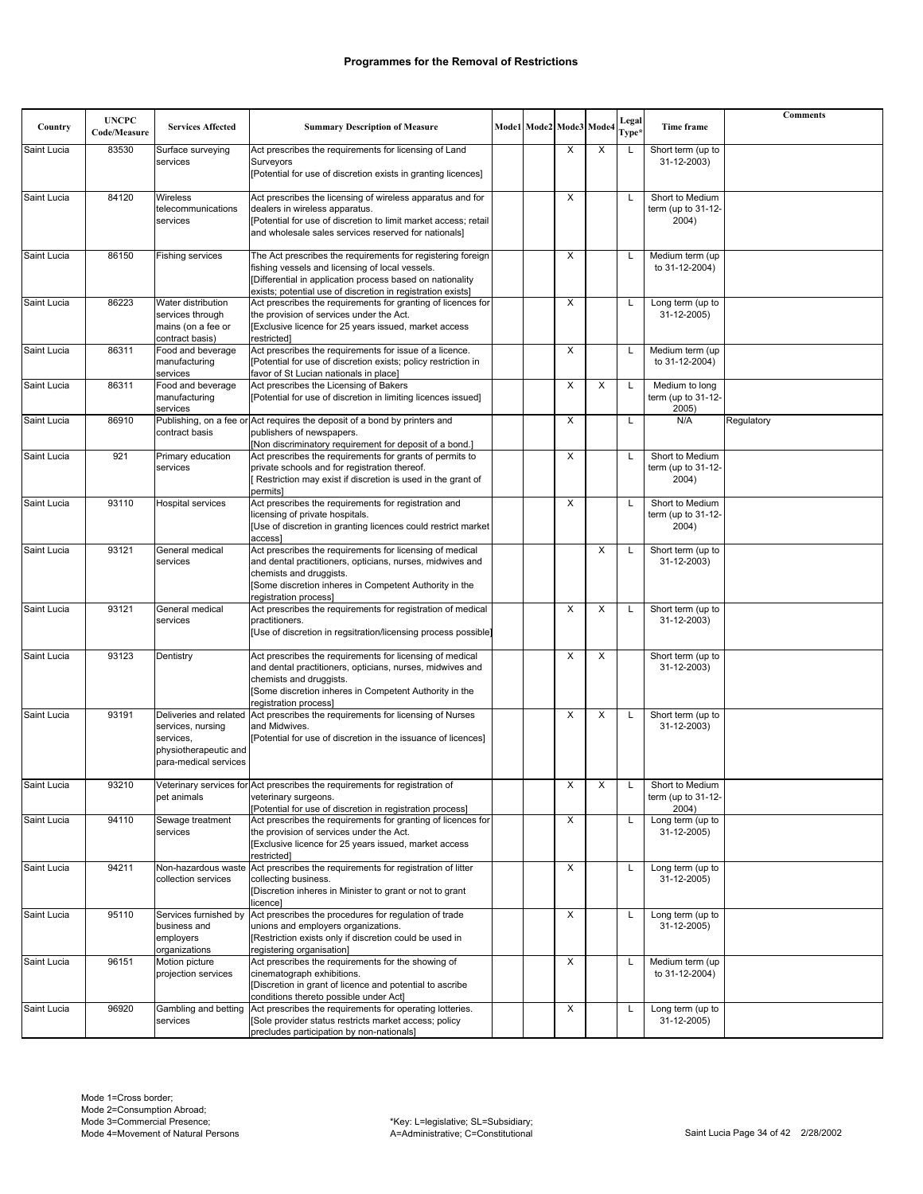## Programmes for the Removal of Restrictions

| Country | UNCPC Code/Measure | Services Affected | Summary Description of Measure | Mode1 | Mode2 | Mode3 | Mode4 | Legal Type* | Time frame | Comments |
|---|---|---|---|---|---|---|---|---|---|---|
| Saint Lucia | 83530 | Surface surveying services | Act prescribes the requirements for licensing of Land Surveyors [Potential for use of discretion exists in granting licences] | | | X | X | L | Short term (up to 31-12-2003) | |
| Saint Lucia | 84120 | Wireless telecommunications services | Act prescribes the licensing of wireless apparatus and for dealers in wireless apparatus. [Potential for use of discretion to limit market access; retail and wholesale sales services reserved for nationals] | | | X | | L | Short to Medium term (up to 31-12-2004) | |
| Saint Lucia | 86150 | Fishing services | The Act prescribes the requirements for registering foreign fishing vessels and licensing of local vessels. [Differential in application process based on nationality exists; potential use of discretion in registration exists] | | | X | | L | Medium term (up to 31-12-2004) | |
| Saint Lucia | 86223 | Water distribution services through mains (on a fee or contract basis) | Act prescribes the requirements for granting of licences for the provision of services under the Act. [Exclusive licence for 25 years issued, market access restricted] | | | X | | L | Long term (up to 31-12-2005) | |
| Saint Lucia | 86311 | Food and beverage manufacturing services | Act prescribes the requirements for issue of a licence. [Potential for use of discretion exists; policy restriction in favor of St Lucian nationals in place] | | | X | | L | Medium term (up to 31-12-2004) | |
| Saint Lucia | 86311 | Food and beverage manufacturing services | Act prescribes the Licensing of Bakers [Potential for use of discretion in limiting licences issued] | | | X | X | L | Medium to long term (up to 31-12-2005) | |
| Saint Lucia | 86910 | Publishing, on a fee or contract basis | Act requires the deposit of a bond by printers and publishers of newspapers. [Non discriminatory requirement for deposit of a bond.] | | | X | | L | N/A | Regulatory |
| Saint Lucia | 921 | Primary education services | Act prescribes the requirements for grants of permits to private schools and for registration thereof. [ Restriction may exist if discretion is used in the grant of permits] | | | X | | L | Short to Medium term (up to 31-12-2004) | |
| Saint Lucia | 93110 | Hospital services | Act prescribes the requirements for registration and licensing of private hospitals. [Use of discretion in granting licences could restrict market access] | | | X | | L | Short to Medium term (up to 31-12-2004) | |
| Saint Lucia | 93121 | General medical services | Act prescribes the requirements for licensing of medical and dental practitioners, opticians, nurses, midwives and chemists and druggists. [Some discretion inheres in Competent Authority in the registration process] | | | | X | L | Short term (up to 31-12-2003) | |
| Saint Lucia | 93121 | General medical services | Act prescribes the requirements for registration of medical practitioners. [Use of discretion in regsitration/licensing process possible] | | | X | X | L | Short term (up to 31-12-2003) | |
| Saint Lucia | 93123 | Dentistry | Act prescribes the requirements for licensing of medical and dental practitioners, opticians, nurses, midwives and chemists and druggists. [Some discretion inheres in Competent Authority in the registration process] | | | X | X | | Short term (up to 31-12-2003) | |
| Saint Lucia | 93191 | Deliveries and related services, nursing services, physiotherapeutic and para-medical services | Act prescribes the requirements for licensing of Nurses and Midwives. [Potential for use of discretion in the issuance of licences] | | | X | X | L | Short term (up to 31-12-2003) | |
| Saint Lucia | 93210 | Veterinary services for pet animals | Act prescribes the requirements for registration of veterinary surgeons. [Potential for use of discretion in registration process] | | | X | X | L | Short to Medium term (up to 31-12-2004) | |
| Saint Lucia | 94110 | Sewage treatment services | Act prescribes the requirements for granting of licences for the provision of services under the Act. [Exclusive licence for 25 years issued, market access restricted] | | | X | | L | Long term (up to 31-12-2005) | |
| Saint Lucia | 94211 | Non-hazardous waste collection services | Act prescribes the requirements for registration of litter collecting business. [Discretion inheres in Minister to grant or not to grant licence] | | | X | | L | Long term (up to 31-12-2005) | |
| Saint Lucia | 95110 | Services furnished by business and employers organizations | Act prescribes the procedures for regulation of trade unions and employers organizations. [Restriction exists only if discretion could be used in registering organisation] | | | X | | L | Long term (up to 31-12-2005) | |
| Saint Lucia | 96151 | Motion picture projection services | Act prescribes the requirements for the showing of cinematograph exhibitions. [Discretion in grant of licence and potential to ascribe conditions thereto possible under Act] | | | X | | L | Medium term (up to 31-12-2004) | |
| Saint Lucia | 96920 | Gambling and betting services | Act prescribes the requirements for operating lotteries. [Sole provider status restricts market access; policy precludes participation by non-nationals] | | | X | | L | Long term (up to 31-12-2005) | |

Mode 1=Cross border;
Mode 2=Consumption Abroad;
Mode 3=Commercial Presence;
Mode 4=Movement of Natural Persons

*Key: L=legislative; SL=Subsidiary; A=Administrative; C=Constitutional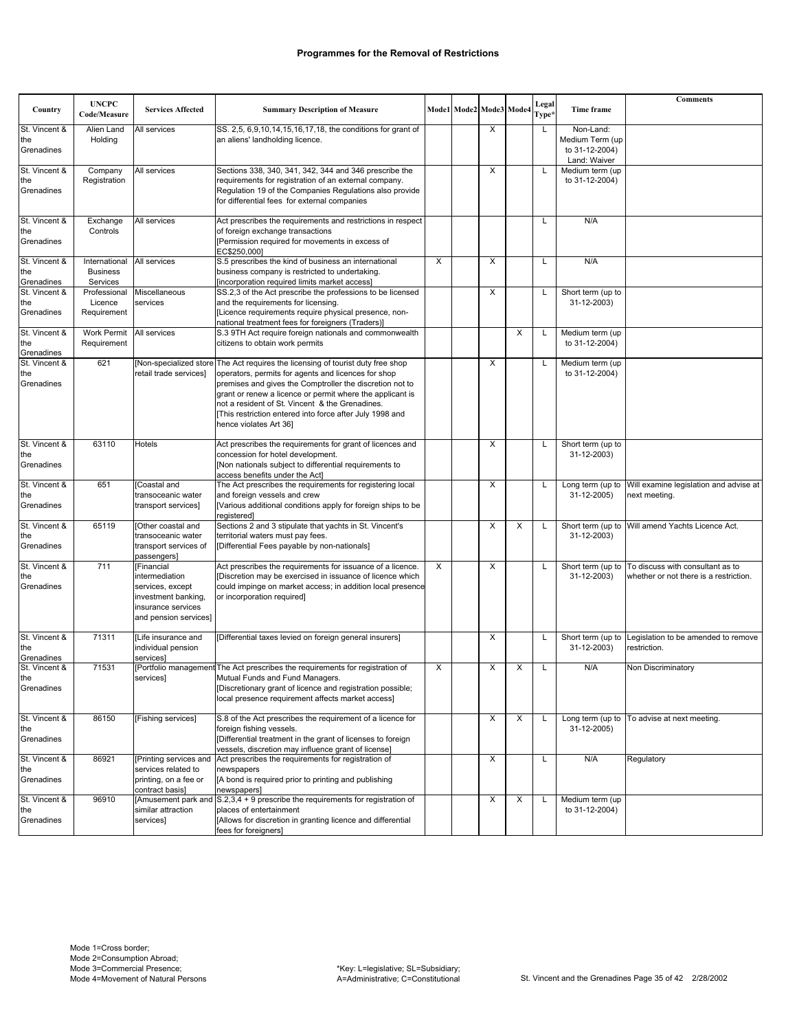# Programmes for the Removal of Restrictions

| Country | UNCPC Code/Measure | Services Affected | Summary Description of Measure | Mode1 | Mode2 | Mode3 | Mode4 | Legal Type* | Time frame | Comments |
|---|---|---|---|---|---|---|---|---|---|---|
| St. Vincent & the Grenadines | Alien Land Holding | All services | SS. 2,5, 6,9,10,14,15,16,17,18, the conditions for grant of an aliens' landholding licence. | | | X | | L | Non-Land: Medium Term (up to 31-12-2004) Land: Waiver | |
| St. Vincent & the Grenadines | Company Registration | All services | Sections 338, 340, 341, 342, 344 and 346 prescribe the requirements for registration of an external company. Regulation 19 of the Companies Regulations also provide for differential fees for external companies | | | X | | L | Medium term (up to 31-12-2004) | |
| St. Vincent & the Grenadines | Exchange Controls | All services | Act prescribes the requirements and restrictions in respect of foreign exchange transactions [Permission required for movements in excess of EC$250,000] | | | | | L | N/A | |
| St. Vincent & the Grenadines | International Business Services | All services | S.5 prescribes the kind of business an international business company is restricted to undertaking. [incorporation required limits market access] | X | | X | | L | N/A | |
| St. Vincent & the Grenadines | Professional Licence Requirement | Miscellaneous services | SS.2,3 of the Act prescribe the professions to be licensed and the requirements for licensing. [Licence requirements require physical presence, non-national treatment fees for foreigners (Traders)] | | | X | | L | Short term (up to 31-12-2003) | |
| St. Vincent & the Grenadines | Work Permit Requirement | All services | S.3 9TH Act require foreign nationals and commonwealth citizens to obtain work permits | | | | X | L | Medium term (up to 31-12-2004) | |
| St. Vincent & the Grenadines | 621 | [Non-specialized store retail trade services] | The Act requires the licensing of tourist duty free shop operators, permits for agents and licences for shop premises and gives the Comptroller the discretion not to grant or renew a licence or permit where the applicant is not a resident of St. Vincent & the Grenadines. [This restriction entered into force after July 1998 and hence violates Art 36] | | | X | | L | Medium term (up to 31-12-2004) | |
| St. Vincent & the Grenadines | 63110 | Hotels | Act prescribes the requirements for grant of licences and concession for hotel development. [Non nationals subject to differential requirements to access benefits under the Act] | | | X | | L | Short term (up to 31-12-2003) | |
| St. Vincent & the Grenadines | 651 | [Coastal and transoceanic water transport services] | The Act prescribes the requirements for registering local and foreign vessels and crew [Various additional conditions apply for foreign ships to be registered] | | | X | | L | Long term (up to 31-12-2005) | Will examine legislation and advise at next meeting. |
| St. Vincent & the Grenadines | 65119 | [Other coastal and transoceanic water transport services of passengers] | Sections 2 and 3 stipulate that yachts in St. Vincent's territorial waters must pay fees. [Differential Fees payable by non-nationals] | | | X | X | L | Short term (up to 31-12-2003) | Will amend Yachts Licence Act. |
| St. Vincent & the Grenadines | 711 | [Financial intermediation services, except investment banking, insurance services and pension services] | Act prescribes the requirements for issuance of a licence. [Discretion may be exercised in issuance of licence which could impinge on market access; in addition local presence or incorporation required] | X | | X | | L | Short term (up to 31-12-2003) | To discuss with consultant as to whether or not there is a restriction. |
| St. Vincent & the Grenadines | 71311 | [Life insurance and individual pension services] | [Differential taxes levied on foreign general insurers] | | | X | | L | Short term (up to 31-12-2003) | Legislation to be amended to remove restriction. |
| St. Vincent & the Grenadines | 71531 | [Portfolio management services] | The Act prescribes the requirements for registration of Mutual Funds and Fund Managers. [Discretionary grant of licence and registration possible; local presence requirement affects market access] | X | | X | X | L | N/A | Non Discriminatory |
| St. Vincent & the Grenadines | 86150 | [Fishing services] | S.8 of the Act prescribes the requirement of a licence for foreign fishing vessels. [Differential treatment in the grant of licenses to foreign vessels, discretion may influence grant of license] | | | X | X | L | Long term (up to 31-12-2005) | To advise at next meeting. |
| St. Vincent & the Grenadines | 86921 | [Printing services and services related to printing, on a fee or contract basis] | Act prescribes the requirements for registration of newspapers [A bond is required prior to printing and publishing newspapers] | | | X | | L | N/A | Regulatory |
| St. Vincent & the Grenadines | 96910 | [Amusement park and similar attraction services] | S.2,3,4 + 9 prescribe the requirements for registration of places of entertainment [Allows for discretion in granting licence and differential fees for foreigners] | | | X | X | L | Medium term (up to 31-12-2004) | |

Mode 1=Cross border;
Mode 2=Consumption Abroad;
Mode 3=Commercial Presence;
Mode 4=Movement of Natural Persons

*Key: L=legislative; SL=Subsidiary; A=Administrative; C=Constitutional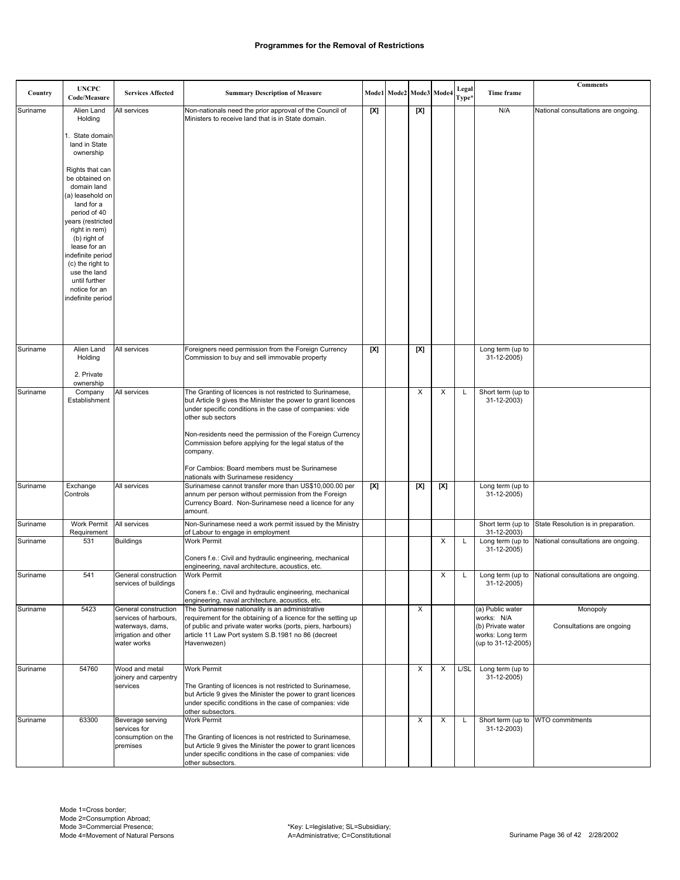# Programmes for the Removal of Restrictions

| Country | UNCPC Code/Measure | Services Affected | Summary Description of Measure | Mode1 | Mode2 | Mode3 | Mode4 | Legal Type* | Time frame | Comments |
|---|---|---|---|---|---|---|---|---|---|---|
| Suriname | Alien Land Holding<br><br>1. State domain land in State ownership<br><br>Rights that can be obtained on domain land (a) leasehold on land for a period of 40 years (restricted right in rem) (b) right of lease for an indefinite period (c) the right to use the land until further notice for an indefinite period | All services | Non-nationals need the prior approval of the Council of Ministers to receive land that is in State domain. | [X] | | [X] | | | N/A | National consultations are ongoing. |
| Suriname | Alien Land Holding<br><br>2. Private ownership | All services | Foreigners need permission from the Foreign Currency Commission to buy and sell immovable property | [X] | | [X] | | | Long term (up to 31-12-2005) | |
| Suriname | Company Establishment | All services | The Granting of licences is not restricted to Surinamese, but Article 9 gives the Minister the power to grant licences under specific conditions in the case of companies: vide other sub sectors<br><br>Non-residents need the permission of the Foreign Currency Commission before applying for the legal status of the company.<br><br>For Cambios: Board members must be Surinamese nationals with Surinamese residency | | | X | X | L | Short term (up to 31-12-2003) | |
| Suriname | Exchange Controls | All services | Surinamese cannot transfer more than US$10,000.00 per annum per person without permission from the Foreign Currency Board. Non-Surinamese need a licence for any amount. | [X] | | [X] | [X] | | Long term (up to 31-12-2005) | |
| Suriname | Work Permit Requirement | All services | Non-Surinamese need a work permit issued by the Ministry of Labour to engage in employment | | | | | | Short term (up to 31-12-2003) | State Resolution is in preparation. |
| Suriname | 531 | Buildings | Work Permit<br><br>Coners f.e.: Civil and hydraulic engineering, mechanical engineering, naval architecture, acoustics, etc. | | | | X | L | Long term (up to 31-12-2005) | National consultations are ongoing. |
| Suriname | 541 | General construction services of buildings | Work Permit<br><br>Coners f.e.: Civil and hydraulic engineering, mechanical engineering, naval architecture, acoustics, etc. | | | | X | L | Long term (up to 31-12-2005) | National consultations are ongoing. |
| Suriname | 5423 | General construction services of harbours, waterways, dams, irrigation and other water works | The Surinamese nationality is an administrative requirement for the obtaining of a licence for the setting up of public and private water works (ports, piers, harbours) article 11 Law Port system S.B.1981 no 86 (decreet Havenwezen) | | | X | | | (a) Public water works: N/A<br>(b) Private water works: Long term (up to 31-12-2005) | Monopoly<br><br>Consultations are ongoing |
| Suriname | 54760 | Wood and metal joinery and carpentry services | Work Permit<br><br>The Granting of licences is not restricted to Surinamese, but Article 9 gives the Minister the power to grant licences under specific conditions in the case of companies: vide other subsectors. | | | X | X | L/SL | Long term (up to 31-12-2005) | |
| Suriname | 63300 | Beverage serving services for consumption on the premises | Work Permit<br><br>The Granting of licences is not restricted to Surinamese, but Article 9 gives the Minister the power to grant licences under specific conditions in the case of companies: vide other subsectors. | | | X | X | L | Short term (up to 31-12-2003) | WTO commitments |

Mode 1=Cross border;
Mode 2=Consumption Abroad;
Mode 3=Commercial Presence;
Mode 4=Movement of Natural Persons

*Key: L=legislative; SL=Subsidiary;
A=Administrative; C=Constitutional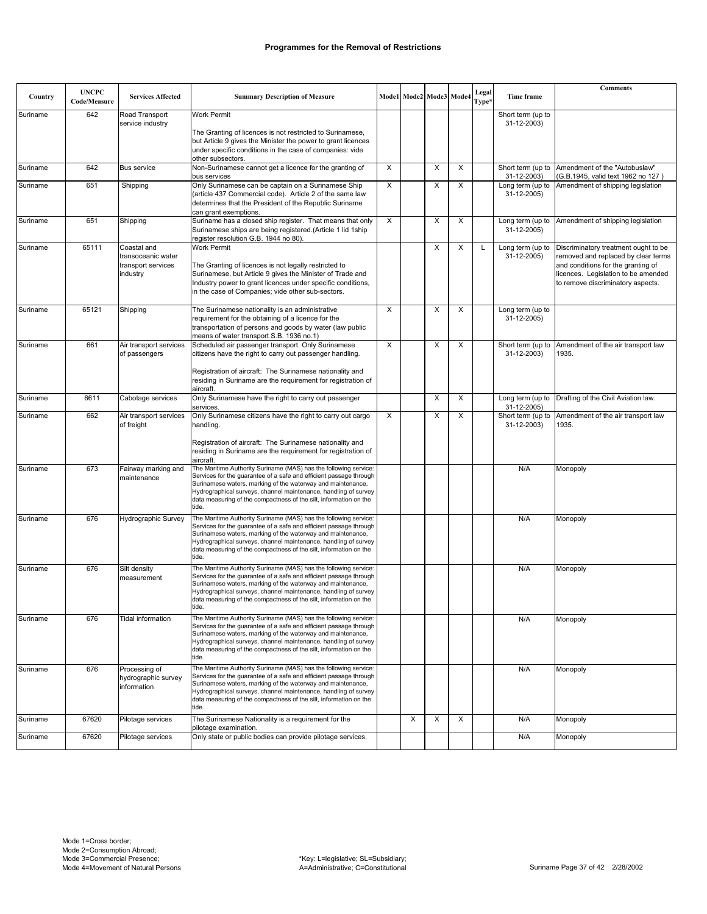# Programmes for the Removal of Restrictions

| Country | UNCPC Code/Measure | Services Affected | Summary Description of Measure | Mode1 | Mode2 | Mode3 | Mode4 | Legal Type* | Time frame | Comments |
|---|---|---|---|---|---|---|---|---|---|---|
| Suriname | 642 | Road Transport service industry | Work Permit<br><br>The Granting of licences is not restricted to Surinamese, but Article 9 gives the Minister the power to grant licences under specific conditions in the case of companies: vide other subsectors. | | | | | | Short term (up to 31-12-2003) | |
| Suriname | 642 | Bus service | Non-Surinamese cannot get a licence for the granting of bus services | X | | X | X | | Short term (up to 31-12-2003) | Amendment of the "Autobuslaw" (G.B.1945, valid text 1962 no 127 ) |
| Suriname | 651 | Shipping | Only Surinamese can be captain on a Surinamese Ship (article 437 Commercial code). Article 2 of the same law determines that the President of the Republic Suriname can grant exemptions. | X | | X | X | | Long term (up to 31-12-2005) | Amendment of shipping legislation |
| Suriname | 651 | Shipping | Suriname has a closed ship register. That means that only Surinamese ships are being registered.(Article 1 lid 1ship register resolution G.B. 1944 no 80). | X | | X | X | | Long term (up to 31-12-2005) | Amendment of shipping legislation |
| Suriname | 65111 | Coastal and transoceanic water transport services industry | Work Permit<br><br>The Granting of licences is not legally restricted to Surinamese, but Article 9 gives the Minister of Trade and Industry power to grant licences under specific conditions, in the case of Companies; vide other sub-sectors. | | | X | X | L | Long term (up to 31-12-2005) | Discriminatory treatment ought to be removed and replaced by clear terms and conditions for the granting of licences. Legislation to be amended to remove discriminatory aspects. |
| Suriname | 65121 | Shipping | The Surinamese nationality is an administrative requirement for the obtaining of a licence for the transportation of persons and goods by water (law public means of water transport S.B. 1936 no.1) | X | | X | X | | Long term (up to 31-12-2005) | |
| Suriname | 661 | Air transport services of passengers | Scheduled air passenger transport. Only Surinamese citizens have the right to carry out passenger handling.<br><br>Registration of aircraft: The Surinamese nationality and residing in Suriname are the requirement for registration of aircraft. | X | | X | X | | Short term (up to 31-12-2003) | Amendment of the air transport law 1935. |
| Suriname | 6611 | Cabotage services | Only Surinamese have the right to carry out passenger services. | | | X | X | | Long term (up to 31-12-2005) | Drafting of the Civil Aviation law. |
| Suriname | 662 | Air transport services of freight | Only Surinamese citizens have the right to carry out cargo handling.<br><br>Registration of aircraft: The Surinamese nationality and residing in Suriname are the requirement for registration of aircraft. | X | | X | X | | Short term (up to 31-12-2003) | Amendment of the air transport law 1935. |
| Suriname | 673 | Fairway marking and maintenance | The Maritime Authority Suriname (MAS) has the following service: Services for the guarantee of a safe and efficient passage through Surinamese waters, marking of the waterway and maintenance, Hydrographical surveys, channel maintenance, handling of survey data measuring of the compactness of the silt, information on the tide. | | | | | | N/A | Monopoly |
| Suriname | 676 | Hydrographic Survey | The Maritime Authority Suriname (MAS) has the following service: Services for the guarantee of a safe and efficient passage through Surinamese waters, marking of the waterway and maintenance, Hydrographical surveys, channel maintenance, handling of survey data measuring of the compactness of the silt, information on the tide. | | | | | | N/A | Monopoly |
| Suriname | 676 | Silt density measurement | The Maritime Authority Suriname (MAS) has the following service: Services for the guarantee of a safe and efficient passage through Surinamese waters, marking of the waterway and maintenance, Hydrographical surveys, channel maintenance, handling of survey data measuring of the compactness of the silt, information on the tide. | | | | | | N/A | Monopoly |
| Suriname | 676 | Tidal information | The Maritime Authority Suriname (MAS) has the following service: Services for the guarantee of a safe and efficient passage through Surinamese waters, marking of the waterway and maintenance, Hydrographical surveys, channel maintenance, handling of survey data measuring of the compactness of the silt, information on the tide. | | | | | | N/A | Monopoly |
| Suriname | 676 | Processing of hydrographic survey information | The Maritime Authority Suriname (MAS) has the following service: Services for the guarantee of a safe and efficient passage through Surinamese waters, marking of the waterway and maintenance, Hydrographical surveys, channel maintenance, handling of survey data measuring of the compactness of the silt, information on the tide. | | | | | | N/A | Monopoly |
| Suriname | 67620 | Pilotage services | The Surinamese Nationality is a requirement for the pilotage examination. | | X | X | X | | N/A | Monopoly |
| Suriname | 67620 | Pilotage services | Only state or public bodies can provide pilotage services. | | | | | | N/A | Monopoly |

Mode 1=Cross border;
Mode 2=Consumption Abroad;
Mode 3=Commercial Presence;
Mode 4=Movement of Natural Persons

*Key: L=legislative; SL=Subsidiary;
A=Administrative; C=Constitutional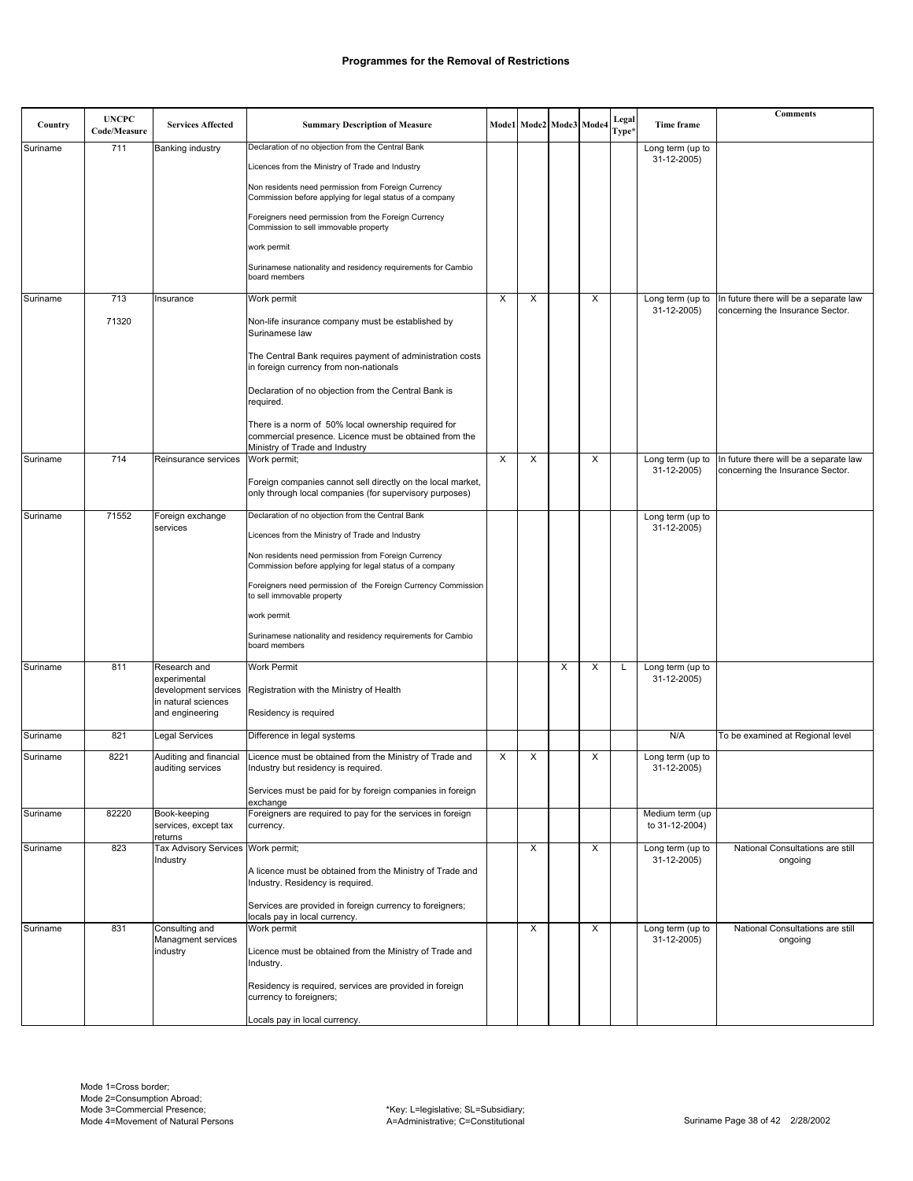# Programmes for the Removal of Restrictions

| Country | UNCPC Code/Measure | Services Affected | Summary Description of Measure | Mode1 | Mode2 | Mode3 | Mode4 | Legal Type* | Time frame | Comments |
|---|---|---|---|---|---|---|---|---|---|---|
| Suriname | 711 | Banking industry | Declaration of no objection from the Central Bank<br><br>Licences from the Ministry of Trade and Industry<br><br>Non residents need permission from Foreign Currency Commission before applying for legal status of a company<br><br>Foreigners need permission from the Foreign Currency Commission to sell immovable property<br><br>work permit<br><br>Surinamese nationality and residency requirements for Cambio board members | | | | | | Long term (up to 31-12-2005) | |
| Suriname | 713<br><br>71320 | Insurance | Work permit<br><br>Non-life insurance company must be established by Surinamese law<br><br>The Central Bank requires payment of administration costs in foreign currency from non-nationals<br><br>Declaration of no objection from the Central Bank is required.<br><br>There is a norm of 50% local ownership required for commercial presence. Licence must be obtained from the Ministry of Trade and Industry | X | X | | X | | Long term (up to 31-12-2005) | In future there will be a separate law concerning the Insurance Sector. |
| Suriname | 714 | Reinsurance services | Work permit;<br><br>Foreign companies cannot sell directly on the local market, only through local companies (for supervisory purposes) | X | X | | X | | Long term (up to 31-12-2005) | In future there will be a separate law concerning the Insurance Sector. |
| Suriname | 71552 | Foreign exchange services | Declaration of no objection from the Central Bank<br><br>Licences from the Ministry of Trade and Industry<br><br>Non residents need permission from Foreign Currency Commission before applying for legal status of a company<br><br>Foreigners need permission of the Foreign Currency Commission to sell immovable property<br><br>work permit<br><br>Surinamese nationality and residency requirements for Cambio board members | | | | | | Long term (up to 31-12-2005) | |
| Suriname | 811 | Research and experimental development services in natural sciences and engineering | Work Permit<br><br>Registration with the Ministry of Health<br><br>Residency is required | | | X | X | L | Long term (up to 31-12-2005) | |
| Suriname | 821 | Legal Services | Difference in legal systems | | | | | | N/A | To be examined at Regional level |
| Suriname | 8221 | Auditing and financial auditing services | Licence must be obtained from the Ministry of Trade and Industry but residency is required.<br><br>Services must be paid for by foreign companies in foreign exchange | X | X | | X | | Long term (up to 31-12-2005) | |
| Suriname | 82220 | Book-keeping services, except tax returns | Foreigners are required to pay for the services in foreign currency. | | | | | | Medium term (up to 31-12-2004) | |
| Suriname | 823 | Tax Advisory Services Industry | Work permit;<br><br>A licence must be obtained from the Ministry of Trade and Industry. Residency is required.<br><br>Services are provided in foreign currency to foreigners; locals pay in local currency. | | X | | X | | Long term (up to 31-12-2005) | National Consultations are still ongoing |
| Suriname | 831 | Consulting and Managment services industry | Work permit<br><br>Licence must be obtained from the Ministry of Trade and Industry.<br><br>Residency is required, services are provided in foreign currency to foreigners;<br><br>Locals pay in local currency. | | X | | X | | Long term (up to 31-12-2005) | National Consultations are still ongoing |

Mode 1=Cross border;
Mode 2=Consumption Abroad;
Mode 3=Commercial Presence;
Mode 4=Movement of Natural Persons

*Key: L=legislative; SL=Subsidiary;
A=Administrative; C=Constitutional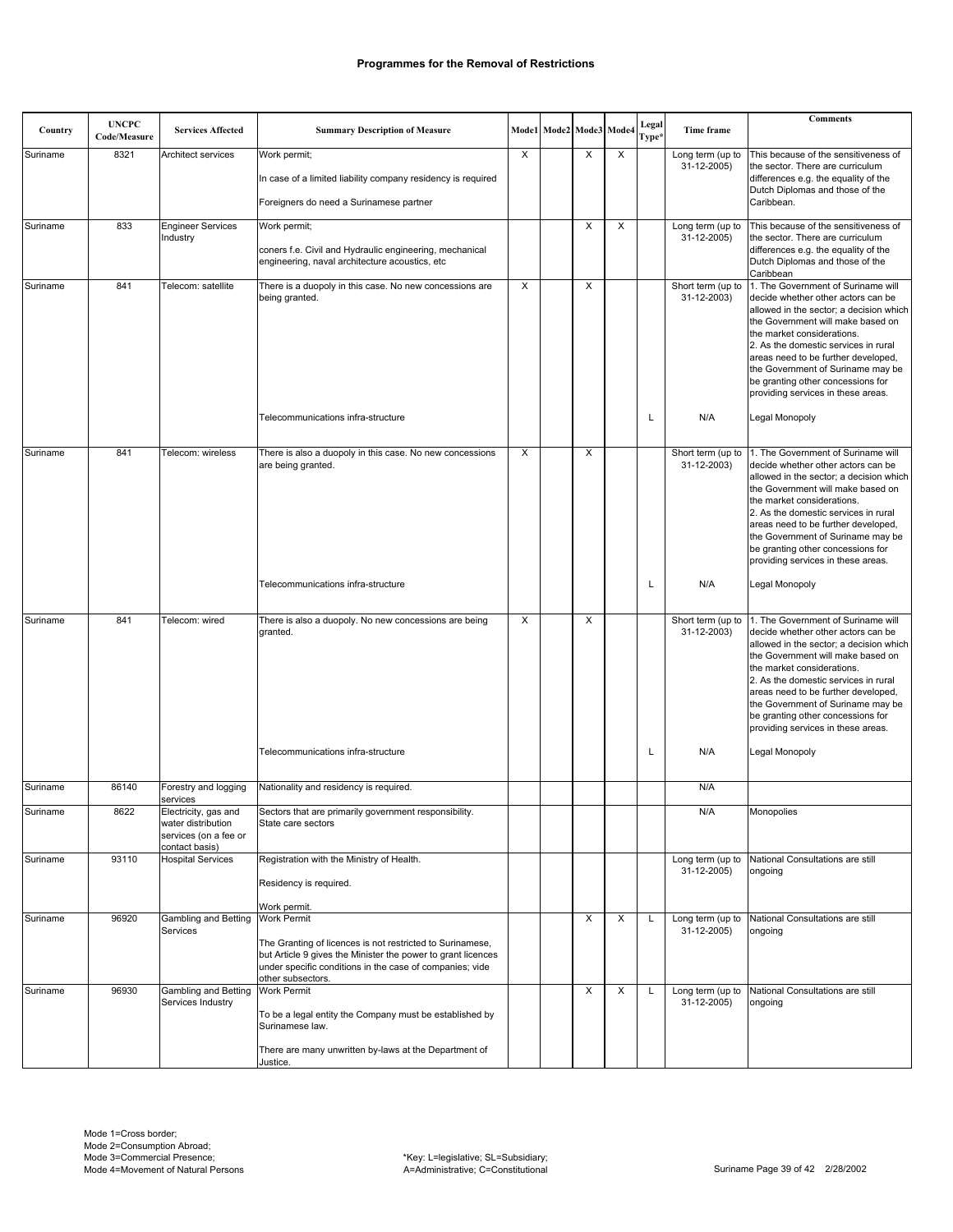# Programmes for the Removal of Restrictions

| Country | UNCPC Code/Measure | Services Affected | Summary Description of Measure | Mode1 | Mode2 | Mode3 | Mode4 | Legal Type* | Time frame | Comments |
|---|---|---|---|---|---|---|---|---|---|---|
| Suriname | 8321 | Architect services | Work permit;<br><br>In case of a limited liability company residency is required<br><br>Foreigners do need a Surinamese partner | X | | X | X | | Long term (up to 31-12-2005) | This because of the sensitiveness of the sector. There are curriculum differences e.g. the equality of the Dutch Diplomas and those of the Caribbean. |
| Suriname | 833 | Engineer Services Industry | Work permit;<br><br>coners f.e. Civil and Hydraulic engineering, mechanical engineering, naval architecture acoustics, etc | | | X | X | | Long term (up to 31-12-2005) | This because of the sensitiveness of the sector. There are curriculum differences e.g. the equality of the Dutch Diplomas and those of the Caribbean |
| Suriname | 841 | Telecom: satellite | There is a duopoly in this case. No new concessions are being granted. | X | | X | | | Short term (up to 31-12-2003) | 1. The Government of Suriname will decide whether other actors can be allowed in the sector; a decision which the Government will make based on the market considerations.<br>2. As the domestic services in rural areas need to be further developed, the Government of Suriname may be be granting other concessions for providing services in these areas. |
| | | | Telecommunications infra-structure | | | | | L | N/A | Legal Monopoly |
| Suriname | 841 | Telecom: wireless | There is also a duopoly in this case. No new concessions are being granted. | X | | X | | | Short term (up to 31-12-2003) | 1. The Government of Suriname will decide whether other actors can be allowed in the sector; a decision which the Government will make based on the market considerations.<br>2. As the domestic services in rural areas need to be further developed, the Government of Suriname may be be granting other concessions for providing services in these areas. |
| | | | Telecommunications infra-structure | | | | | L | N/A | Legal Monopoly |
| Suriname | 841 | Telecom: wired | There is also a duopoly. No new concessions are being granted. | X | | X | | | Short term (up to 31-12-2003) | 1. The Government of Suriname will decide whether other actors can be allowed in the sector; a decision which the Government will make based on the market considerations.<br>2. As the domestic services in rural areas need to be further developed, the Government of Suriname may be be granting other concessions for providing services in these areas. |
| | | | Telecommunications infra-structure | | | | | L | N/A | Legal Monopoly |
| Suriname | 86140 | Forestry and logging services | Nationality and residency is required. | | | | | | N/A | |
| Suriname | 8622 | Electricity, gas and water distribution services (on a fee or contact basis) | Sectors that are primarily government responsibility. State care sectors | | | | | | N/A | Monopolies |
| Suriname | 93110 | Hospital Services | Registration with the Ministry of Health.<br><br>Residency is required.<br><br>Work permit. | | | | | | Long term (up to 31-12-2005) | National Consultations are still ongoing |
| Suriname | 96920 | Gambling and Betting Services | Work Permit<br><br>The Granting of licences is not restricted to Surinamese, but Article 9 gives the Minister the power to grant licences under specific conditions in the case of companies; vide other subsectors. | | | X | X | L | Long term (up to 31-12-2005) | National Consultations are still ongoing |
| Suriname | 96930 | Gambling and Betting Services Industry | Work Permit<br><br>To be a legal entity the Company must be established by Surinamese law.<br><br>There are many unwritten by-laws at the Department of Justice. | | | X | X | L | Long term (up to 31-12-2005) | National Consultations are still ongoing |

Mode 1=Cross border;
Mode 2=Consumption Abroad;
Mode 3=Commercial Presence;
Mode 4=Movement of Natural Persons

*Key: L=legislative; SL=Subsidiary; A=Administrative; C=Constitutional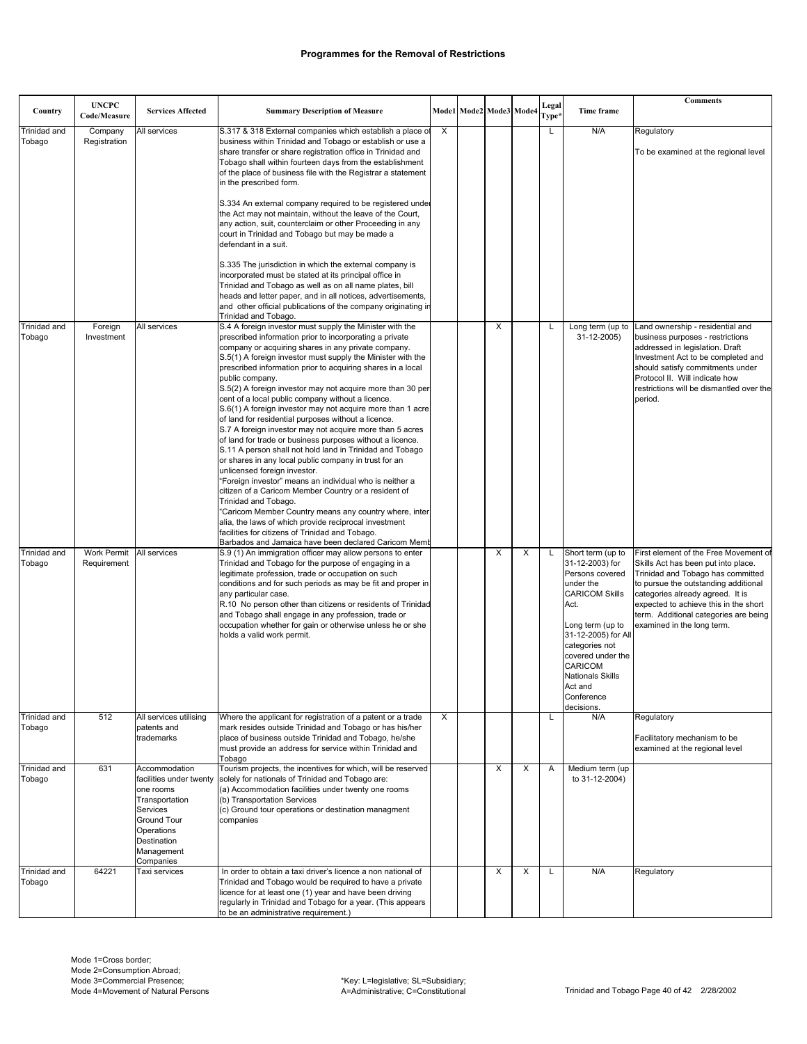## Programmes for the Removal of Restrictions

| Country | UNCPC Code/Measure | Services Affected | Summary Description of Measure | Mode1 | Mode2 | Mode3 | Mode4 | Legal Type* | Time frame | Comments |
|---|---|---|---|---|---|---|---|---|---|---|
| Trinidad and Tobago | Company Registration | All services | S.317 & 318 External companies which establish a place of business within Trinidad and Tobago or establish or use a share transfer or share registration office in Trinidad and Tobago shall within fourteen days from the establishment of the place of business file with the Registrar a statement in the prescribed form.<br><br>S.334 An external company required to be registered under the Act may not maintain, without the leave of the Court, any action, suit, counterclaim or other Proceeding in any court in Trinidad and Tobago but may be made a defendant in a suit.<br><br>S.335 The jurisdiction in which the external company is incorporated must be stated at its principal office in Trinidad and Tobago as well as on all name plates, bill heads and letter paper, and in all notices, advertisements, and other official publications of the company originating in Trinidad and Tobago. | X | | | | L | N/A | Regulatory<br><br>To be examined at the regional level |
| Trinidad and Tobago | Foreign Investment | All services | S.4 A foreign investor must supply the Minister with the prescribed information prior to incorporating a private company or acquiring shares in any private company.<br>S.5(1) A foreign investor must supply the Minister with the prescribed information prior to acquiring shares in a local public company.<br>S.5(2) A foreign investor may not acquire more than 30 per cent of a local public company without a licence.<br>S.6(1) A foreign investor may not acquire more than 1 acre of land for residential purposes without a licence.<br>S.7 A foreign investor may not acquire more than 5 acres of land for trade or business purposes without a licence.<br>S.11 A person shall not hold land in Trinidad and Tobago or shares in any local public company in trust for an unlicensed foreign investor.<br>"Foreign investor" means an individual who is neither a citizen of a Caricom Member Country or a resident of Trinidad and Tobago.<br>"Caricom Member Country means any country where, inter alia, the laws of which provide reciprocal investment facilities for citizens of Trinidad and Tobago.<br>Barbados and Jamaica have been declared Caricom Memb | | | X | | L | Long term (up to 31-12-2005) | Land ownership - residential and business purposes - restrictions addressed in legislation. Draft Investment Act to be completed and should satisfy commitments under Protocol II. Will indicate how restrictions will be dismantled over the period. |
| Trinidad and Tobago | Work Permit Requirement | All services | S.9 (1) An immigration officer may allow persons to enter Trinidad and Tobago for the purpose of engaging in a legitimate profession, trade or occupation on such conditions and for such periods as may be fit and proper in any particular case.<br>R.10 No person other than citizens or residents of Trinidad and Tobago shall engage in any profession, trade or occupation whether for gain or otherwise unless he or she holds a valid work permit. | | | X | X | L | Short term (up to 31-12-2003) for Persons covered under the CARICOM Skills Act.<br><br>Long term (up to 31-12-2005) for All categories not covered under the CARICOM Nationals Skills Act and Conference decisions. | First element of the Free Movement of Skills Act has been put into place. Trinidad and Tobago has committed to pursue the outstanding additional categories already agreed. It is expected to achieve this in the short term. Additional categories are being examined in the long term. |
| Trinidad and Tobago | 512 | All services utilising patents and trademarks | Where the applicant for registration of a patent or a trade mark resides outside Trinidad and Tobago or has his/her place of business outside Trinidad and Tobago, he/she must provide an address for service within Trinidad and Tobago | X | | | | L | N/A | Regulatory<br><br>Facilitatory mechanism to be examined at the regional level |
| Trinidad and Tobago | 631 | Accommodation facilities under twenty one rooms<br>Transportation Services<br>Ground Tour Operations<br>Destination Management Companies | Tourism projects, the incentives for which, will be reserved solely for nationals of Trinidad and Tobago are:<br>(a) Accommodation facilities under twenty one rooms<br>(b) Transportation Services<br>(c) Ground tour operations or destination managment companies | | | X | X | A | Medium term (up to 31-12-2004) | |
| Trinidad and Tobago | 64221 | Taxi services | In order to obtain a taxi driver's licence a non national of Trinidad and Tobago would be required to have a private licence for at least one (1) year and have been driving regularly in Trinidad and Tobago for a year. (This appears to be an administrative requirement.) | | | X | X | L | N/A | Regulatory |

Mode 1=Cross border;
Mode 2=Consumption Abroad;
Mode 3=Commercial Presence;
Mode 4=Movement of Natural Persons

*Key: L=legislative; SL=Subsidiary; A=Administrative; C=Constitutional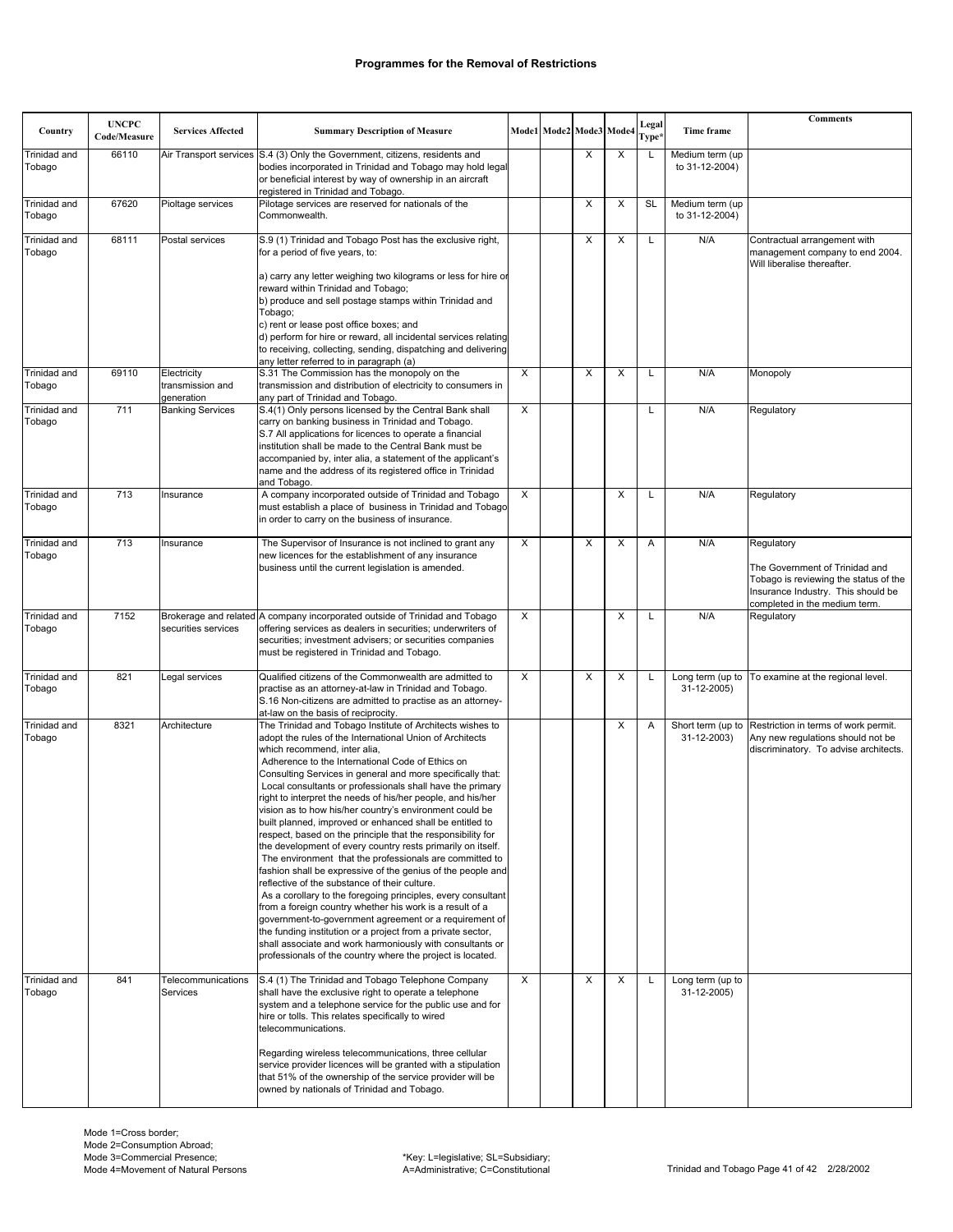# Programmes for the Removal of Restrictions

| Country | UNCPC Code/Measure | Services Affected | Summary Description of Measure | Mode1 | Mode2 | Mode3 | Mode4 | Legal Type* | Time frame | Comments |
|---|---|---|---|---|---|---|---|---|---|---|
| Trinidad and Tobago | 66110 | Air Transport services | S.4 (3) Only the Government, citizens, residents and bodies incorporated in Trinidad and Tobago may hold legal or beneficial interest by way of ownership in an aircraft registered in Trinidad and Tobago. | | | X | X | L | Medium term (up to 31-12-2004) | |
| Trinidad and Tobago | 67620 | Pioltage services | Pilotage services are reserved for nationals of the Commonwealth. | | | X | X | SL | Medium term (up to 31-12-2004) | |
| Trinidad and Tobago | 68111 | Postal services | S.9 (1) Trinidad and Tobago Post has the exclusive right, for a period of five years, to:<br><br>a) carry any letter weighing two kilograms or less for hire or reward within Trinidad and Tobago;<br>b) produce and sell postage stamps within Trinidad and Tobago;<br>c) rent or lease post office boxes; and<br>d) perform for hire or reward, all incidental services relating to receiving, collecting, sending, dispatching and delivering any letter referred to in paragraph (a) | | | X | X | L | N/A | Contractual arrangement with management company to end 2004. Will liberalise thereafter. |
| Trinidad and Tobago | 69110 | Electricity transmission and generation | S.31 The Commission has the monopoly on the transmission and distribution of electricity to consumers in any part of Trinidad and Tobago. | X | | X | X | L | N/A | Monopoly |
| Trinidad and Tobago | 711 | Banking Services | S.4(1) Only persons licensed by the Central Bank shall carry on banking business in Trinidad and Tobago.<br>S.7 All applications for licences to operate a financial institution shall be made to the Central Bank must be accompanied by, inter alia, a statement of the applicant's name and the address of its registered office in Trinidad and Tobago. | X | | | | L | N/A | Regulatory |
| Trinidad and Tobago | 713 | Insurance | A company incorporated outside of Trinidad and Tobago must establish a place of business in Trinidad and Tobago in order to carry on the business of insurance. | X | | | X | L | N/A | Regulatory |
| Trinidad and Tobago | 713 | Insurance | The Supervisor of Insurance is not inclined to grant any new licences for the establishment of any insurance business until the current legislation is amended. | X | | X | X | A | N/A | Regulatory<br><br>The Government of Trinidad and Tobago is reviewing the status of the Insurance Industry. This should be completed in the medium term. |
| Trinidad and Tobago | 7152 | Brokerage and related securities services | A company incorporated outside of Trinidad and Tobago offering services as dealers in securities; underwriters of securities; investment advisers; or securities companies must be registered in Trinidad and Tobago. | X | | | X | L | N/A | Regulatory |
| Trinidad and Tobago | 821 | Legal services | Qualified citizens of the Commonwealth are admitted to practise as an attorney-at-law in Trinidad and Tobago.<br>S.16 Non-citizens are admitted to practise as an attorney-at-law on the basis of reciprocity. | X | | X | X | L | Long term (up to 31-12-2005) | To examine at the regional level. |
| Trinidad and Tobago | 8321 | Architecture | The Trinidad and Tobago Institute of Architects wishes to adopt the rules of the International Union of Architects which recommend, inter alia,<br>Adherence to the International Code of Ethics on Consulting Services in general and more specifically that:<br>Local consultants or professionals shall have the primary right to interpret the needs of his/her people, and his/her vision as to how his/her country's environment could be built planned, improved or enhanced shall be entitled to respect, based on the principle that the responsibility for the development of every country rests primarily on itself.<br>The environment that the professionals are committed to fashion shall be expressive of the genius of the people and reflective of the substance of their culture.<br>As a corollary to the foregoing principles, every consultant from a foreign country whether his work is a result of a government-to-government agreement or a requirement of the funding institution or a project from a private sector, shall associate and work harmoniously with consultants or professionals of the country where the project is located. | | | | X | A | Short term (up to 31-12-2003) | Restriction in terms of work permit. Any new regulations should not be discriminatory. To advise architects. |
| Trinidad and Tobago | 841 | Telecommunications Services | S.4 (1) The Trinidad and Tobago Telephone Company shall have the exclusive right to operate a telephone system and a telephone service for the public use and for hire or tolls. This relates specifically to wired telecommunications.<br><br>Regarding wireless telecommunications, three cellular service provider licences will be granted with a stipulation that 51% of the ownership of the service provider will be owned by nationals of Trinidad and Tobago. | X | | X | X | L | Long term (up to 31-12-2005) | |

Mode 1=Cross border;
Mode 2=Consumption Abroad;
Mode 3=Commercial Presence;
Mode 4=Movement of Natural Persons

*Key: L=legislative; SL=Subsidiary;
A=Administrative; C=Constitutional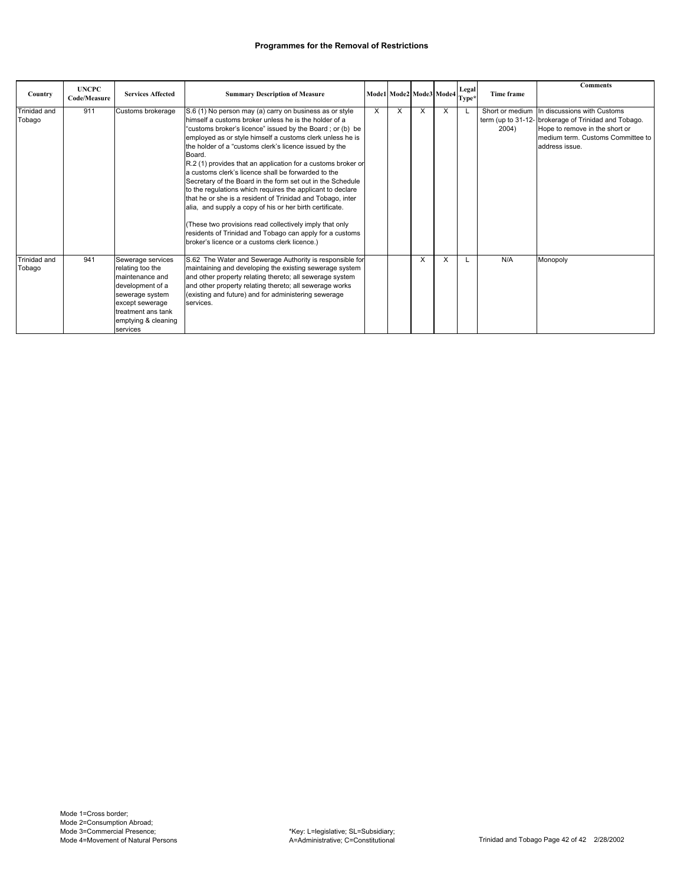# Programmes for the Removal of Restrictions

| Country | UNCPC Code/Measure | Services Affected | Summary Description of Measure | Mode1 | Mode2 | Mode3 | Mode4 | Legal Type* | Time frame | Comments |
|---|---|---|---|---|---|---|---|---|---|---|
| Trinidad and Tobago | 911 | Customs brokerage | S.6 (1) No person may (a) carry on business as or style himself a customs broker unless he is the holder of a "customs broker's licence" issued by the Board ; or (b) be employed as or style himself a customs clerk unless he is the holder of a "customs clerk's licence issued by the Board.<br>R.2 (1) provides that an application for a customs broker or a customs clerk's licence shall be forwarded to the Secretary of the Board in the form set out in the Schedule to the regulations which requires the applicant to declare that he or she is a resident of Trinidad and Tobago, inter alia, and supply a copy of his or her birth certificate.<br><br>(These two provisions read collectively imply that only residents of Trinidad and Tobago can apply for a customs broker's licence or a customs clerk licence.) | X | X | X | X | L | Short or medium term (up to 31-12-2004) | In discussions with Customs brokerage of Trinidad and Tobago. Hope to remove in the short or medium term. Customs Committee to address issue. |
| Trinidad and Tobago | 941 | Sewerage services relating too the maintenance and development of a sewerage system except sewerage treatment ans tank emptying & cleaning services | S.62 The Water and Sewerage Authority is responsible for maintaining and developing the existing sewerage system and other property relating thereto; all sewerage system and other property relating thereto; all sewerage works (existing and future) and for administering sewerage services. | | | X | X | L | N/A | Monopoly |

Mode 1=Cross border;
Mode 2=Consumption Abroad;
Mode 3=Commercial Presence;
Mode 4=Movement of Natural Persons

*Key: L=legislative; SL=Subsidiary;
A=Administrative; C=Constitutional